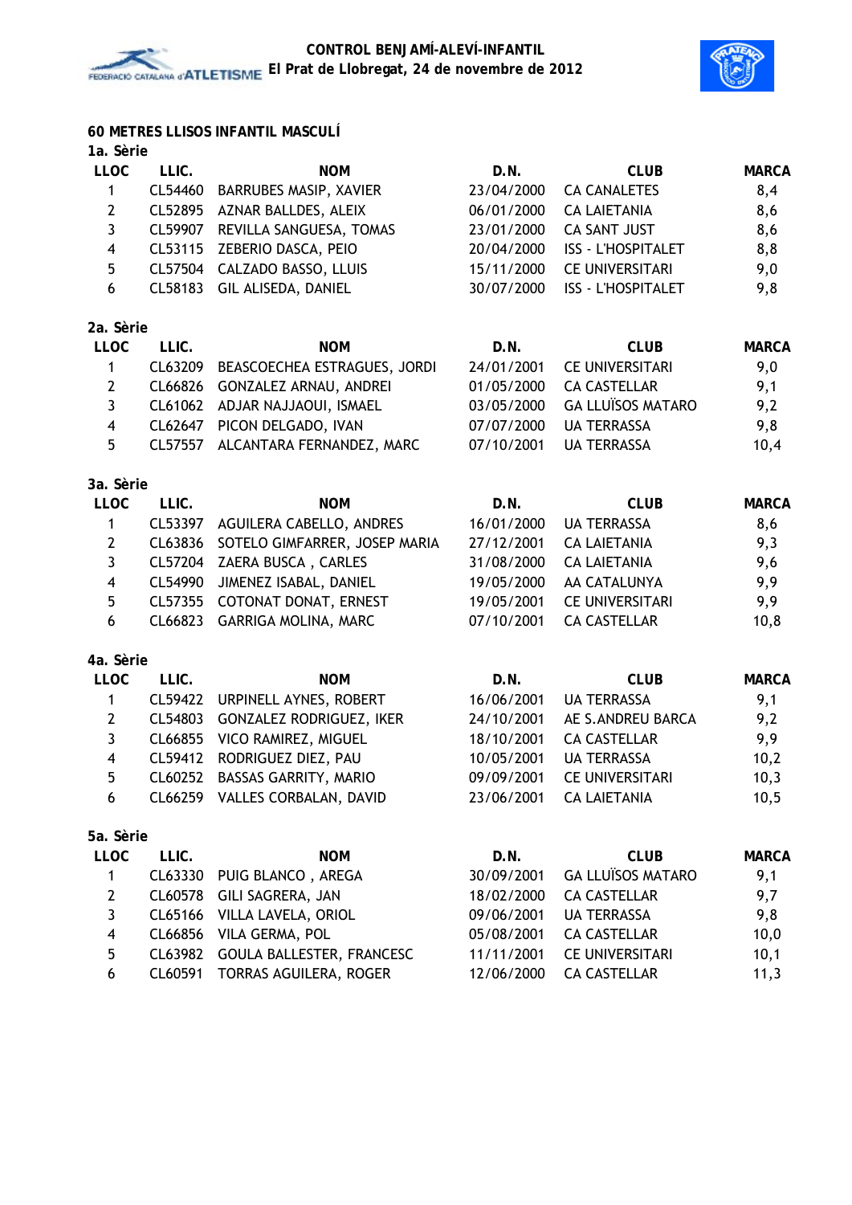# CONTROL BENJAMÍ-ALEVÍ-INFANTIL

El Prat de Llobregat, 24 de novembre de 2012

## 60 METRES LLISOS INFANTIL MASCULÍ

### 1a. Sèrie

| LLOC | LLIC. | NOM | D.N. | CLUB | MARCA |
|---|---|---|---|---|---|
| 1 | CL54460 | BARRUBES MASIP, XAVIER | 23/04/2000 | CA CANALETES | 8,4 |
| 2 | CL52895 | AZNAR BALLDES, ALEIX | 06/01/2000 | CA LAIETANIA | 8,6 |
| 3 | CL59907 | REVILLA SANGUESA, TOMAS | 23/01/2000 | CA SANT JUST | 8,6 |
| 4 | CL53115 | ZEBERIO DASCA, PEIO | 20/04/2000 | ISS - L'HOSPITALET | 8,8 |
| 5 | CL57504 | CALZADO BASSO, LLUIS | 15/11/2000 | CE UNIVERSITARI | 9,0 |
| 6 | CL58183 | GIL ALISEDA, DANIEL | 30/07/2000 | ISS - L'HOSPITALET | 9,8 |

### 2a. Sèrie

| LLOC | LLIC. | NOM | D.N. | CLUB | MARCA |
|---|---|---|---|---|---|
| 1 | CL63209 | BEASCOECHEA ESTRAGUES, JORDI | 24/01/2001 | CE UNIVERSITARI | 9,0 |
| 2 | CL66826 | GONZALEZ ARNAU, ANDREI | 01/05/2000 | CA CASTELLAR | 9,1 |
| 3 | CL61062 | ADJAR NAJJAOUI, ISMAEL | 03/05/2000 | GA LLUÏSOS MATARO | 9,2 |
| 4 | CL62647 | PICON DELGADO, IVAN | 07/07/2000 | UA TERRASSA | 9,8 |
| 5 | CL57557 | ALCANTARA FERNANDEZ, MARC | 07/10/2001 | UA TERRASSA | 10,4 |

### 3a. Sèrie

| LLOC | LLIC. | NOM | D.N. | CLUB | MARCA |
|---|---|---|---|---|---|
| 1 | CL53397 | AGUILERA CABELLO, ANDRES | 16/01/2000 | UA TERRASSA | 8,6 |
| 2 | CL63836 | SOTELO GIMFARRER, JOSEP MARIA | 27/12/2001 | CA LAIETANIA | 9,3 |
| 3 | CL57204 | ZAERA BUSCA , CARLES | 31/08/2000 | CA LAIETANIA | 9,6 |
| 4 | CL54990 | JIMENEZ ISABAL, DANIEL | 19/05/2000 | AA CATALUNYA | 9,9 |
| 5 | CL57355 | COTONAT DONAT, ERNEST | 19/05/2001 | CE UNIVERSITARI | 9,9 |
| 6 | CL66823 | GARRIGA MOLINA, MARC | 07/10/2001 | CA CASTELLAR | 10,8 |

### 4a. Sèrie

| LLOC | LLIC. | NOM | D.N. | CLUB | MARCA |
|---|---|---|---|---|---|
| 1 | CL59422 | URPINELL AYNES, ROBERT | 16/06/2001 | UA TERRASSA | 9,1 |
| 2 | CL54803 | GONZALEZ RODRIGUEZ, IKER | 24/10/2001 | AE S.ANDREU BARCA | 9,2 |
| 3 | CL66855 | VICO RAMIREZ, MIGUEL | 18/10/2001 | CA CASTELLAR | 9,9 |
| 4 | CL59412 | RODRIGUEZ DIEZ, PAU | 10/05/2001 | UA TERRASSA | 10,2 |
| 5 | CL60252 | BASSAS GARRITY, MARIO | 09/09/2001 | CE UNIVERSITARI | 10,3 |
| 6 | CL66259 | VALLES CORBALAN, DAVID | 23/06/2001 | CA LAIETANIA | 10,5 |

### 5a. Sèrie

| LLOC | LLIC. | NOM | D.N. | CLUB | MARCA |
|---|---|---|---|---|---|
| 1 | CL63330 | PUIG BLANCO , AREGA | 30/09/2001 | GA LLUÏSOS MATARO | 9,1 |
| 2 | CL60578 | GILI SAGRERA, JAN | 18/02/2000 | CA CASTELLAR | 9,7 |
| 3 | CL65166 | VILLA LAVELA, ORIOL | 09/06/2001 | UA TERRASSA | 9,8 |
| 4 | CL66856 | VILA GERMA, POL | 05/08/2001 | CA CASTELLAR | 10,0 |
| 5 | CL63982 | GOULA BALLESTER, FRANCESC | 11/11/2001 | CE UNIVERSITARI | 10,1 |
| 6 | CL60591 | TORRAS AGUILERA, ROGER | 12/06/2000 | CA CASTELLAR | 11,3 |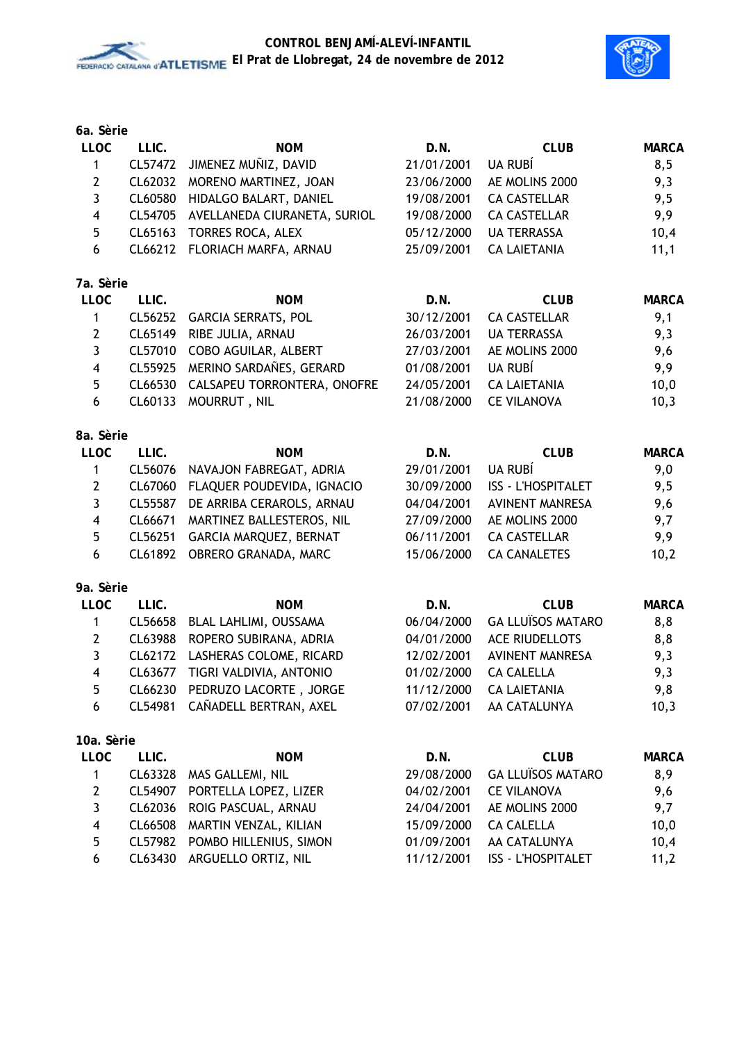### 6a. Sèrie

| LLOC | LLIC. | NOM | D.N. | CLUB | MARCA |
|---|---|---|---|---|---|
| 1 | CL57472 | JIMENEZ MUÑIZ, DAVID | 21/01/2001 | UA RUBÍ | 8,5 |
| 2 | CL62032 | MORENO MARTINEZ, JOAN | 23/06/2000 | AE MOLINS 2000 | 9,3 |
| 3 | CL60580 | HIDALGO BALART, DANIEL | 19/08/2001 | CA CASTELLAR | 9,5 |
| 4 | CL54705 | AVELLANEDA CIURANETA, SURIOL | 19/08/2000 | CA CASTELLAR | 9,9 |
| 5 | CL65163 | TORRES ROCA, ALEX | 05/12/2000 | UA TERRASSA | 10,4 |
| 6 | CL66212 | FLORIACH MARFA, ARNAU | 25/09/2001 | CA LAIETANIA | 11,1 |

### 7a. Sèrie

| LLOC | LLIC. | NOM | D.N. | CLUB | MARCA |
|---|---|---|---|---|---|
| 1 | CL56252 | GARCIA SERRATS, POL | 30/12/2001 | CA CASTELLAR | 9,1 |
| 2 | CL65149 | RIBE JULIA, ARNAU | 26/03/2001 | UA TERRASSA | 9,3 |
| 3 | CL57010 | COBO AGUILAR, ALBERT | 27/03/2001 | AE MOLINS 2000 | 9,6 |
| 4 | CL55925 | MERINO SARDAÑES, GERARD | 01/08/2001 | UA RUBÍ | 9,9 |
| 5 | CL66530 | CALSAPEU TORRONTERA, ONOFRE | 24/05/2001 | CA LAIETANIA | 10,0 |
| 6 | CL60133 | MOURRUT , NIL | 21/08/2000 | CE VILANOVA | 10,3 |

### 8a. Sèrie

| LLOC | LLIC. | NOM | D.N. | CLUB | MARCA |
|---|---|---|---|---|---|
| 1 | CL56076 | NAVAJON FABREGAT, ADRIA | 29/01/2001 | UA RUBÍ | 9,0 |
| 2 | CL67060 | FLAQUER POUDEVIDA, IGNACIO | 30/09/2000 | ISS - L'HOSPITALET | 9,5 |
| 3 | CL55587 | DE ARRIBA CERAROLS, ARNAU | 04/04/2001 | AVINENT MANRESA | 9,6 |
| 4 | CL66671 | MARTINEZ BALLESTEROS, NIL | 27/09/2000 | AE MOLINS 2000 | 9,7 |
| 5 | CL56251 | GARCIA MARQUEZ, BERNAT | 06/11/2001 | CA CASTELLAR | 9,9 |
| 6 | CL61892 | OBRERO GRANADA, MARC | 15/06/2000 | CA CANALETES | 10,2 |

### 9a. Sèrie

| LLOC | LLIC. | NOM | D.N. | CLUB | MARCA |
|---|---|---|---|---|---|
| 1 | CL56658 | BLAL LAHLIMI, OUSSAMA | 06/04/2000 | GA LLUÏSOS MATARO | 8,8 |
| 2 | CL63988 | ROPERO SUBIRANA, ADRIA | 04/01/2000 | ACE RIUDELLOTS | 8,8 |
| 3 | CL62172 | LASHERAS COLOME, RICARD | 12/02/2001 | AVINENT MANRESA | 9,3 |
| 4 | CL63677 | TIGRI VALDIVIA, ANTONIO | 01/02/2000 | CA CALELLA | 9,3 |
| 5 | CL66230 | PEDRUZO LACORTE , JORGE | 11/12/2000 | CA LAIETANIA | 9,8 |
| 6 | CL54981 | CAÑADELL BERTRAN, AXEL | 07/02/2001 | AA CATALUNYA | 10,3 |

### 10a. Sèrie

| LLOC | LLIC. | NOM | D.N. | CLUB | MARCA |
|---|---|---|---|---|---|
| 1 | CL63328 | MAS GALLEMI, NIL | 29/08/2000 | GA LLUÏSOS MATARO | 8,9 |
| 2 | CL54907 | PORTELLA LOPEZ, LIZER | 04/02/2001 | CE VILANOVA | 9,6 |
| 3 | CL62036 | ROIG PASCUAL, ARNAU | 24/04/2001 | AE MOLINS 2000 | 9,7 |
| 4 | CL66508 | MARTIN VENZAL, KILIAN | 15/09/2000 | CA CALELLA | 10,0 |
| 5 | CL57982 | POMBO HILLENIUS, SIMON | 01/09/2001 | AA CATALUNYA | 10,4 |
| 6 | CL63430 | ARGUELLO ORTIZ, NIL | 11/12/2001 | ISS - L'HOSPITALET | 11,2 |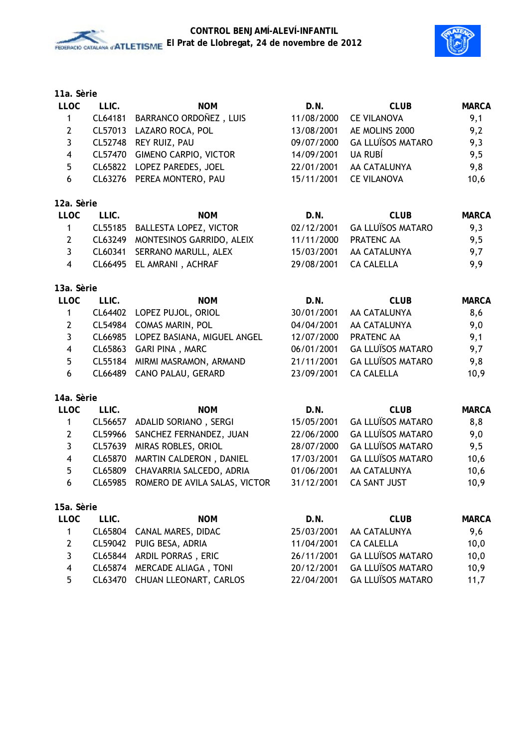### 11a. Sèrie

| LLOC | LLIC. | NOM | D.N. | CLUB | MARCA |
|---|---|---|---|---|---|
| 1 | CL64181 | BARRANCO ORDOÑEZ , LUIS | 11/08/2000 | CE VILANOVA | 9,1 |
| 2 | CL57013 | LAZARO ROCA, POL | 13/08/2001 | AE MOLINS 2000 | 9,2 |
| 3 | CL52748 | REY RUIZ, PAU | 09/07/2000 | GA LLUÏSOS MATARO | 9,3 |
| 4 | CL57470 | GIMENO CARPIO, VICTOR | 14/09/2001 | UA RUBÍ | 9,5 |
| 5 | CL65822 | LOPEZ PAREDES, JOEL | 22/01/2001 | AA CATALUNYA | 9,8 |
| 6 | CL63276 | PEREA MONTERO, PAU | 15/11/2001 | CE VILANOVA | 10,6 |

### 12a. Sèrie

| LLOC | LLIC. | NOM | D.N. | CLUB | MARCA |
|---|---|---|---|---|---|
| 1 | CL55185 | BALLESTA LOPEZ, VICTOR | 02/12/2001 | GA LLUÏSOS MATARO | 9,3 |
| 2 | CL63249 | MONTESINOS GARRIDO, ALEIX | 11/11/2000 | PRATENC AA | 9,5 |
| 3 | CL60341 | SERRANO MARULL, ALEX | 15/03/2001 | AA CATALUNYA | 9,7 |
| 4 | CL66495 | EL AMRANI , ACHRAF | 29/08/2001 | CA CALELLA | 9,9 |

### 13a. Sèrie

| LLOC | LLIC. | NOM | D.N. | CLUB | MARCA |
|---|---|---|---|---|---|
| 1 | CL64402 | LOPEZ PUJOL, ORIOL | 30/01/2001 | AA CATALUNYA | 8,6 |
| 2 | CL54984 | COMAS MARIN, POL | 04/04/2001 | AA CATALUNYA | 9,0 |
| 3 | CL66985 | LOPEZ BASIANA, MIGUEL ANGEL | 12/07/2000 | PRATENC AA | 9,1 |
| 4 | CL65863 | GARI PINA , MARC | 06/01/2001 | GA LLUÏSOS MATARO | 9,7 |
| 5 | CL55184 | MIRMI MASRAMON, ARMAND | 21/11/2001 | GA LLUÏSOS MATARO | 9,8 |
| 6 | CL66489 | CANO PALAU, GERARD | 23/09/2001 | CA CALELLA | 10,9 |

### 14a. Sèrie

| LLOC | LLIC. | NOM | D.N. | CLUB | MARCA |
|---|---|---|---|---|---|
| 1 | CL56657 | ADALID SORIANO , SERGI | 15/05/2001 | GA LLUÏSOS MATARO | 8,8 |
| 2 | CL59966 | SANCHEZ FERNANDEZ, JUAN | 22/06/2000 | GA LLUÏSOS MATARO | 9,0 |
| 3 | CL57639 | MIRAS ROBLES, ORIOL | 28/07/2000 | GA LLUÏSOS MATARO | 9,5 |
| 4 | CL65870 | MARTIN CALDERON , DANIEL | 17/03/2001 | GA LLUÏSOS MATARO | 10,6 |
| 5 | CL65809 | CHAVARRIA SALCEDO, ADRIA | 01/06/2001 | AA CATALUNYA | 10,6 |
| 6 | CL65985 | ROMERO DE AVILA SALAS, VICTOR | 31/12/2001 | CA SANT JUST | 10,9 |

### 15a. Sèrie

| LLOC | LLIC. | NOM | D.N. | CLUB | MARCA |
|---|---|---|---|---|---|
| 1 | CL65804 | CANAL MARES, DIDAC | 25/03/2001 | AA CATALUNYA | 9,6 |
| 2 | CL59042 | PUIG BESA, ADRIA | 11/04/2001 | CA CALELLA | 10,0 |
| 3 | CL65844 | ARDIL PORRAS , ERIC | 26/11/2001 | GA LLUÏSOS MATARO | 10,0 |
| 4 | CL65874 | MERCADE ALIAGA , TONI | 20/12/2001 | GA LLUÏSOS MATARO | 10,9 |
| 5 | CL63470 | CHUAN LLEONART, CARLOS | 22/04/2001 | GA LLUÏSOS MATARO | 11,7 |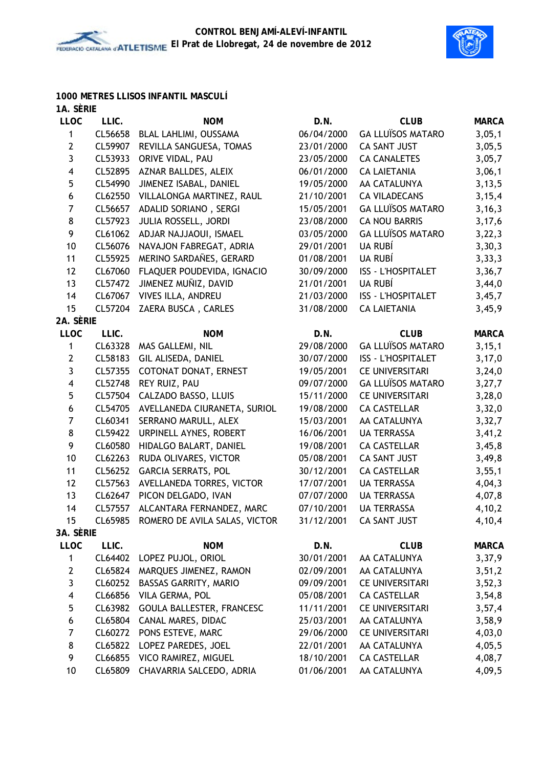# CONTROL BENJAMÍ-ALEVÍ-INFANTIL
El Prat de Llobregat, 24 de novembre de 2012

## 1000 METRES LLISOS INFANTIL MASCULÍ

### 1A. SÈRIE

| LLOC | LLIC. | NOM | D.N. | CLUB | MARCA |
|---|---|---|---|---|---|
| 1 | CL56658 | BLAL LAHLIMI, OUSSAMA | 06/04/2000 | GA LLUÏSOS MATARO | 3,05,1 |
| 2 | CL59907 | REVILLA SANGUESA, TOMAS | 23/01/2000 | CA SANT JUST | 3,05,5 |
| 3 | CL53933 | ORIVE VIDAL, PAU | 23/05/2000 | CA CANALETES | 3,05,7 |
| 4 | CL52895 | AZNAR BALLDES, ALEIX | 06/01/2000 | CA LAIETANIA | 3,06,1 |
| 5 | CL54990 | JIMENEZ ISABAL, DANIEL | 19/05/2000 | AA CATALUNYA | 3,13,5 |
| 6 | CL62550 | VILLALONGA MARTINEZ, RAUL | 21/10/2001 | CA VILADECANS | 3,15,4 |
| 7 | CL56657 | ADALID SORIANO , SERGI | 15/05/2001 | GA LLUÏSOS MATARO | 3,16,3 |
| 8 | CL57923 | JULIA ROSSELL, JORDI | 23/08/2000 | CA NOU BARRIS | 3,17,6 |
| 9 | CL61062 | ADJAR NAJJAOUI, ISMAEL | 03/05/2000 | GA LLUÏSOS MATARO | 3,22,3 |
| 10 | CL56076 | NAVAJON FABREGAT, ADRIA | 29/01/2001 | UA RUBÍ | 3,30,3 |
| 11 | CL55925 | MERINO SARDAÑES, GERARD | 01/08/2001 | UA RUBÍ | 3,33,3 |
| 12 | CL67060 | FLAQUER POUDEVIDA, IGNACIO | 30/09/2000 | ISS - L'HOSPITALET | 3,36,7 |
| 13 | CL57472 | JIMENEZ MUÑIZ, DAVID | 21/01/2001 | UA RUBÍ | 3,44,0 |
| 14 | CL67067 | VIVES ILLA, ANDREU | 21/03/2000 | ISS - L'HOSPITALET | 3,45,7 |
| 15 | CL57204 | ZAERA BUSCA , CARLES | 31/08/2000 | CA LAIETANIA | 3,45,9 |

### 2A. SÈRIE

| LLOC | LLIC. | NOM | D.N. | CLUB | MARCA |
|---|---|---|---|---|---|
| 1 | CL63328 | MAS GALLEMI, NIL | 29/08/2000 | GA LLUÏSOS MATARO | 3,15,1 |
| 2 | CL58183 | GIL ALISEDA, DANIEL | 30/07/2000 | ISS - L'HOSPITALET | 3,17,0 |
| 3 | CL57355 | COTONAT DONAT, ERNEST | 19/05/2001 | CE UNIVERSITARI | 3,24,0 |
| 4 | CL52748 | REY RUIZ, PAU | 09/07/2000 | GA LLUÏSOS MATARO | 3,27,7 |
| 5 | CL57504 | CALZADO BASSO, LLUIS | 15/11/2000 | CE UNIVERSITARI | 3,28,0 |
| 6 | CL54705 | AVELLANEDA CIURANETA, SURIOL | 19/08/2000 | CA CASTELLAR | 3,32,0 |
| 7 | CL60341 | SERRANO MARULL, ALEX | 15/03/2001 | AA CATALUNYA | 3,32,7 |
| 8 | CL59422 | URPINELL AYNES, ROBERT | 16/06/2001 | UA TERRASSA | 3,41,2 |
| 9 | CL60580 | HIDALGO BALART, DANIEL | 19/08/2001 | CA CASTELLAR | 3,45,8 |
| 10 | CL62263 | RUDA OLIVARES, VICTOR | 05/08/2001 | CA SANT JUST | 3,49,8 |
| 11 | CL56252 | GARCIA SERRATS, POL | 30/12/2001 | CA CASTELLAR | 3,55,1 |
| 12 | CL57563 | AVELLANEDA TORRES, VICTOR | 17/07/2001 | UA TERRASSA | 4,04,3 |
| 13 | CL62647 | PICON DELGADO, IVAN | 07/07/2000 | UA TERRASSA | 4,07,8 |
| 14 | CL57557 | ALCANTARA FERNANDEZ, MARC | 07/10/2001 | UA TERRASSA | 4,10,2 |
| 15 | CL65985 | ROMERO DE AVILA SALAS, VICTOR | 31/12/2001 | CA SANT JUST | 4,10,4 |

### 3A. SÈRIE

| LLOC | LLIC. | NOM | D.N. | CLUB | MARCA |
|---|---|---|---|---|---|
| 1 | CL64402 | LOPEZ PUJOL, ORIOL | 30/01/2001 | AA CATALUNYA | 3,37,9 |
| 2 | CL65824 | MARQUES JIMENEZ, RAMON | 02/09/2001 | AA CATALUNYA | 3,51,2 |
| 3 | CL60252 | BASSAS GARRITY, MARIO | 09/09/2001 | CE UNIVERSITARI | 3,52,3 |
| 4 | CL66856 | VILA GERMA, POL | 05/08/2001 | CA CASTELLAR | 3,54,8 |
| 5 | CL63982 | GOULA BALLESTER, FRANCESC | 11/11/2001 | CE UNIVERSITARI | 3,57,4 |
| 6 | CL65804 | CANAL MARES, DIDAC | 25/03/2001 | AA CATALUNYA | 3,58,9 |
| 7 | CL60272 | PONS ESTEVE, MARC | 29/06/2000 | CE UNIVERSITARI | 4,03,0 |
| 8 | CL65822 | LOPEZ PAREDES, JOEL | 22/01/2001 | AA CATALUNYA | 4,05,5 |
| 9 | CL66855 | VICO RAMIREZ, MIGUEL | 18/10/2001 | CA CASTELLAR | 4,08,7 |
| 10 | CL65809 | CHAVARRIA SALCEDO, ADRIA | 01/06/2001 | AA CATALUNYA | 4,09,5 |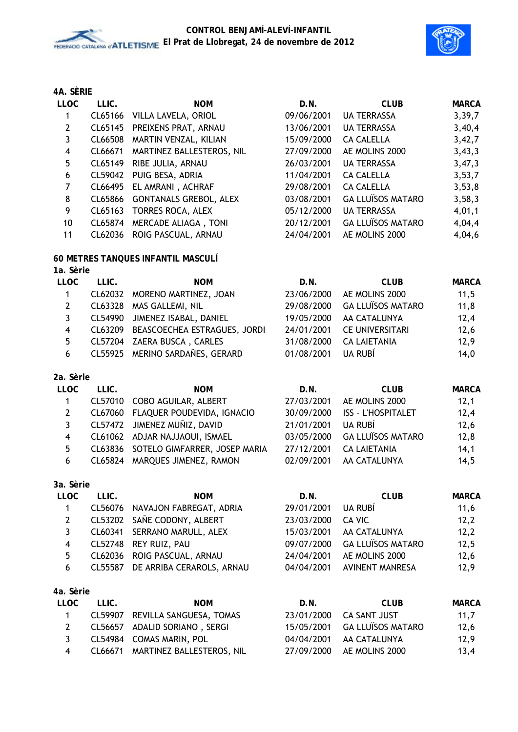### 4A. SÈRIE

| LLOC | LLIC. | NOM | D.N. | CLUB | MARCA |
|---|---|---|---|---|---|
| 1 | CL65166 | VILLA LAVELA, ORIOL | 09/06/2001 | UA TERRASSA | 3,39,7 |
| 2 | CL65145 | PREIXENS PRAT, ARNAU | 13/06/2001 | UA TERRASSA | 3,40,4 |
| 3 | CL66508 | MARTIN VENZAL, KILIAN | 15/09/2000 | CA CALELLA | 3,42,7 |
| 4 | CL66671 | MARTINEZ BALLESTEROS, NIL | 27/09/2000 | AE MOLINS 2000 | 3,43,3 |
| 5 | CL65149 | RIBE JULIA, ARNAU | 26/03/2001 | UA TERRASSA | 3,47,3 |
| 6 | CL59042 | PUIG BESA, ADRIA | 11/04/2001 | CA CALELLA | 3,53,7 |
| 7 | CL66495 | EL AMRANI , ACHRAF | 29/08/2001 | CA CALELLA | 3,53,8 |
| 8 | CL65866 | GONTANALS GREBOL, ALEX | 03/08/2001 | GA LLUÏSOS MATARO | 3,58,3 |
| 9 | CL65163 | TORRES ROCA, ALEX | 05/12/2000 | UA TERRASSA | 4,01,1 |
| 10 | CL65874 | MERCADE ALIAGA , TONI | 20/12/2001 | GA LLUÏSOS MATARO | 4,04,4 |
| 11 | CL62036 | ROIG PASCUAL, ARNAU | 24/04/2001 | AE MOLINS 2000 | 4,04,6 |

## 60 METRES TANQUES INFANTIL MASCULÍ

### 1a. Sèrie

| LLOC | LLIC. | NOM | D.N. | CLUB | MARCA |
|---|---|---|---|---|---|
| 1 | CL62032 | MORENO MARTINEZ, JOAN | 23/06/2000 | AE MOLINS 2000 | 11,5 |
| 2 | CL63328 | MAS GALLEMI, NIL | 29/08/2000 | GA LLUÏSOS MATARO | 11,8 |
| 3 | CL54990 | JIMENEZ ISABAL, DANIEL | 19/05/2000 | AA CATALUNYA | 12,4 |
| 4 | CL63209 | BEASCOECHEA ESTRAGUES, JORDI | 24/01/2001 | CE UNIVERSITARI | 12,6 |
| 5 | CL57204 | ZAERA BUSCA , CARLES | 31/08/2000 | CA LAIETANIA | 12,9 |
| 6 | CL55925 | MERINO SARDAÑES, GERARD | 01/08/2001 | UA RUBÍ | 14,0 |

### 2a. Sèrie

| LLOC | LLIC. | NOM | D.N. | CLUB | MARCA |
|---|---|---|---|---|---|
| 1 | CL57010 | COBO AGUILAR, ALBERT | 27/03/2001 | AE MOLINS 2000 | 12,1 |
| 2 | CL67060 | FLAQUER POUDEVIDA, IGNACIO | 30/09/2000 | ISS - L'HOSPITALET | 12,4 |
| 3 | CL57472 | JIMENEZ MUÑIZ, DAVID | 21/01/2001 | UA RUBÍ | 12,6 |
| 4 | CL61062 | ADJAR NAJJAOUI, ISMAEL | 03/05/2000 | GA LLUÏSOS MATARO | 12,8 |
| 5 | CL63836 | SOTELO GIMFARRER, JOSEP MARIA | 27/12/2001 | CA LAIETANIA | 14,1 |
| 6 | CL65824 | MARQUES JIMENEZ, RAMON | 02/09/2001 | AA CATALUNYA | 14,5 |

### 3a. Sèrie

| LLOC | LLIC. | NOM | D.N. | CLUB | MARCA |
|---|---|---|---|---|---|
| 1 | CL56076 | NAVAJON FABREGAT, ADRIA | 29/01/2001 | UA RUBÍ | 11,6 |
| 2 | CL53202 | SAÑE CODONY, ALBERT | 23/03/2000 | CA VIC | 12,2 |
| 3 | CL60341 | SERRANO MARULL, ALEX | 15/03/2001 | AA CATALUNYA | 12,2 |
| 4 | CL52748 | REY RUIZ, PAU | 09/07/2000 | GA LLUÏSOS MATARO | 12,5 |
| 5 | CL62036 | ROIG PASCUAL, ARNAU | 24/04/2001 | AE MOLINS 2000 | 12,6 |
| 6 | CL55587 | DE ARRIBA CERAROLS, ARNAU | 04/04/2001 | AVINENT MANRESA | 12,9 |

### 4a. Sèrie

| LLOC | LLIC. | NOM | D.N. | CLUB | MARCA |
|---|---|---|---|---|---|
| 1 | CL59907 | REVILLA SANGUESA, TOMAS | 23/01/2000 | CA SANT JUST | 11,7 |
| 2 | CL56657 | ADALID SORIANO , SERGI | 15/05/2001 | GA LLUÏSOS MATARO | 12,6 |
| 3 | CL54984 | COMAS MARIN, POL | 04/04/2001 | AA CATALUNYA | 12,9 |
| 4 | CL66671 | MARTINEZ BALLESTEROS, NIL | 27/09/2000 | AE MOLINS 2000 | 13,4 |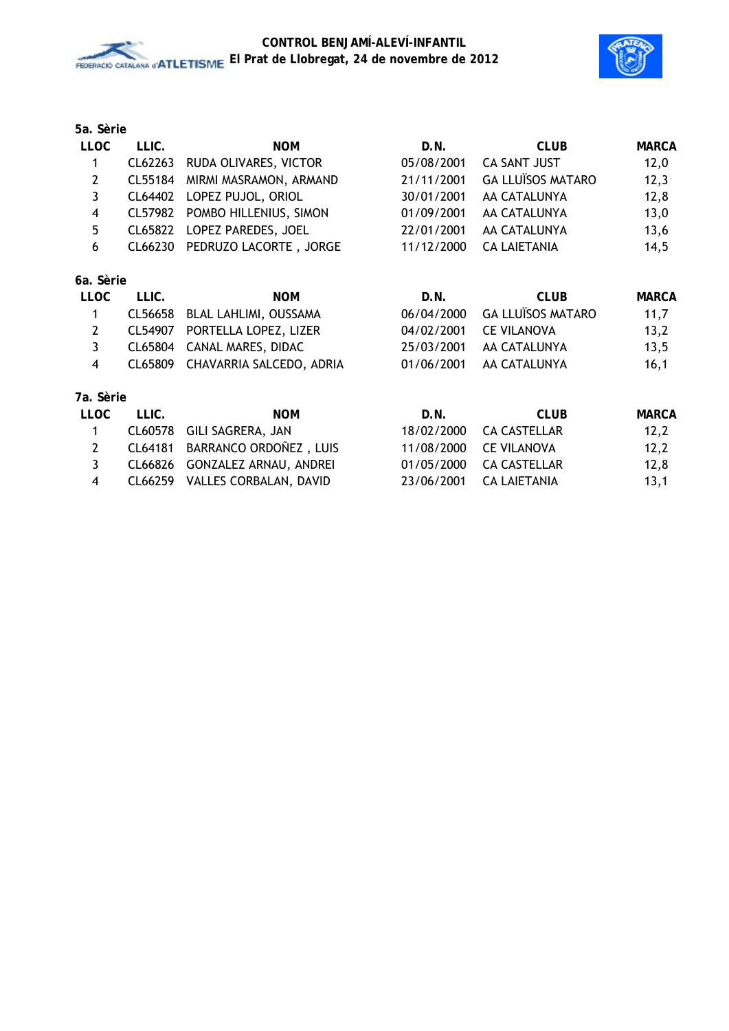### 5a. Sèrie

| LLOC | LLIC. | NOM | D.N. | CLUB | MARCA |
|---|---|---|---|---|---|
| 1 | CL62263 | RUDA OLIVARES, VICTOR | 05/08/2001 | CA SANT JUST | 12,0 |
| 2 | CL55184 | MIRMI MASRAMON, ARMAND | 21/11/2001 | GA LLUÏSOS MATARO | 12,3 |
| 3 | CL64402 | LOPEZ PUJOL, ORIOL | 30/01/2001 | AA CATALUNYA | 12,8 |
| 4 | CL57982 | POMBO HILLENIUS, SIMON | 01/09/2001 | AA CATALUNYA | 13,0 |
| 5 | CL65822 | LOPEZ PAREDES, JOEL | 22/01/2001 | AA CATALUNYA | 13,6 |
| 6 | CL66230 | PEDRUZO LACORTE , JORGE | 11/12/2000 | CA LAIETANIA | 14,5 |

### 6a. Sèrie

| LLOC | LLIC. | NOM | D.N. | CLUB | MARCA |
|---|---|---|---|---|---|
| 1 | CL56658 | BLAL LAHLIMI, OUSSAMA | 06/04/2000 | GA LLUÏSOS MATARO | 11,7 |
| 2 | CL54907 | PORTELLA LOPEZ, LIZER | 04/02/2001 | CE VILANOVA | 13,2 |
| 3 | CL65804 | CANAL MARES, DIDAC | 25/03/2001 | AA CATALUNYA | 13,5 |
| 4 | CL65809 | CHAVARRIA SALCEDO, ADRIA | 01/06/2001 | AA CATALUNYA | 16,1 |

### 7a. Sèrie

| LLOC | LLIC. | NOM | D.N. | CLUB | MARCA |
|---|---|---|---|---|---|
| 1 | CL60578 | GILI SAGRERA, JAN | 18/02/2000 | CA CASTELLAR | 12,2 |
| 2 | CL64181 | BARRANCO ORDOÑEZ , LUIS | 11/08/2000 | CE VILANOVA | 12,2 |
| 3 | CL66826 | GONZALEZ ARNAU, ANDREI | 01/05/2000 | CA CASTELLAR | 12,8 |
| 4 | CL66259 | VALLES CORBALAN, DAVID | 23/06/2001 | CA LAIETANIA | 13,1 |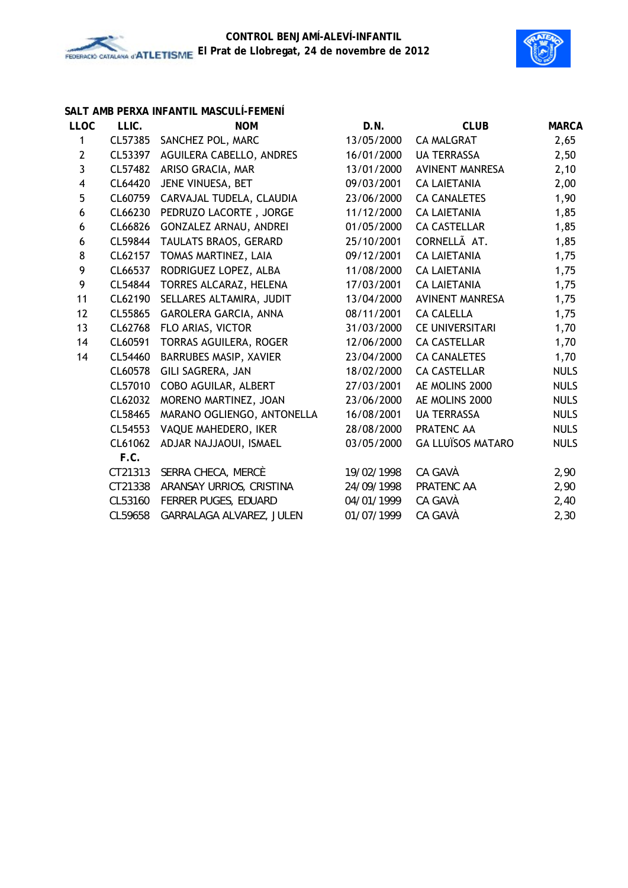**CONTROL BENJAMÍ-ALEVÍ-INFANTIL**
**El Prat de Llobregat, 24 de novembre de 2012**

### SALT AMB PERXA INFANTIL MASCULÍ-FEMENÍ

| LLOC | LLIC. | NOM | D.N. | CLUB | MARCA |
|---|---|---|---|---|---|
| 1 | CL57385 | SANCHEZ POL, MARC | 13/05/2000 | CA MALGRAT | 2,65 |
| 2 | CL53397 | AGUILERA CABELLO, ANDRES | 16/01/2000 | UA TERRASSA | 2,50 |
| 3 | CL57482 | ARISO GRACIA, MAR | 13/01/2000 | AVINENT MANRESA | 2,10 |
| 4 | CL64420 | JENE VINUESA, BET | 09/03/2001 | CA LAIETANIA | 2,00 |
| 5 | CL60759 | CARVAJAL TUDELA, CLAUDIA | 23/06/2000 | CA CANALETES | 1,90 |
| 6 | CL66230 | PEDRUZO LACORTE , JORGE | 11/12/2000 | CA LAIETANIA | 1,85 |
| 6 | CL66826 | GONZALEZ ARNAU, ANDREI | 01/05/2000 | CA CASTELLAR | 1,85 |
| 6 | CL59844 | TAULATS BRAOS, GERARD | 25/10/2001 | CORNELLÃ AT. | 1,85 |
| 8 | CL62157 | TOMAS MARTINEZ, LAIA | 09/12/2001 | CA LAIETANIA | 1,75 |
| 9 | CL66537 | RODRIGUEZ LOPEZ, ALBA | 11/08/2000 | CA LAIETANIA | 1,75 |
| 9 | CL54844 | TORRES ALCARAZ, HELENA | 17/03/2001 | CA LAIETANIA | 1,75 |
| 11 | CL62190 | SELLARES ALTAMIRA, JUDIT | 13/04/2000 | AVINENT MANRESA | 1,75 |
| 12 | CL55865 | GAROLERA GARCIA, ANNA | 08/11/2001 | CA CALELLA | 1,75 |
| 13 | CL62768 | FLO ARIAS, VICTOR | 31/03/2000 | CE UNIVERSITARI | 1,70 |
| 14 | CL60591 | TORRAS AGUILERA, ROGER | 12/06/2000 | CA CASTELLAR | 1,70 |
| 14 | CL54460 | BARRUBES MASIP, XAVIER | 23/04/2000 | CA CANALETES | 1,70 |
| | CL60578 | GILI SAGRERA, JAN | 18/02/2000 | CA CASTELLAR | NULS |
| | CL57010 | COBO AGUILAR, ALBERT | 27/03/2001 | AE MOLINS 2000 | NULS |
| | CL62032 | MORENO MARTINEZ, JOAN | 23/06/2000 | AE MOLINS 2000 | NULS |
| | CL58465 | MARANO OGLIENGO, ANTONELLA | 16/08/2001 | UA TERRASSA | NULS |
| | CL54553 | VAQUE MAHEDERO, IKER | 28/08/2000 | PRATENC AA | NULS |
| | CL61062 | ADJAR NAJJAOUI, ISMAEL | 03/05/2000 | GA LLUÏSOS MATARO | NULS |
| | **F.C.** | | | | |
| | CT21313 | SERRA CHECA, MERCÈ | 19/02/1998 | CA GAVÀ | 2,90 |
| | CT21338 | ARANSAY URRIOS, CRISTINA | 24/09/1998 | PRATENC AA | 2,90 |
| | CL53160 | FERRER PUGES, EDUARD | 04/01/1999 | CA GAVÀ | 2,40 |
| | CL59658 | GARRALAGA ALVAREZ, JULEN | 01/07/1999 | CA GAVÀ | 2,30 |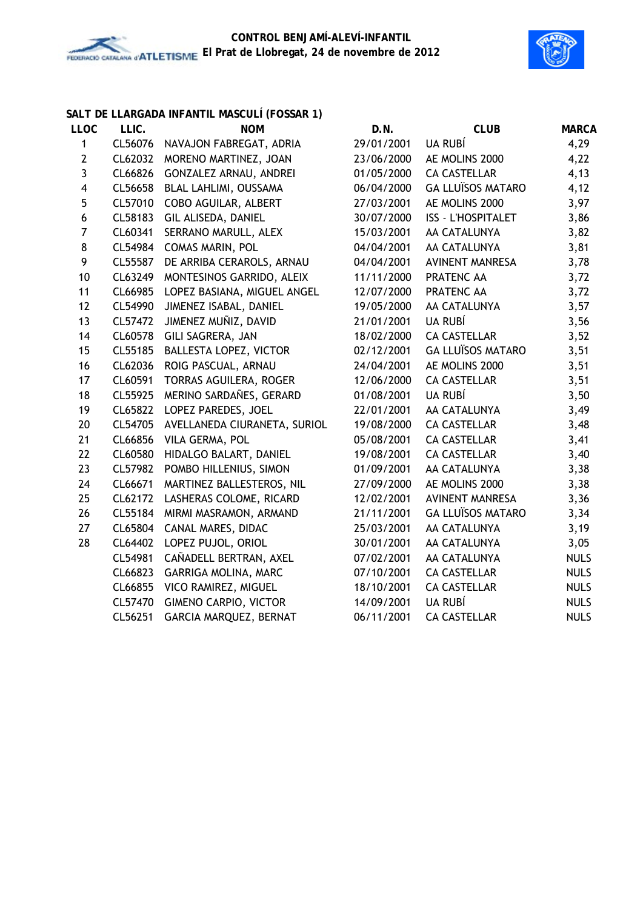## SALT DE LLARGADA INFANTIL MASCULÍ (FOSSAR 1)

| LLOC | LLIC. | NOM | D.N. | CLUB | MARCA |
|---|---|---|---|---|---|
| 1 | CL56076 | NAVAJON FABREGAT, ADRIA | 29/01/2001 | UA RUBÍ | 4,29 |
| 2 | CL62032 | MORENO MARTINEZ, JOAN | 23/06/2000 | AE MOLINS 2000 | 4,22 |
| 3 | CL66826 | GONZALEZ ARNAU, ANDREI | 01/05/2000 | CA CASTELLAR | 4,13 |
| 4 | CL56658 | BLAL LAHLIMI, OUSSAMA | 06/04/2000 | GA LLUÏSOS MATARO | 4,12 |
| 5 | CL57010 | COBO AGUILAR, ALBERT | 27/03/2001 | AE MOLINS 2000 | 3,97 |
| 6 | CL58183 | GIL ALISEDA, DANIEL | 30/07/2000 | ISS - L'HOSPITALET | 3,86 |
| 7 | CL60341 | SERRANO MARULL, ALEX | 15/03/2001 | AA CATALUNYA | 3,82 |
| 8 | CL54984 | COMAS MARIN, POL | 04/04/2001 | AA CATALUNYA | 3,81 |
| 9 | CL55587 | DE ARRIBA CERAROLS, ARNAU | 04/04/2001 | AVINENT MANRESA | 3,78 |
| 10 | CL63249 | MONTESINOS GARRIDO, ALEIX | 11/11/2000 | PRATENC AA | 3,72 |
| 11 | CL66985 | LOPEZ BASIANA, MIGUEL ANGEL | 12/07/2000 | PRATENC AA | 3,72 |
| 12 | CL54990 | JIMENEZ ISABAL, DANIEL | 19/05/2000 | AA CATALUNYA | 3,57 |
| 13 | CL57472 | JIMENEZ MUÑIZ, DAVID | 21/01/2001 | UA RUBÍ | 3,56 |
| 14 | CL60578 | GILI SAGRERA, JAN | 18/02/2000 | CA CASTELLAR | 3,52 |
| 15 | CL55185 | BALLESTA LOPEZ, VICTOR | 02/12/2001 | GA LLUÏSOS MATARO | 3,51 |
| 16 | CL62036 | ROIG PASCUAL, ARNAU | 24/04/2001 | AE MOLINS 2000 | 3,51 |
| 17 | CL60591 | TORRAS AGUILERA, ROGER | 12/06/2000 | CA CASTELLAR | 3,51 |
| 18 | CL55925 | MERINO SARDAÑES, GERARD | 01/08/2001 | UA RUBÍ | 3,50 |
| 19 | CL65822 | LOPEZ PAREDES, JOEL | 22/01/2001 | AA CATALUNYA | 3,49 |
| 20 | CL54705 | AVELLANEDA CIURANETA, SURIOL | 19/08/2000 | CA CASTELLAR | 3,48 |
| 21 | CL66856 | VILA GERMA, POL | 05/08/2001 | CA CASTELLAR | 3,41 |
| 22 | CL60580 | HIDALGO BALART, DANIEL | 19/08/2001 | CA CASTELLAR | 3,40 |
| 23 | CL57982 | POMBO HILLENIUS, SIMON | 01/09/2001 | AA CATALUNYA | 3,38 |
| 24 | CL66671 | MARTINEZ BALLESTEROS, NIL | 27/09/2000 | AE MOLINS 2000 | 3,38 |
| 25 | CL62172 | LASHERAS COLOME, RICARD | 12/02/2001 | AVINENT MANRESA | 3,36 |
| 26 | CL55184 | MIRMI MASRAMON, ARMAND | 21/11/2001 | GA LLUÏSOS MATARO | 3,34 |
| 27 | CL65804 | CANAL MARES, DIDAC | 25/03/2001 | AA CATALUNYA | 3,19 |
| 28 | CL64402 | LOPEZ PUJOL, ORIOL | 30/01/2001 | AA CATALUNYA | 3,05 |
| | CL54981 | CAÑADELL BERTRAN, AXEL | 07/02/2001 | AA CATALUNYA | NULS |
| | CL66823 | GARRIGA MOLINA, MARC | 07/10/2001 | CA CASTELLAR | NULS |
| | CL66855 | VICO RAMIREZ, MIGUEL | 18/10/2001 | CA CASTELLAR | NULS |
| | CL57470 | GIMENO CARPIO, VICTOR | 14/09/2001 | UA RUBÍ | NULS |
| | CL56251 | GARCIA MARQUEZ, BERNAT | 06/11/2001 | CA CASTELLAR | NULS |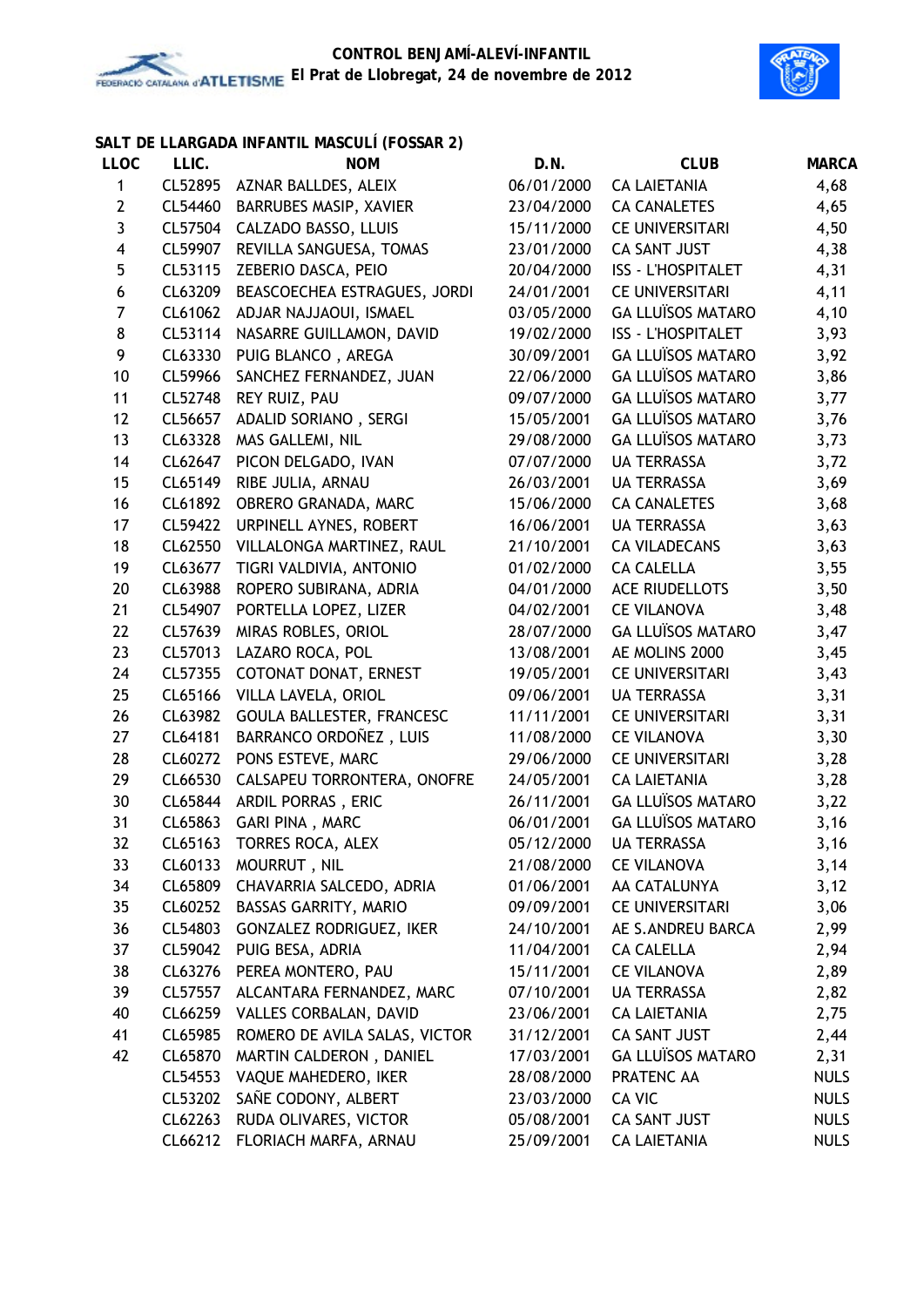**CONTROL BENJAMÍ-ALEVÍ-INFANTIL**
**El Prat de Llobregat, 24 de novembre de 2012**

### SALT DE LLARGADA INFANTIL MASCULÍ (FOSSAR 2)

| LLOC | LLIC. | NOM | D.N. | CLUB | MARCA |
|---|---|---|---|---|---|
| 1 | CL52895 | AZNAR BALLDES, ALEIX | 06/01/2000 | CA LAIETANIA | 4,68 |
| 2 | CL54460 | BARRUBES MASIP, XAVIER | 23/04/2000 | CA CANALETES | 4,65 |
| 3 | CL57504 | CALZADO BASSO, LLUIS | 15/11/2000 | CE UNIVERSITARI | 4,50 |
| 4 | CL59907 | REVILLA SANGUESA, TOMAS | 23/01/2000 | CA SANT JUST | 4,38 |
| 5 | CL53115 | ZEBERIO DASCA, PEIO | 20/04/2000 | ISS - L'HOSPITALET | 4,31 |
| 6 | CL63209 | BEASCOECHEA ESTRAGUES, JORDI | 24/01/2001 | CE UNIVERSITARI | 4,11 |
| 7 | CL61062 | ADJAR NAJJAOUI, ISMAEL | 03/05/2000 | GA LLUÏSOS MATARO | 4,10 |
| 8 | CL53114 | NASARRE GUILLAMON, DAVID | 19/02/2000 | ISS - L'HOSPITALET | 3,93 |
| 9 | CL63330 | PUIG BLANCO , AREGA | 30/09/2001 | GA LLUÏSOS MATARO | 3,92 |
| 10 | CL59966 | SANCHEZ FERNANDEZ, JUAN | 22/06/2000 | GA LLUÏSOS MATARO | 3,86 |
| 11 | CL52748 | REY RUIZ, PAU | 09/07/2000 | GA LLUÏSOS MATARO | 3,77 |
| 12 | CL56657 | ADALID SORIANO , SERGI | 15/05/2001 | GA LLUÏSOS MATARO | 3,76 |
| 13 | CL63328 | MAS GALLEMI, NIL | 29/08/2000 | GA LLUÏSOS MATARO | 3,73 |
| 14 | CL62647 | PICON DELGADO, IVAN | 07/07/2000 | UA TERRASSA | 3,72 |
| 15 | CL65149 | RIBE JULIA, ARNAU | 26/03/2001 | UA TERRASSA | 3,69 |
| 16 | CL61892 | OBRERO GRANADA, MARC | 15/06/2000 | CA CANALETES | 3,68 |
| 17 | CL59422 | URPINELL AYNES, ROBERT | 16/06/2001 | UA TERRASSA | 3,63 |
| 18 | CL62550 | VILLALONGA MARTINEZ, RAUL | 21/10/2001 | CA VILADECANS | 3,63 |
| 19 | CL63677 | TIGRI VALDIVIA, ANTONIO | 01/02/2000 | CA CALELLA | 3,55 |
| 20 | CL63988 | ROPERO SUBIRANA, ADRIA | 04/01/2000 | ACE RIUDELLOTS | 3,50 |
| 21 | CL54907 | PORTELLA LOPEZ, LIZER | 04/02/2001 | CE VILANOVA | 3,48 |
| 22 | CL57639 | MIRAS ROBLES, ORIOL | 28/07/2000 | GA LLUÏSOS MATARO | 3,47 |
| 23 | CL57013 | LAZARO ROCA, POL | 13/08/2001 | AE MOLINS 2000 | 3,45 |
| 24 | CL57355 | COTONAT DONAT, ERNEST | 19/05/2001 | CE UNIVERSITARI | 3,43 |
| 25 | CL65166 | VILLA LAVELA, ORIOL | 09/06/2001 | UA TERRASSA | 3,31 |
| 26 | CL63982 | GOULA BALLESTER, FRANCESC | 11/11/2001 | CE UNIVERSITARI | 3,31 |
| 27 | CL64181 | BARRANCO ORDOÑEZ , LUIS | 11/08/2000 | CE VILANOVA | 3,30 |
| 28 | CL60272 | PONS ESTEVE, MARC | 29/06/2000 | CE UNIVERSITARI | 3,28 |
| 29 | CL66530 | CALSAPEU TORRONTERA, ONOFRE | 24/05/2001 | CA LAIETANIA | 3,28 |
| 30 | CL65844 | ARDIL PORRAS , ERIC | 26/11/2001 | GA LLUÏSOS MATARO | 3,22 |
| 31 | CL65863 | GARI PINA , MARC | 06/01/2001 | GA LLUÏSOS MATARO | 3,16 |
| 32 | CL65163 | TORRES ROCA, ALEX | 05/12/2000 | UA TERRASSA | 3,16 |
| 33 | CL60133 | MOURRUT , NIL | 21/08/2000 | CE VILANOVA | 3,14 |
| 34 | CL65809 | CHAVARRIA SALCEDO, ADRIA | 01/06/2001 | AA CATALUNYA | 3,12 |
| 35 | CL60252 | BASSAS GARRITY, MARIO | 09/09/2001 | CE UNIVERSITARI | 3,06 |
| 36 | CL54803 | GONZALEZ RODRIGUEZ, IKER | 24/10/2001 | AE S.ANDREU BARCA | 2,99 |
| 37 | CL59042 | PUIG BESA, ADRIA | 11/04/2001 | CA CALELLA | 2,94 |
| 38 | CL63276 | PEREA MONTERO, PAU | 15/11/2001 | CE VILANOVA | 2,89 |
| 39 | CL57557 | ALCANTARA FERNANDEZ, MARC | 07/10/2001 | UA TERRASSA | 2,82 |
| 40 | CL66259 | VALLES CORBALAN, DAVID | 23/06/2001 | CA LAIETANIA | 2,75 |
| 41 | CL65985 | ROMERO DE AVILA SALAS, VICTOR | 31/12/2001 | CA SANT JUST | 2,44 |
| 42 | CL65870 | MARTIN CALDERON , DANIEL | 17/03/2001 | GA LLUÏSOS MATARO | 2,31 |
| | CL54553 | VAQUE MAHEDERO, IKER | 28/08/2000 | PRATENC AA | NULS |
| | CL53202 | SAÑE CODONY, ALBERT | 23/03/2000 | CA VIC | NULS |
| | CL62263 | RUDA OLIVARES, VICTOR | 05/08/2001 | CA SANT JUST | NULS |
| | CL66212 | FLORIACH MARFA, ARNAU | 25/09/2001 | CA LAIETANIA | NULS |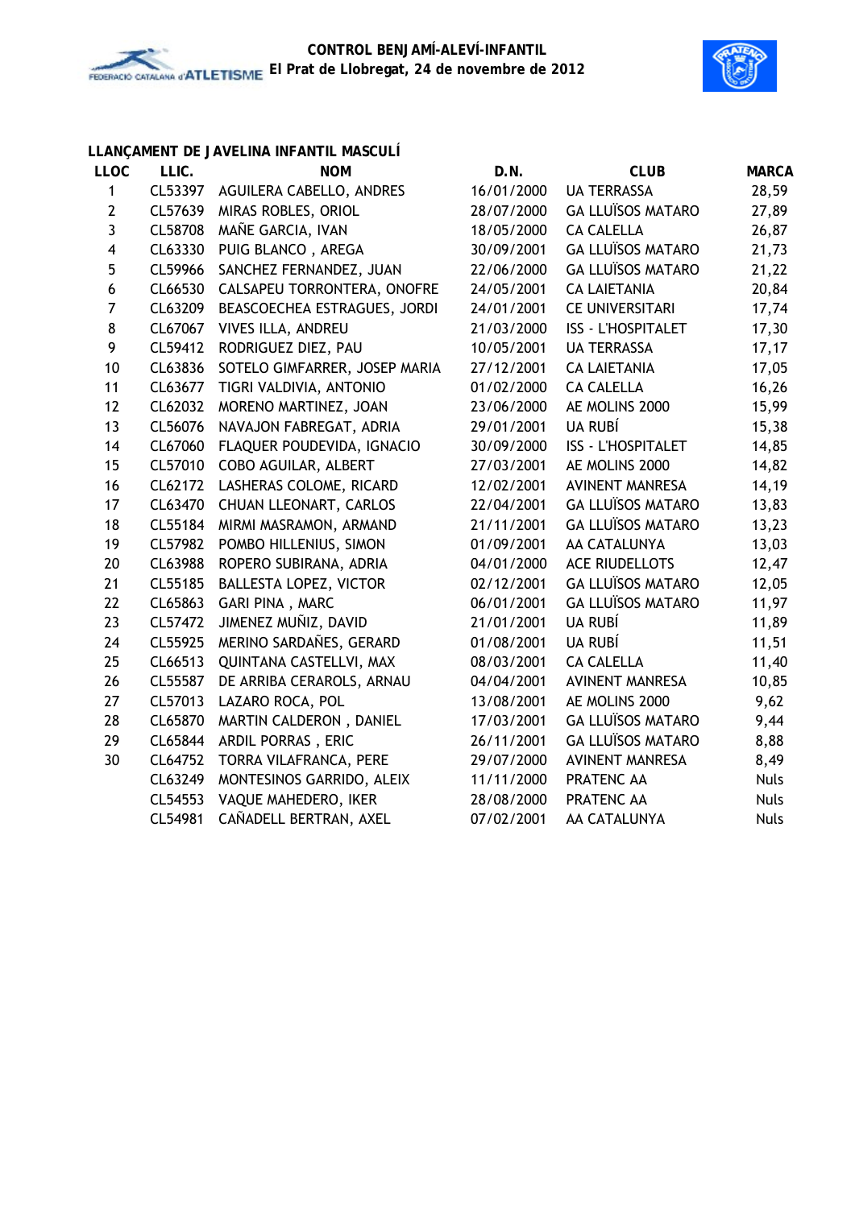**CONTROL BENJAMÍ-ALEVÍ-INFANTIL**
**El Prat de Llobregat, 24 de novembre de 2012**

## LLANÇAMENT DE JAVELINA INFANTIL MASCULÍ

| LLOC | LLIC. | NOM | D.N. | CLUB | MARCA |
|---|---|---|---|---|---|
| 1 | CL53397 | AGUILERA CABELLO, ANDRES | 16/01/2000 | UA TERRASSA | 28,59 |
| 2 | CL57639 | MIRAS ROBLES, ORIOL | 28/07/2000 | GA LLUÏSOS MATARO | 27,89 |
| 3 | CL58708 | MAÑE GARCIA, IVAN | 18/05/2000 | CA CALELLA | 26,87 |
| 4 | CL63330 | PUIG BLANCO , AREGA | 30/09/2001 | GA LLUÏSOS MATARO | 21,73 |
| 5 | CL59966 | SANCHEZ FERNANDEZ, JUAN | 22/06/2000 | GA LLUÏSOS MATARO | 21,22 |
| 6 | CL66530 | CALSAPEU TORRONTERA, ONOFRE | 24/05/2001 | CA LAIETANIA | 20,84 |
| 7 | CL63209 | BEASCOECHEA ESTRAGUES, JORDI | 24/01/2001 | CE UNIVERSITARI | 17,74 |
| 8 | CL67067 | VIVES ILLA, ANDREU | 21/03/2000 | ISS - L'HOSPITALET | 17,30 |
| 9 | CL59412 | RODRIGUEZ DIEZ, PAU | 10/05/2001 | UA TERRASSA | 17,17 |
| 10 | CL63836 | SOTELO GIMFARRER, JOSEP MARIA | 27/12/2001 | CA LAIETANIA | 17,05 |
| 11 | CL63677 | TIGRI VALDIVIA, ANTONIO | 01/02/2000 | CA CALELLA | 16,26 |
| 12 | CL62032 | MORENO MARTINEZ, JOAN | 23/06/2000 | AE MOLINS 2000 | 15,99 |
| 13 | CL56076 | NAVAJON FABREGAT, ADRIA | 29/01/2001 | UA RUBÍ | 15,38 |
| 14 | CL67060 | FLAQUER POUDEVIDA, IGNACIO | 30/09/2000 | ISS - L'HOSPITALET | 14,85 |
| 15 | CL57010 | COBO AGUILAR, ALBERT | 27/03/2001 | AE MOLINS 2000 | 14,82 |
| 16 | CL62172 | LASHERAS COLOME, RICARD | 12/02/2001 | AVINENT MANRESA | 14,19 |
| 17 | CL63470 | CHUAN LLEONART, CARLOS | 22/04/2001 | GA LLUÏSOS MATARO | 13,83 |
| 18 | CL55184 | MIRMI MASRAMON, ARMAND | 21/11/2001 | GA LLUÏSOS MATARO | 13,23 |
| 19 | CL57982 | POMBO HILLENIUS, SIMON | 01/09/2001 | AA CATALUNYA | 13,03 |
| 20 | CL63988 | ROPERO SUBIRANA, ADRIA | 04/01/2000 | ACE RIUDELLOTS | 12,47 |
| 21 | CL55185 | BALLESTA LOPEZ, VICTOR | 02/12/2001 | GA LLUÏSOS MATARO | 12,05 |
| 22 | CL65863 | GARI PINA , MARC | 06/01/2001 | GA LLUÏSOS MATARO | 11,97 |
| 23 | CL57472 | JIMENEZ MUÑIZ, DAVID | 21/01/2001 | UA RUBÍ | 11,89 |
| 24 | CL55925 | MERINO SARDAÑES, GERARD | 01/08/2001 | UA RUBÍ | 11,51 |
| 25 | CL66513 | QUINTANA CASTELLVI, MAX | 08/03/2001 | CA CALELLA | 11,40 |
| 26 | CL55587 | DE ARRIBA CERAROLS, ARNAU | 04/04/2001 | AVINENT MANRESA | 10,85 |
| 27 | CL57013 | LAZARO ROCA, POL | 13/08/2001 | AE MOLINS 2000 | 9,62 |
| 28 | CL65870 | MARTIN CALDERON , DANIEL | 17/03/2001 | GA LLUÏSOS MATARO | 9,44 |
| 29 | CL65844 | ARDIL PORRAS , ERIC | 26/11/2001 | GA LLUÏSOS MATARO | 8,88 |
| 30 | CL64752 | TORRA VILAFRANCA, PERE | 29/07/2000 | AVINENT MANRESA | 8,49 |
| | CL63249 | MONTESINOS GARRIDO, ALEIX | 11/11/2000 | PRATENC AA | Nuls |
| | CL54553 | VAQUE MAHEDERO, IKER | 28/08/2000 | PRATENC AA | Nuls |
| | CL54981 | CAÑADELL BERTRAN, AXEL | 07/02/2001 | AA CATALUNYA | Nuls |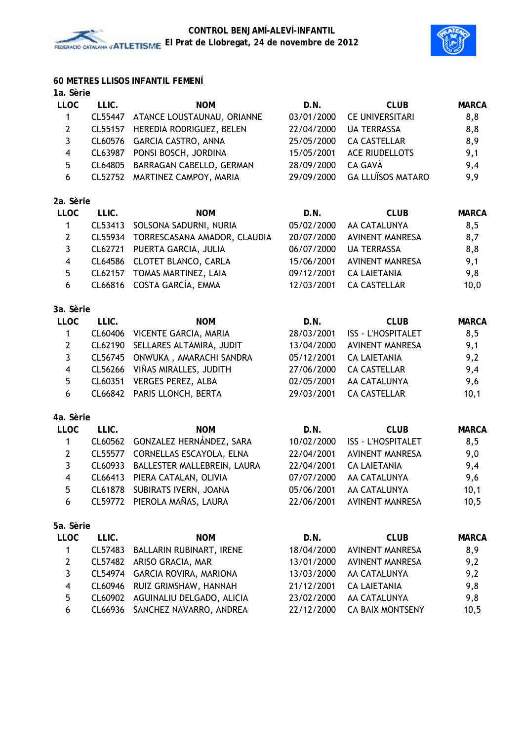## 60 METRES LLISOS INFANTIL FEMENÍ

### 1a. Sèrie

| LLOC | LLIC. | NOM | D.N. | CLUB | MARCA |
|---|---|---|---|---|---|
| 1 | CL55447 | ATANCE LOUSTAUNAU, ORIANNE | 03/01/2000 | CE UNIVERSITARI | 8,8 |
| 2 | CL55157 | HEREDIA RODRIGUEZ, BELEN | 22/04/2000 | UA TERRASSA | 8,8 |
| 3 | CL60576 | GARCIA CASTRO, ANNA | 25/05/2000 | CA CASTELLAR | 8,9 |
| 4 | CL63987 | PONSI BOSCH, JORDINA | 15/05/2001 | ACE RIUDELLOTS | 9,1 |
| 5 | CL64805 | BARRAGAN CABELLO, GERMAN | 28/09/2000 | CA GAVÀ | 9,4 |
| 6 | CL52752 | MARTINEZ CAMPOY, MARIA | 29/09/2000 | GA LLUÏSOS MATARO | 9,9 |

### 2a. Sèrie

| LLOC | LLIC. | NOM | D.N. | CLUB | MARCA |
|---|---|---|---|---|---|
| 1 | CL53413 | SOLSONA SADURNI, NURIA | 05/02/2000 | AA CATALUNYA | 8,5 |
| 2 | CL55934 | TORRESCASANA AMADOR, CLAUDIA | 20/07/2000 | AVINENT MANRESA | 8,7 |
| 3 | CL62721 | PUERTA GARCIA, JULIA | 06/07/2000 | UA TERRASSA | 8,8 |
| 4 | CL64586 | CLOTET BLANCO, CARLA | 15/06/2001 | AVINENT MANRESA | 9,1 |
| 5 | CL62157 | TOMAS MARTINEZ, LAIA | 09/12/2001 | CA LAIETANIA | 9,8 |
| 6 | CL66816 | COSTA GARCÍA, EMMA | 12/03/2001 | CA CASTELLAR | 10,0 |

### 3a. Sèrie

| LLOC | LLIC. | NOM | D.N. | CLUB | MARCA |
|---|---|---|---|---|---|
| 1 | CL60406 | VICENTE GARCIA, MARIA | 28/03/2001 | ISS - L'HOSPITALET | 8,5 |
| 2 | CL62190 | SELLARES ALTAMIRA, JUDIT | 13/04/2000 | AVINENT MANRESA | 9,1 |
| 3 | CL56745 | ONWUKA , AMARACHI SANDRA | 05/12/2001 | CA LAIETANIA | 9,2 |
| 4 | CL56266 | VIÑAS MIRALLES, JUDITH | 27/06/2000 | CA CASTELLAR | 9,4 |
| 5 | CL60351 | VERGES PEREZ, ALBA | 02/05/2001 | AA CATALUNYA | 9,6 |
| 6 | CL66842 | PARIS LLONCH, BERTA | 29/03/2001 | CA CASTELLAR | 10,1 |

### 4a. Sèrie

| LLOC | LLIC. | NOM | D.N. | CLUB | MARCA |
|---|---|---|---|---|---|
| 1 | CL60562 | GONZALEZ HERNÁNDEZ, SARA | 10/02/2000 | ISS - L'HOSPITALET | 8,5 |
| 2 | CL55577 | CORNELLAS ESCAYOLA, ELNA | 22/04/2001 | AVINENT MANRESA | 9,0 |
| 3 | CL60933 | BALLESTER MALLEBREIN, LAURA | 22/04/2001 | CA LAIETANIA | 9,4 |
| 4 | CL66413 | PIERA CATALAN, OLIVIA | 07/07/2000 | AA CATALUNYA | 9,6 |
| 5 | CL61878 | SUBIRATS IVERN, JOANA | 05/06/2001 | AA CATALUNYA | 10,1 |
| 6 | CL59772 | PIEROLA MAÑAS, LAURA | 22/06/2001 | AVINENT MANRESA | 10,5 |

### 5a. Sèrie

| LLOC | LLIC. | NOM | D.N. | CLUB | MARCA |
|---|---|---|---|---|---|
| 1 | CL57483 | BALLARIN RUBINART, IRENE | 18/04/2000 | AVINENT MANRESA | 8,9 |
| 2 | CL57482 | ARISO GRACIA, MAR | 13/01/2000 | AVINENT MANRESA | 9,2 |
| 3 | CL54974 | GARCIA ROVIRA, MARIONA | 13/03/2000 | AA CATALUNYA | 9,2 |
| 4 | CL60946 | RUIZ GRIMSHAW, HANNAH | 21/12/2001 | CA LAIETANIA | 9,8 |
| 5 | CL60902 | AGUINALIU DELGADO, ALICIA | 23/02/2000 | AA CATALUNYA | 9,8 |
| 6 | CL66936 | SANCHEZ NAVARRO, ANDREA | 22/12/2000 | CA BAIX MONTSENY | 10,5 |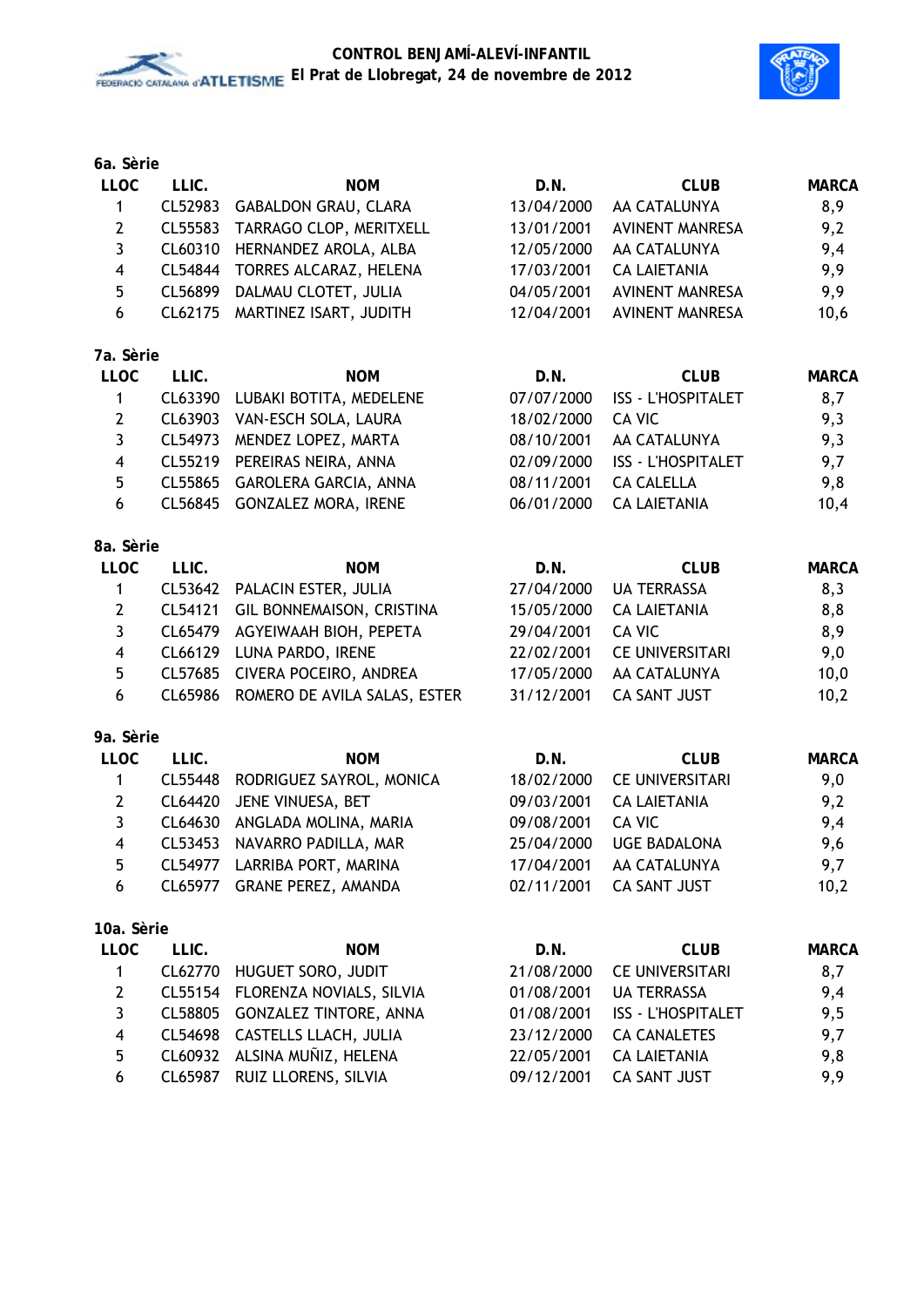### 6a. Sèrie

| LLOC | LLIC. | NOM | D.N. | CLUB | MARCA |
|---|---|---|---|---|---|
| 1 | CL52983 | GABALDON GRAU, CLARA | 13/04/2000 | AA CATALUNYA | 8,9 |
| 2 | CL55583 | TARRAGO CLOP, MERITXELL | 13/01/2001 | AVINENT MANRESA | 9,2 |
| 3 | CL60310 | HERNANDEZ AROLA, ALBA | 12/05/2000 | AA CATALUNYA | 9,4 |
| 4 | CL54844 | TORRES ALCARAZ, HELENA | 17/03/2001 | CA LAIETANIA | 9,9 |
| 5 | CL56899 | DALMAU CLOTET, JULIA | 04/05/2001 | AVINENT MANRESA | 9,9 |
| 6 | CL62175 | MARTINEZ ISART, JUDITH | 12/04/2001 | AVINENT MANRESA | 10,6 |

### 7a. Sèrie

| LLOC | LLIC. | NOM | D.N. | CLUB | MARCA |
|---|---|---|---|---|---|
| 1 | CL63390 | LUBAKI BOTITA, MEDELENE | 07/07/2000 | ISS - L'HOSPITALET | 8,7 |
| 2 | CL63903 | VAN-ESCH SOLA, LAURA | 18/02/2000 | CA VIC | 9,3 |
| 3 | CL54973 | MENDEZ LOPEZ, MARTA | 08/10/2001 | AA CATALUNYA | 9,3 |
| 4 | CL55219 | PEREIRAS NEIRA, ANNA | 02/09/2000 | ISS - L'HOSPITALET | 9,7 |
| 5 | CL55865 | GAROLERA GARCIA, ANNA | 08/11/2001 | CA CALELLA | 9,8 |
| 6 | CL56845 | GONZALEZ MORA, IRENE | 06/01/2000 | CA LAIETANIA | 10,4 |

### 8a. Sèrie

| LLOC | LLIC. | NOM | D.N. | CLUB | MARCA |
|---|---|---|---|---|---|
| 1 | CL53642 | PALACIN ESTER, JULIA | 27/04/2000 | UA TERRASSA | 8,3 |
| 2 | CL54121 | GIL BONNEMAISON, CRISTINA | 15/05/2000 | CA LAIETANIA | 8,8 |
| 3 | CL65479 | AGYEIWAAH BIOH, PEPETA | 29/04/2001 | CA VIC | 8,9 |
| 4 | CL66129 | LUNA PARDO, IRENE | 22/02/2001 | CE UNIVERSITARI | 9,0 |
| 5 | CL57685 | CIVERA POCEIRO, ANDREA | 17/05/2000 | AA CATALUNYA | 10,0 |
| 6 | CL65986 | ROMERO DE AVILA SALAS, ESTER | 31/12/2001 | CA SANT JUST | 10,2 |

### 9a. Sèrie

| LLOC | LLIC. | NOM | D.N. | CLUB | MARCA |
|---|---|---|---|---|---|
| 1 | CL55448 | RODRIGUEZ SAYROL, MONICA | 18/02/2000 | CE UNIVERSITARI | 9,0 |
| 2 | CL64420 | JENE VINUESA, BET | 09/03/2001 | CA LAIETANIA | 9,2 |
| 3 | CL64630 | ANGLADA MOLINA, MARIA | 09/08/2001 | CA VIC | 9,4 |
| 4 | CL53453 | NAVARRO PADILLA, MAR | 25/04/2000 | UGE BADALONA | 9,6 |
| 5 | CL54977 | LARRIBA PORT, MARINA | 17/04/2001 | AA CATALUNYA | 9,7 |
| 6 | CL65977 | GRANE PEREZ, AMANDA | 02/11/2001 | CA SANT JUST | 10,2 |

### 10a. Sèrie

| LLOC | LLIC. | NOM | D.N. | CLUB | MARCA |
|---|---|---|---|---|---|
| 1 | CL62770 | HUGUET SORO, JUDIT | 21/08/2000 | CE UNIVERSITARI | 8,7 |
| 2 | CL55154 | FLORENZA NOVIALS, SILVIA | 01/08/2001 | UA TERRASSA | 9,4 |
| 3 | CL58805 | GONZALEZ TINTORE, ANNA | 01/08/2001 | ISS - L'HOSPITALET | 9,5 |
| 4 | CL54698 | CASTELLS LLACH, JULIA | 23/12/2000 | CA CANALETES | 9,7 |
| 5 | CL60932 | ALSINA MUÑIZ, HELENA | 22/05/2001 | CA LAIETANIA | 9,8 |
| 6 | CL65987 | RUIZ LLORENS, SILVIA | 09/12/2001 | CA SANT JUST | 9,9 |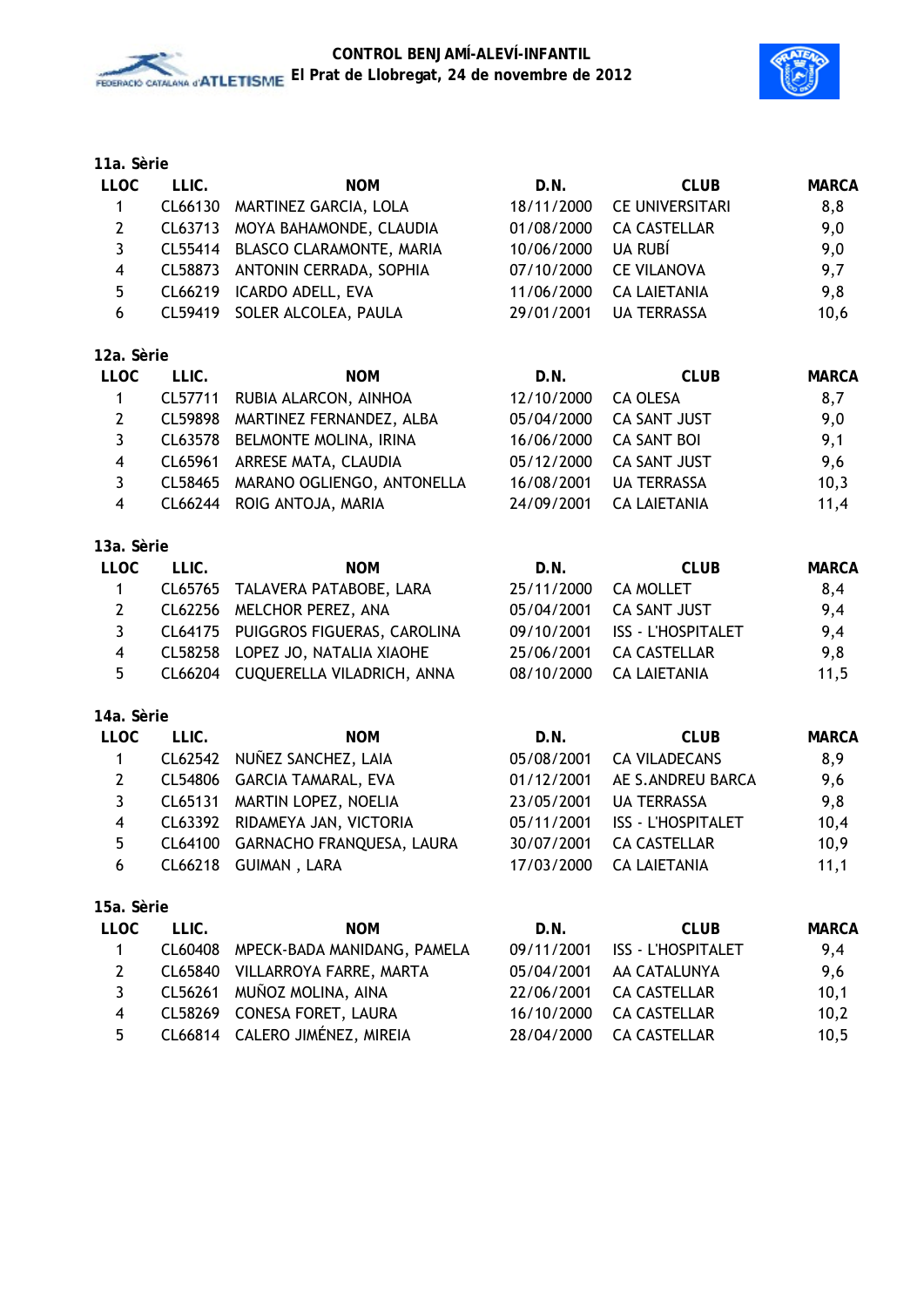# CONTROL BENJAMÍ-ALEVÍ-INFANTIL
## El Prat de Llobregat, 24 de novembre de 2012

### 11a. Sèrie

| LLOC | LLIC. | NOM | D.N. | CLUB | MARCA |
|---|---|---|---|---|---|
| 1 | CL66130 | MARTINEZ GARCIA, LOLA | 18/11/2000 | CE UNIVERSITARI | 8,8 |
| 2 | CL63713 | MOYA BAHAMONDE, CLAUDIA | 01/08/2000 | CA CASTELLAR | 9,0 |
| 3 | CL55414 | BLASCO CLARAMONTE, MARIA | 10/06/2000 | UA RUBÍ | 9,0 |
| 4 | CL58873 | ANTONIN CERRADA, SOPHIA | 07/10/2000 | CE VILANOVA | 9,7 |
| 5 | CL66219 | ICARDO ADELL, EVA | 11/06/2000 | CA LAIETANIA | 9,8 |
| 6 | CL59419 | SOLER ALCOLEA, PAULA | 29/01/2001 | UA TERRASSA | 10,6 |

### 12a. Sèrie

| LLOC | LLIC. | NOM | D.N. | CLUB | MARCA |
|---|---|---|---|---|---|
| 1 | CL57711 | RUBIA ALARCON, AINHOA | 12/10/2000 | CA OLESA | 8,7 |
| 2 | CL59898 | MARTINEZ FERNANDEZ, ALBA | 05/04/2000 | CA SANT JUST | 9,0 |
| 3 | CL63578 | BELMONTE MOLINA, IRINA | 16/06/2000 | CA SANT BOI | 9,1 |
| 4 | CL65961 | ARRESE MATA, CLAUDIA | 05/12/2000 | CA SANT JUST | 9,6 |
| 3 | CL58465 | MARANO OGLIENGO, ANTONELLA | 16/08/2001 | UA TERRASSA | 10,3 |
| 4 | CL66244 | ROIG ANTOJA, MARIA | 24/09/2001 | CA LAIETANIA | 11,4 |

### 13a. Sèrie

| LLOC | LLIC. | NOM | D.N. | CLUB | MARCA |
|---|---|---|---|---|---|
| 1 | CL65765 | TALAVERA PATABOBE, LARA | 25/11/2000 | CA MOLLET | 8,4 |
| 2 | CL62256 | MELCHOR PEREZ, ANA | 05/04/2001 | CA SANT JUST | 9,4 |
| 3 | CL64175 | PUIGGROS FIGUERAS, CAROLINA | 09/10/2001 | ISS - L'HOSPITALET | 9,4 |
| 4 | CL58258 | LOPEZ JO, NATALIA XIAOHE | 25/06/2001 | CA CASTELLAR | 9,8 |
| 5 | CL66204 | CUQUERELLA VILADRICH, ANNA | 08/10/2000 | CA LAIETANIA | 11,5 |

### 14a. Sèrie

| LLOC | LLIC. | NOM | D.N. | CLUB | MARCA |
|---|---|---|---|---|---|
| 1 | CL62542 | NUÑEZ SANCHEZ, LAIA | 05/08/2001 | CA VILADECANS | 8,9 |
| 2 | CL54806 | GARCIA TAMARAL, EVA | 01/12/2001 | AE S.ANDREU BARCA | 9,6 |
| 3 | CL65131 | MARTIN LOPEZ, NOELIA | 23/05/2001 | UA TERRASSA | 9,8 |
| 4 | CL63392 | RIDAMEYA JAN, VICTORIA | 05/11/2001 | ISS - L'HOSPITALET | 10,4 |
| 5 | CL64100 | GARNACHO FRANQUESA, LAURA | 30/07/2001 | CA CASTELLAR | 10,9 |
| 6 | CL66218 | GUIMAN , LARA | 17/03/2000 | CA LAIETANIA | 11,1 |

### 15a. Sèrie

| LLOC | LLIC. | NOM | D.N. | CLUB | MARCA |
|---|---|---|---|---|---|
| 1 | CL60408 | MPECK-BADA MANIDANG, PAMELA | 09/11/2001 | ISS - L'HOSPITALET | 9,4 |
| 2 | CL65840 | VILLARROYA FARRE, MARTA | 05/04/2001 | AA CATALUNYA | 9,6 |
| 3 | CL56261 | MUÑOZ MOLINA, AINA | 22/06/2001 | CA CASTELLAR | 10,1 |
| 4 | CL58269 | CONESA FORET, LAURA | 16/10/2000 | CA CASTELLAR | 10,2 |
| 5 | CL66814 | CALERO JIMÉNEZ, MIREIA | 28/04/2000 | CA CASTELLAR | 10,5 |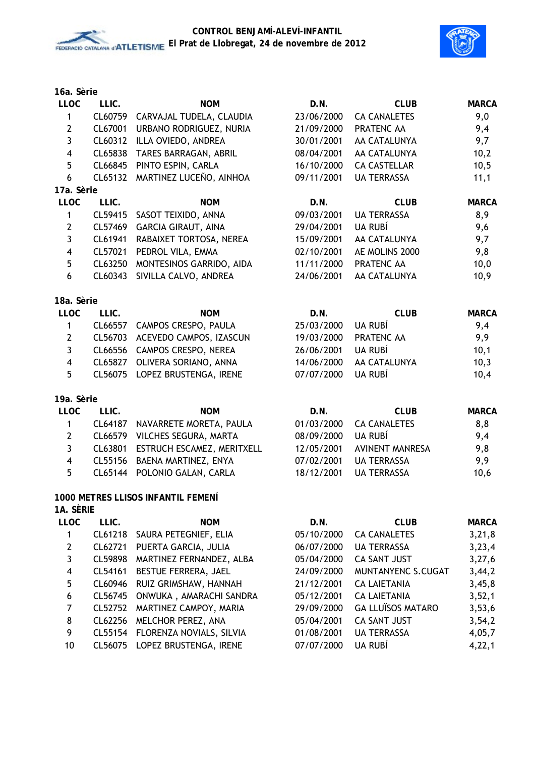### 16a. Sèrie

| LLOC | LLIC. | NOM | D.N. | CLUB | MARCA |
|---|---|---|---|---|---|
| 1 | CL60759 | CARVAJAL TUDELA, CLAUDIA | 23/06/2000 | CA CANALETES | 9,0 |
| 2 | CL67001 | URBANO RODRIGUEZ, NURIA | 21/09/2000 | PRATENC AA | 9,4 |
| 3 | CL60312 | ILLA OVIEDO, ANDREA | 30/01/2001 | AA CATALUNYA | 9,7 |
| 4 | CL65838 | TARES BARRAGAN, ABRIL | 08/04/2001 | AA CATALUNYA | 10,2 |
| 5 | CL66845 | PINTO ESPIN, CARLA | 16/10/2000 | CA CASTELLAR | 10,5 |
| 6 | CL65132 | MARTINEZ LUCEÑO, AINHOA | 09/11/2001 | UA TERRASSA | 11,1 |

### 17a. Sèrie

| LLOC | LLIC. | NOM | D.N. | CLUB | MARCA |
|---|---|---|---|---|---|
| 1 | CL59415 | SASOT TEIXIDO, ANNA | 09/03/2001 | UA TERRASSA | 8,9 |
| 2 | CL57469 | GARCIA GIRAUT, AINA | 29/04/2001 | UA RUBÍ | 9,6 |
| 3 | CL61941 | RABAIXET TORTOSA, NEREA | 15/09/2001 | AA CATALUNYA | 9,7 |
| 4 | CL57021 | PEDROL VILA, EMMA | 02/10/2001 | AE MOLINS 2000 | 9,8 |
| 5 | CL63250 | MONTESINOS GARRIDO, AIDA | 11/11/2000 | PRATENC AA | 10,0 |
| 6 | CL60343 | SIVILLA CALVO, ANDREA | 24/06/2001 | AA CATALUNYA | 10,9 |

### 18a. Sèrie

| LLOC | LLIC. | NOM | D.N. | CLUB | MARCA |
|---|---|---|---|---|---|
| 1 | CL66557 | CAMPOS CRESPO, PAULA | 25/03/2000 | UA RUBÍ | 9,4 |
| 2 | CL56703 | ACEVEDO CAMPOS, IZASCUN | 19/03/2000 | PRATENC AA | 9,9 |
| 3 | CL66556 | CAMPOS CRESPO, NEREA | 26/06/2001 | UA RUBÍ | 10,1 |
| 4 | CL65827 | OLIVERA SORIANO, ANNA | 14/06/2000 | AA CATALUNYA | 10,3 |
| 5 | CL56075 | LOPEZ BRUSTENGA, IRENE | 07/07/2000 | UA RUBÍ | 10,4 |

### 19a. Sèrie

| LLOC | LLIC. | NOM | D.N. | CLUB | MARCA |
|---|---|---|---|---|---|
| 1 | CL64187 | NAVARRETE MORETA, PAULA | 01/03/2000 | CA CANALETES | 8,8 |
| 2 | CL66579 | VILCHES SEGURA, MARTA | 08/09/2000 | UA RUBÍ | 9,4 |
| 3 | CL63801 | ESTRUCH ESCAMEZ, MERITXELL | 12/05/2001 | AVINENT MANRESA | 9,8 |
| 4 | CL55156 | BAENA MARTINEZ, ENYA | 07/02/2001 | UA TERRASSA | 9,9 |
| 5 | CL65144 | POLONIO GALAN, CARLA | 18/12/2001 | UA TERRASSA | 10,6 |

## 1000 METRES LLISOS INFANTIL FEMENÍ

### 1A. SÈRIE

| LLOC | LLIC. | NOM | D.N. | CLUB | MARCA |
|---|---|---|---|---|---|
| 1 | CL61218 | SAURA PETEGNIEF, ELIA | 05/10/2000 | CA CANALETES | 3,21,8 |
| 2 | CL62721 | PUERTA GARCIA, JULIA | 06/07/2000 | UA TERRASSA | 3,23,4 |
| 3 | CL59898 | MARTINEZ FERNANDEZ, ALBA | 05/04/2000 | CA SANT JUST | 3,27,6 |
| 4 | CL54161 | BESTUE FERRERA, JAEL | 24/09/2000 | MUNTANYENC S.CUGAT | 3,44,2 |
| 5 | CL60946 | RUIZ GRIMSHAW, HANNAH | 21/12/2001 | CA LAIETANIA | 3,45,8 |
| 6 | CL56745 | ONWUKA , AMARACHI SANDRA | 05/12/2001 | CA LAIETANIA | 3,52,1 |
| 7 | CL52752 | MARTINEZ CAMPOY, MARIA | 29/09/2000 | GA LLUÏSOS MATARO | 3,53,6 |
| 8 | CL62256 | MELCHOR PEREZ, ANA | 05/04/2001 | CA SANT JUST | 3,54,2 |
| 9 | CL55154 | FLORENZA NOVIALS, SILVIA | 01/08/2001 | UA TERRASSA | 4,05,7 |
| 10 | CL56075 | LOPEZ BRUSTENGA, IRENE | 07/07/2000 | UA RUBÍ | 4,22,1 |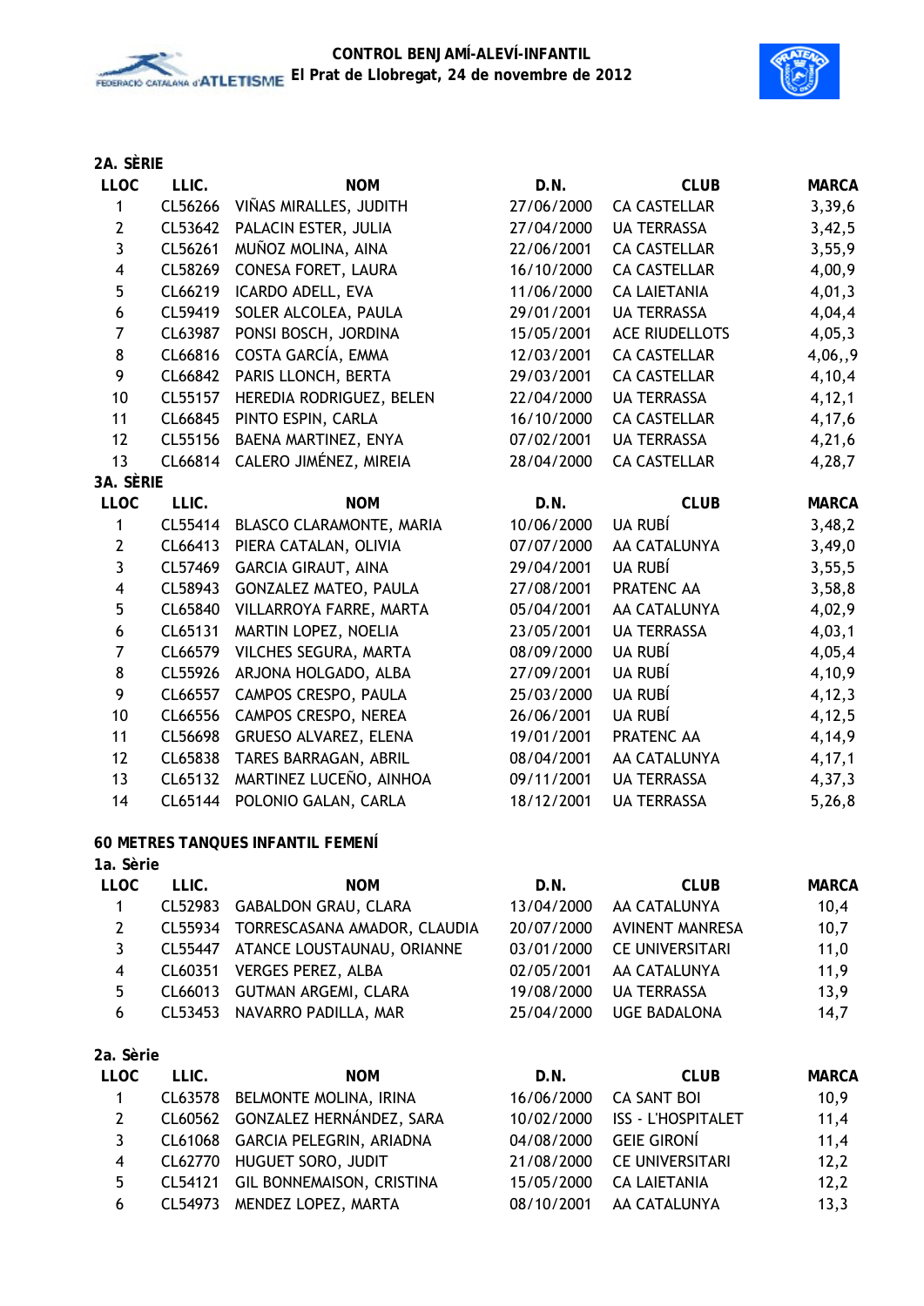### 2A. SÈRIE

| LLOC | LLIC. | NOM | D.N. | CLUB | MARCA |
|---|---|---|---|---|---|
| 1 | CL56266 | VIÑAS MIRALLES, JUDITH | 27/06/2000 | CA CASTELLAR | 3,39,6 |
| 2 | CL53642 | PALACIN ESTER, JULIA | 27/04/2000 | UA TERRASSA | 3,42,5 |
| 3 | CL56261 | MUÑOZ MOLINA, AINA | 22/06/2001 | CA CASTELLAR | 3,55,9 |
| 4 | CL58269 | CONESA FORET, LAURA | 16/10/2000 | CA CASTELLAR | 4,00,9 |
| 5 | CL66219 | ICARDO ADELL, EVA | 11/06/2000 | CA LAIETANIA | 4,01,3 |
| 6 | CL59419 | SOLER ALCOLEA, PAULA | 29/01/2001 | UA TERRASSA | 4,04,4 |
| 7 | CL63987 | PONSI BOSCH, JORDINA | 15/05/2001 | ACE RIUDELLOTS | 4,05,3 |
| 8 | CL66816 | COSTA GARCÍA, EMMA | 12/03/2001 | CA CASTELLAR | 4,06,,9 |
| 9 | CL66842 | PARIS LLONCH, BERTA | 29/03/2001 | CA CASTELLAR | 4,10,4 |
| 10 | CL55157 | HEREDIA RODRIGUEZ, BELEN | 22/04/2000 | UA TERRASSA | 4,12,1 |
| 11 | CL66845 | PINTO ESPIN, CARLA | 16/10/2000 | CA CASTELLAR | 4,17,6 |
| 12 | CL55156 | BAENA MARTINEZ, ENYA | 07/02/2001 | UA TERRASSA | 4,21,6 |
| 13 | CL66814 | CALERO JIMÉNEZ, MIREIA | 28/04/2000 | CA CASTELLAR | 4,28,7 |

### 3A. SÈRIE

| LLOC | LLIC. | NOM | D.N. | CLUB | MARCA |
|---|---|---|---|---|---|
| 1 | CL55414 | BLASCO CLARAMONTE, MARIA | 10/06/2000 | UA RUBÍ | 3,48,2 |
| 2 | CL66413 | PIERA CATALAN, OLIVIA | 07/07/2000 | AA CATALUNYA | 3,49,0 |
| 3 | CL57469 | GARCIA GIRAUT, AINA | 29/04/2001 | UA RUBÍ | 3,55,5 |
| 4 | CL58943 | GONZALEZ MATEO, PAULA | 27/08/2001 | PRATENC AA | 3,58,8 |
| 5 | CL65840 | VILLARROYA FARRE, MARTA | 05/04/2001 | AA CATALUNYA | 4,02,9 |
| 6 | CL65131 | MARTIN LOPEZ, NOELIA | 23/05/2001 | UA TERRASSA | 4,03,1 |
| 7 | CL66579 | VILCHES SEGURA, MARTA | 08/09/2000 | UA RUBÍ | 4,05,4 |
| 8 | CL55926 | ARJONA HOLGADO, ALBA | 27/09/2001 | UA RUBÍ | 4,10,9 |
| 9 | CL66557 | CAMPOS CRESPO, PAULA | 25/03/2000 | UA RUBÍ | 4,12,3 |
| 10 | CL66556 | CAMPOS CRESPO, NEREA | 26/06/2001 | UA RUBÍ | 4,12,5 |
| 11 | CL56698 | GRUESO ALVAREZ, ELENA | 19/01/2001 | PRATENC AA | 4,14,9 |
| 12 | CL65838 | TARES BARRAGAN, ABRIL | 08/04/2001 | AA CATALUNYA | 4,17,1 |
| 13 | CL65132 | MARTINEZ LUCEÑO, AINHOA | 09/11/2001 | UA TERRASSA | 4,37,3 |
| 14 | CL65144 | POLONIO GALAN, CARLA | 18/12/2001 | UA TERRASSA | 5,26,8 |

## 60 METRES TANQUES INFANTIL FEMENÍ

### 1a. Sèrie

| LLOC | LLIC. | NOM | D.N. | CLUB | MARCA |
|---|---|---|---|---|---|
| 1 | CL52983 | GABALDON GRAU, CLARA | 13/04/2000 | AA CATALUNYA | 10,4 |
| 2 | CL55934 | TORRESCASANA AMADOR, CLAUDIA | 20/07/2000 | AVINENT MANRESA | 10,7 |
| 3 | CL55447 | ATANCE LOUSTAUNAU, ORIANNE | 03/01/2000 | CE UNIVERSITARI | 11,0 |
| 4 | CL60351 | VERGES PEREZ, ALBA | 02/05/2001 | AA CATALUNYA | 11,9 |
| 5 | CL66013 | GUTMAN ARGEMI, CLARA | 19/08/2000 | UA TERRASSA | 13,9 |
| 6 | CL53453 | NAVARRO PADILLA, MAR | 25/04/2000 | UGE BADALONA | 14,7 |

### 2a. Sèrie

| LLOC | LLIC. | NOM | D.N. | CLUB | MARCA |
|---|---|---|---|---|---|
| 1 | CL63578 | BELMONTE MOLINA, IRINA | 16/06/2000 | CA SANT BOI | 10,9 |
| 2 | CL60562 | GONZALEZ HERNÁNDEZ, SARA | 10/02/2000 | ISS - L'HOSPITALET | 11,4 |
| 3 | CL61068 | GARCIA PELEGRIN, ARIADNA | 04/08/2000 | GEIE GIRONÍ | 11,4 |
| 4 | CL62770 | HUGUET SORO, JUDIT | 21/08/2000 | CE UNIVERSITARI | 12,2 |
| 5 | CL54121 | GIL BONNEMAISON, CRISTINA | 15/05/2000 | CA LAIETANIA | 12,2 |
| 6 | CL54973 | MENDEZ LOPEZ, MARTA | 08/10/2001 | AA CATALUNYA | 13,3 |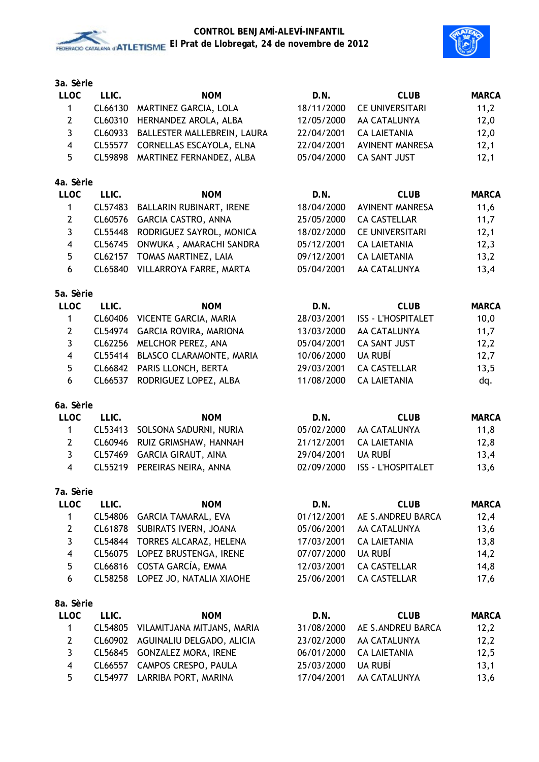# CONTROL BENJAMÍ-ALEVÍ-INFANTIL
## El Prat de Llobregat, 24 de novembre de 2012

### 3a. Sèrie

| LLOC | LLIC. | NOM | D.N. | CLUB | MARCA |
|---|---|---|---|---|---|
| 1 | CL66130 | MARTINEZ GARCIA, LOLA | 18/11/2000 | CE UNIVERSITARI | 11,2 |
| 2 | CL60310 | HERNANDEZ AROLA, ALBA | 12/05/2000 | AA CATALUNYA | 12,0 |
| 3 | CL60933 | BALLESTER MALLEBREIN, LAURA | 22/04/2001 | CA LAIETANIA | 12,0 |
| 4 | CL55577 | CORNELLAS ESCAYOLA, ELNA | 22/04/2001 | AVINENT MANRESA | 12,1 |
| 5 | CL59898 | MARTINEZ FERNANDEZ, ALBA | 05/04/2000 | CA SANT JUST | 12,1 |

### 4a. Sèrie

| LLOC | LLIC. | NOM | D.N. | CLUB | MARCA |
|---|---|---|---|---|---|
| 1 | CL57483 | BALLARIN RUBINART, IRENE | 18/04/2000 | AVINENT MANRESA | 11,6 |
| 2 | CL60576 | GARCIA CASTRO, ANNA | 25/05/2000 | CA CASTELLAR | 11,7 |
| 3 | CL55448 | RODRIGUEZ SAYROL, MONICA | 18/02/2000 | CE UNIVERSITARI | 12,1 |
| 4 | CL56745 | ONWUKA , AMARACHI SANDRA | 05/12/2001 | CA LAIETANIA | 12,3 |
| 5 | CL62157 | TOMAS MARTINEZ, LAIA | 09/12/2001 | CA LAIETANIA | 13,2 |
| 6 | CL65840 | VILLARROYA FARRE, MARTA | 05/04/2001 | AA CATALUNYA | 13,4 |

### 5a. Sèrie

| LLOC | LLIC. | NOM | D.N. | CLUB | MARCA |
|---|---|---|---|---|---|
| 1 | CL60406 | VICENTE GARCIA, MARIA | 28/03/2001 | ISS - L'HOSPITALET | 10,0 |
| 2 | CL54974 | GARCIA ROVIRA, MARIONA | 13/03/2000 | AA CATALUNYA | 11,7 |
| 3 | CL62256 | MELCHOR PEREZ, ANA | 05/04/2001 | CA SANT JUST | 12,2 |
| 4 | CL55414 | BLASCO CLARAMONTE, MARIA | 10/06/2000 | UA RUBÍ | 12,7 |
| 5 | CL66842 | PARIS LLONCH, BERTA | 29/03/2001 | CA CASTELLAR | 13,5 |
| 6 | CL66537 | RODRIGUEZ LOPEZ, ALBA | 11/08/2000 | CA LAIETANIA | dq. |

### 6a. Sèrie

| LLOC | LLIC. | NOM | D.N. | CLUB | MARCA |
|---|---|---|---|---|---|
| 1 | CL53413 | SOLSONA SADURNI, NURIA | 05/02/2000 | AA CATALUNYA | 11,8 |
| 2 | CL60946 | RUIZ GRIMSHAW, HANNAH | 21/12/2001 | CA LAIETANIA | 12,8 |
| 3 | CL57469 | GARCIA GIRAUT, AINA | 29/04/2001 | UA RUBÍ | 13,4 |
| 4 | CL55219 | PEREIRAS NEIRA, ANNA | 02/09/2000 | ISS - L'HOSPITALET | 13,6 |

### 7a. Sèrie

| LLOC | LLIC. | NOM | D.N. | CLUB | MARCA |
|---|---|---|---|---|---|
| 1 | CL54806 | GARCIA TAMARAL, EVA | 01/12/2001 | AE S.ANDREU BARCA | 12,4 |
| 2 | CL61878 | SUBIRATS IVERN, JOANA | 05/06/2001 | AA CATALUNYA | 13,6 |
| 3 | CL54844 | TORRES ALCARAZ, HELENA | 17/03/2001 | CA LAIETANIA | 13,8 |
| 4 | CL56075 | LOPEZ BRUSTENGA, IRENE | 07/07/2000 | UA RUBÍ | 14,2 |
| 5 | CL66816 | COSTA GARCÍA, EMMA | 12/03/2001 | CA CASTELLAR | 14,8 |
| 6 | CL58258 | LOPEZ JO, NATALIA XIAOHE | 25/06/2001 | CA CASTELLAR | 17,6 |

### 8a. Sèrie

| LLOC | LLIC. | NOM | D.N. | CLUB | MARCA |
|---|---|---|---|---|---|
| 1 | CL54805 | VILAMITJANA MITJANS, MARIA | 31/08/2000 | AE S.ANDREU BARCA | 12,2 |
| 2 | CL60902 | AGUINALIU DELGADO, ALICIA | 23/02/2000 | AA CATALUNYA | 12,2 |
| 3 | CL56845 | GONZALEZ MORA, IRENE | 06/01/2000 | CA LAIETANIA | 12,5 |
| 4 | CL66557 | CAMPOS CRESPO, PAULA | 25/03/2000 | UA RUBÍ | 13,1 |
| 5 | CL54977 | LARRIBA PORT, MARINA | 17/04/2001 | AA CATALUNYA | 13,6 |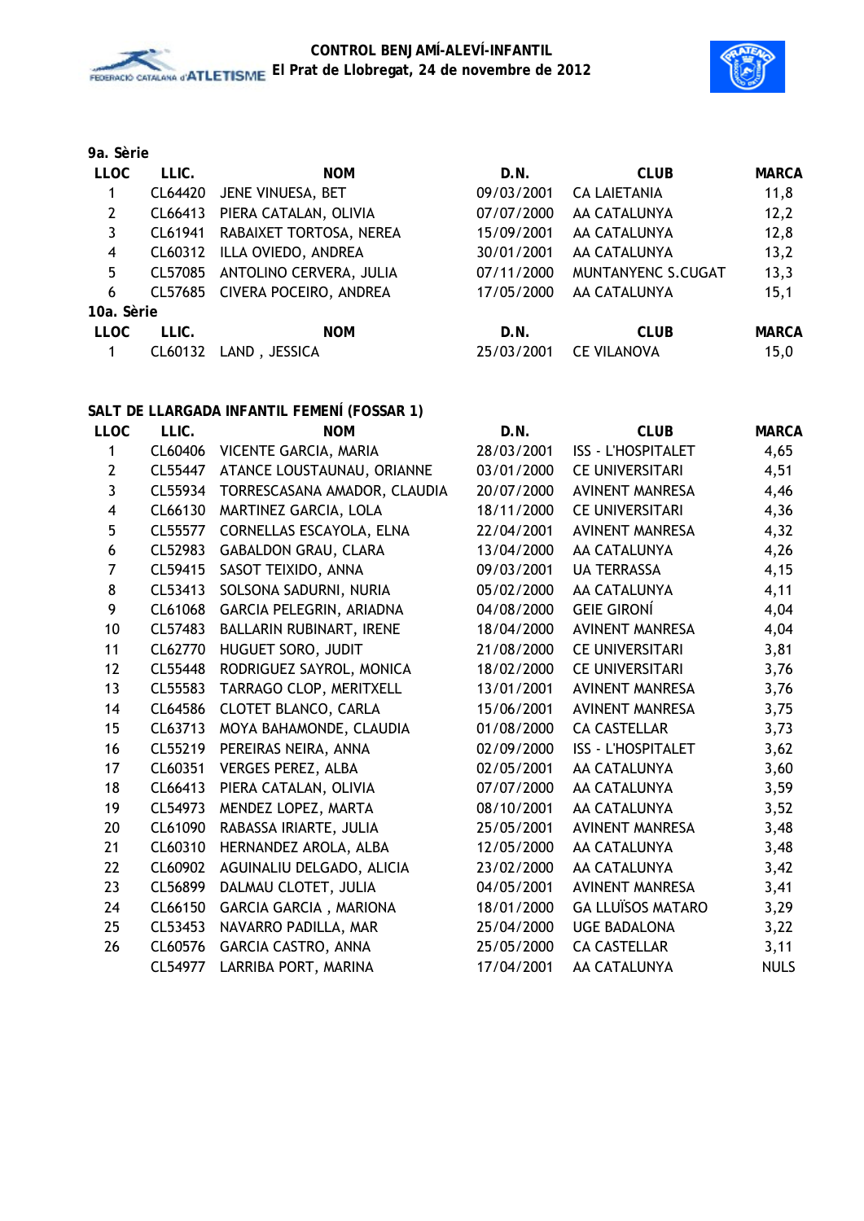## 9a. Sèrie

| LLOC | LLIC. | NOM | D.N. | CLUB | MARCA |
|---|---|---|---|---|---|
| 1 | CL64420 | JENE VINUESA, BET | 09/03/2001 | CA LAIETANIA | 11,8 |
| 2 | CL66413 | PIERA CATALAN, OLIVIA | 07/07/2000 | AA CATALUNYA | 12,2 |
| 3 | CL61941 | RABAIXET TORTOSA, NEREA | 15/09/2001 | AA CATALUNYA | 12,8 |
| 4 | CL60312 | ILLA OVIEDO, ANDREA | 30/01/2001 | AA CATALUNYA | 13,2 |
| 5 | CL57085 | ANTOLINO CERVERA, JULIA | 07/11/2000 | MUNTANYENC S.CUGAT | 13,3 |
| 6 | CL57685 | CIVERA POCEIRO, ANDREA | 17/05/2000 | AA CATALUNYA | 15,1 |

## 10a. Sèrie

| LLOC | LLIC. | NOM | D.N. | CLUB | MARCA |
|---|---|---|---|---|---|
| 1 | CL60132 | LAND , JESSICA | 25/03/2001 | CE VILANOVA | 15,0 |

## SALT DE LLARGADA INFANTIL FEMENÍ (FOSSAR 1)

| LLOC | LLIC. | NOM | D.N. | CLUB | MARCA |
|---|---|---|---|---|---|
| 1 | CL60406 | VICENTE GARCIA, MARIA | 28/03/2001 | ISS - L'HOSPITALET | 4,65 |
| 2 | CL55447 | ATANCE LOUSTAUNAU, ORIANNE | 03/01/2000 | CE UNIVERSITARI | 4,51 |
| 3 | CL55934 | TORRESCASANA AMADOR, CLAUDIA | 20/07/2000 | AVINENT MANRESA | 4,46 |
| 4 | CL66130 | MARTINEZ GARCIA, LOLA | 18/11/2000 | CE UNIVERSITARI | 4,36 |
| 5 | CL55577 | CORNELLAS ESCAYOLA, ELNA | 22/04/2001 | AVINENT MANRESA | 4,32 |
| 6 | CL52983 | GABALDON GRAU, CLARA | 13/04/2000 | AA CATALUNYA | 4,26 |
| 7 | CL59415 | SASOT TEIXIDO, ANNA | 09/03/2001 | UA TERRASSA | 4,15 |
| 8 | CL53413 | SOLSONA SADURNI, NURIA | 05/02/2000 | AA CATALUNYA | 4,11 |
| 9 | CL61068 | GARCIA PELEGRIN, ARIADNA | 04/08/2000 | GEIE GIRONÍ | 4,04 |
| 10 | CL57483 | BALLARIN RUBINART, IRENE | 18/04/2000 | AVINENT MANRESA | 4,04 |
| 11 | CL62770 | HUGUET SORO, JUDIT | 21/08/2000 | CE UNIVERSITARI | 3,81 |
| 12 | CL55448 | RODRIGUEZ SAYROL, MONICA | 18/02/2000 | CE UNIVERSITARI | 3,76 |
| 13 | CL55583 | TARRAGO CLOP, MERITXELL | 13/01/2001 | AVINENT MANRESA | 3,76 |
| 14 | CL64586 | CLOTET BLANCO, CARLA | 15/06/2001 | AVINENT MANRESA | 3,75 |
| 15 | CL63713 | MOYA BAHAMONDE, CLAUDIA | 01/08/2000 | CA CASTELLAR | 3,73 |
| 16 | CL55219 | PEREIRAS NEIRA, ANNA | 02/09/2000 | ISS - L'HOSPITALET | 3,62 |
| 17 | CL60351 | VERGES PEREZ, ALBA | 02/05/2001 | AA CATALUNYA | 3,60 |
| 18 | CL66413 | PIERA CATALAN, OLIVIA | 07/07/2000 | AA CATALUNYA | 3,59 |
| 19 | CL54973 | MENDEZ LOPEZ, MARTA | 08/10/2001 | AA CATALUNYA | 3,52 |
| 20 | CL61090 | RABASSA IRIARTE, JULIA | 25/05/2001 | AVINENT MANRESA | 3,48 |
| 21 | CL60310 | HERNANDEZ AROLA, ALBA | 12/05/2000 | AA CATALUNYA | 3,48 |
| 22 | CL60902 | AGUINALIU DELGADO, ALICIA | 23/02/2000 | AA CATALUNYA | 3,42 |
| 23 | CL56899 | DALMAU CLOTET, JULIA | 04/05/2001 | AVINENT MANRESA | 3,41 |
| 24 | CL66150 | GARCIA GARCIA , MARIONA | 18/01/2000 | GA LLUÏSOS MATARO | 3,29 |
| 25 | CL53453 | NAVARRO PADILLA, MAR | 25/04/2000 | UGE BADALONA | 3,22 |
| 26 | CL60576 | GARCIA CASTRO, ANNA | 25/05/2000 | CA CASTELLAR | 3,11 |
| | CL54977 | LARRIBA PORT, MARINA | 17/04/2001 | AA CATALUNYA | NULS |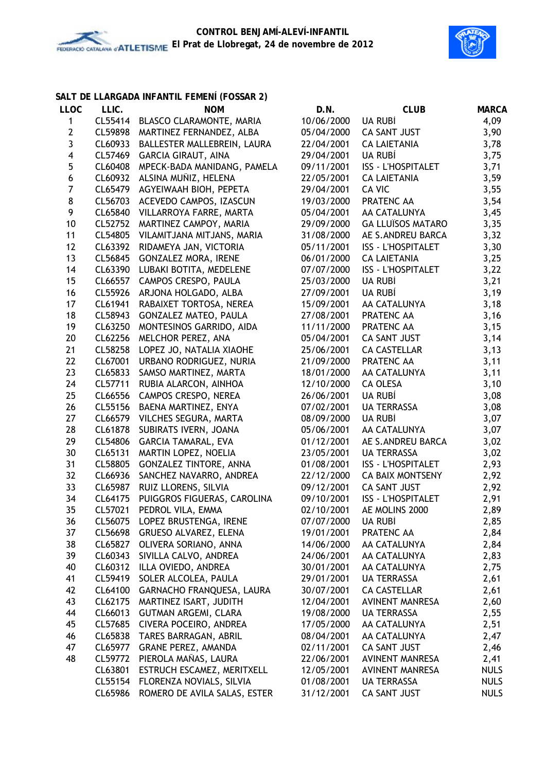**CONTROL BENJAMÍ-ALEVÍ-INFANTIL**
**El Prat de Llobregat, 24 de novembre de 2012**

## SALT DE LLARGADA INFANTIL FEMENÍ (FOSSAR 2)

| LLOC | LLIC. | NOM | D.N. | CLUB | MARCA |
|---|---|---|---|---|---|
| 1 | CL55414 | BLASCO CLARAMONTE, MARIA | 10/06/2000 | UA RUBÍ | 4,09 |
| 2 | CL59898 | MARTINEZ FERNANDEZ, ALBA | 05/04/2000 | CA SANT JUST | 3,90 |
| 3 | CL60933 | BALLESTER MALLEBREIN, LAURA | 22/04/2001 | CA LAIETANIA | 3,78 |
| 4 | CL57469 | GARCIA GIRAUT, AINA | 29/04/2001 | UA RUBÍ | 3,75 |
| 5 | CL60408 | MPECK-BADA MANIDANG, PAMELA | 09/11/2001 | ISS - L'HOSPITALET | 3,71 |
| 6 | CL60932 | ALSINA MUÑIZ, HELENA | 22/05/2001 | CA LAIETANIA | 3,59 |
| 7 | CL65479 | AGYEIWAAH BIOH, PEPETA | 29/04/2001 | CA VIC | 3,55 |
| 8 | CL56703 | ACEVEDO CAMPOS, IZASCUN | 19/03/2000 | PRATENC AA | 3,54 |
| 9 | CL65840 | VILLARROYA FARRE, MARTA | 05/04/2001 | AA CATALUNYA | 3,45 |
| 10 | CL52752 | MARTINEZ CAMPOY, MARIA | 29/09/2000 | GA LLUÏSOS MATARO | 3,35 |
| 11 | CL54805 | VILAMITJANA MITJANS, MARIA | 31/08/2000 | AE S.ANDREU BARCA | 3,32 |
| 12 | CL63392 | RIDAMEYA JAN, VICTORIA | 05/11/2001 | ISS - L'HOSPITALET | 3,30 |
| 13 | CL56845 | GONZALEZ MORA, IRENE | 06/01/2000 | CA LAIETANIA | 3,25 |
| 14 | CL63390 | LUBAKI BOTITA, MEDELENE | 07/07/2000 | ISS - L'HOSPITALET | 3,22 |
| 15 | CL66557 | CAMPOS CRESPO, PAULA | 25/03/2000 | UA RUBÍ | 3,21 |
| 16 | CL55926 | ARJONA HOLGADO, ALBA | 27/09/2001 | UA RUBÍ | 3,19 |
| 17 | CL61941 | RABAIXET TORTOSA, NEREA | 15/09/2001 | AA CATALUNYA | 3,18 |
| 18 | CL58943 | GONZALEZ MATEO, PAULA | 27/08/2001 | PRATENC AA | 3,16 |
| 19 | CL63250 | MONTESINOS GARRIDO, AIDA | 11/11/2000 | PRATENC AA | 3,15 |
| 20 | CL62256 | MELCHOR PEREZ, ANA | 05/04/2001 | CA SANT JUST | 3,14 |
| 21 | CL58258 | LOPEZ JO, NATALIA XIAOHE | 25/06/2001 | CA CASTELLAR | 3,13 |
| 22 | CL67001 | URBANO RODRIGUEZ, NURIA | 21/09/2000 | PRATENC AA | 3,11 |
| 23 | CL65833 | SAMSO MARTINEZ, MARTA | 18/01/2000 | AA CATALUNYA | 3,11 |
| 24 | CL57711 | RUBIA ALARCON, AINHOA | 12/10/2000 | CA OLESA | 3,10 |
| 25 | CL66556 | CAMPOS CRESPO, NEREA | 26/06/2001 | UA RUBÍ | 3,08 |
| 26 | CL55156 | BAENA MARTINEZ, ENYA | 07/02/2001 | UA TERRASSA | 3,08 |
| 27 | CL66579 | VILCHES SEGURA, MARTA | 08/09/2000 | UA RUBÍ | 3,07 |
| 28 | CL61878 | SUBIRATS IVERN, JOANA | 05/06/2001 | AA CATALUNYA | 3,07 |
| 29 | CL54806 | GARCIA TAMARAL, EVA | 01/12/2001 | AE S.ANDREU BARCA | 3,02 |
| 30 | CL65131 | MARTIN LOPEZ, NOELIA | 23/05/2001 | UA TERRASSA | 3,02 |
| 31 | CL58805 | GONZALEZ TINTORE, ANNA | 01/08/2001 | ISS - L'HOSPITALET | 2,93 |
| 32 | CL66936 | SANCHEZ NAVARRO, ANDREA | 22/12/2000 | CA BAIX MONTSENY | 2,92 |
| 33 | CL65987 | RUIZ LLORENS, SILVIA | 09/12/2001 | CA SANT JUST | 2,92 |
| 34 | CL64175 | PUIGGROS FIGUERAS, CAROLINA | 09/10/2001 | ISS - L'HOSPITALET | 2,91 |
| 35 | CL57021 | PEDROL VILA, EMMA | 02/10/2001 | AE MOLINS 2000 | 2,89 |
| 36 | CL56075 | LOPEZ BRUSTENGA, IRENE | 07/07/2000 | UA RUBÍ | 2,85 |
| 37 | CL56698 | GRUESO ALVAREZ, ELENA | 19/01/2001 | PRATENC AA | 2,84 |
| 38 | CL65827 | OLIVERA SORIANO, ANNA | 14/06/2000 | AA CATALUNYA | 2,84 |
| 39 | CL60343 | SIVILLA CALVO, ANDREA | 24/06/2001 | AA CATALUNYA | 2,83 |
| 40 | CL60312 | ILLA OVIEDO, ANDREA | 30/01/2001 | AA CATALUNYA | 2,75 |
| 41 | CL59419 | SOLER ALCOLEA, PAULA | 29/01/2001 | UA TERRASSA | 2,61 |
| 42 | CL64100 | GARNACHO FRANQUESA, LAURA | 30/07/2001 | CA CASTELLAR | 2,61 |
| 43 | CL62175 | MARTINEZ ISART, JUDITH | 12/04/2001 | AVINENT MANRESA | 2,60 |
| 44 | CL66013 | GUTMAN ARGEMI, CLARA | 19/08/2000 | UA TERRASSA | 2,55 |
| 45 | CL57685 | CIVERA POCEIRO, ANDREA | 17/05/2000 | AA CATALUNYA | 2,51 |
| 46 | CL65838 | TARES BARRAGAN, ABRIL | 08/04/2001 | AA CATALUNYA | 2,47 |
| 47 | CL65977 | GRANE PEREZ, AMANDA | 02/11/2001 | CA SANT JUST | 2,46 |
| 48 | CL59772 | PIEROLA MAÑAS, LAURA | 22/06/2001 | AVINENT MANRESA | 2,41 |
| | CL63801 | ESTRUCH ESCAMEZ, MERITXELL | 12/05/2001 | AVINENT MANRESA | NULS |
| | CL55154 | FLORENZA NOVIALS, SILVIA | 01/08/2001 | UA TERRASSA | NULS |
| | CL65986 | ROMERO DE AVILA SALAS, ESTER | 31/12/2001 | CA SANT JUST | NULS |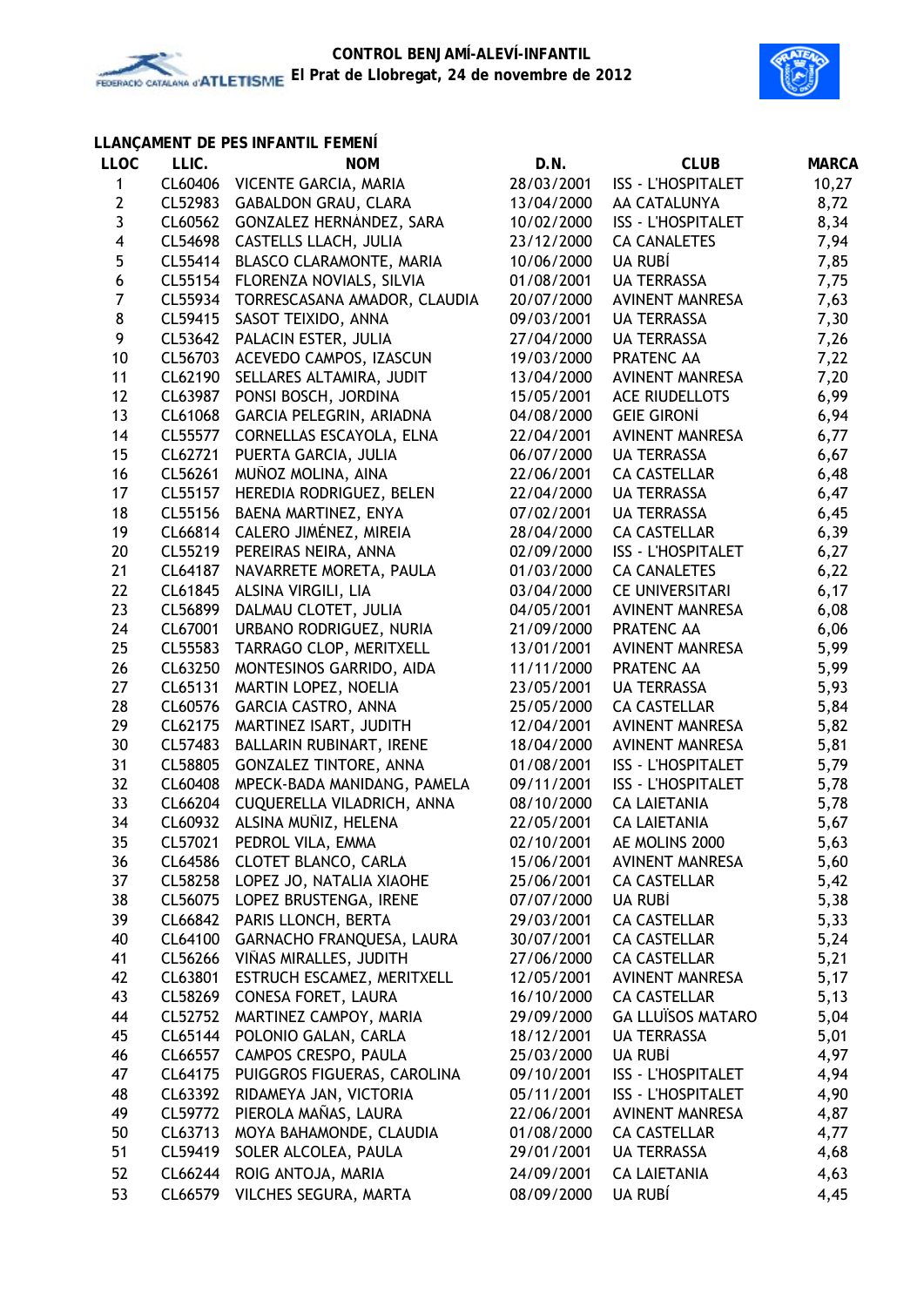**CONTROL BENJAMÍ-ALEVÍ-INFANTIL**
**El Prat de Llobregat, 24 de novembre de 2012**

### LLANÇAMENT DE PES INFANTIL FEMENÍ

| LLOC | LLIC. | NOM | D.N. | CLUB | MARCA |
|---|---|---|---|---|---|
| 1 | CL60406 | VICENTE GARCIA, MARIA | 28/03/2001 | ISS - L'HOSPITALET | 10,27 |
| 2 | CL52983 | GABALDON GRAU, CLARA | 13/04/2000 | AA CATALUNYA | 8,72 |
| 3 | CL60562 | GONZALEZ HERNÁNDEZ, SARA | 10/02/2000 | ISS - L'HOSPITALET | 8,34 |
| 4 | CL54698 | CASTELLS LLACH, JULIA | 23/12/2000 | CA CANALETES | 7,94 |
| 5 | CL55414 | BLASCO CLARAMONTE, MARIA | 10/06/2000 | UA RUBÍ | 7,85 |
| 6 | CL55154 | FLORENZA NOVIALS, SILVIA | 01/08/2001 | UA TERRASSA | 7,75 |
| 7 | CL55934 | TORRESCASANA AMADOR, CLAUDIA | 20/07/2000 | AVINENT MANRESA | 7,63 |
| 8 | CL59415 | SASOT TEIXIDO, ANNA | 09/03/2001 | UA TERRASSA | 7,30 |
| 9 | CL53642 | PALACIN ESTER, JULIA | 27/04/2000 | UA TERRASSA | 7,26 |
| 10 | CL56703 | ACEVEDO CAMPOS, IZASCUN | 19/03/2000 | PRATENC AA | 7,22 |
| 11 | CL62190 | SELLARES ALTAMIRA, JUDIT | 13/04/2000 | AVINENT MANRESA | 7,20 |
| 12 | CL63987 | PONSI BOSCH, JORDINA | 15/05/2001 | ACE RIUDELLOTS | 6,99 |
| 13 | CL61068 | GARCIA PELEGRIN, ARIADNA | 04/08/2000 | GEIE GIRONÍ | 6,94 |
| 14 | CL55577 | CORNELLAS ESCAYOLA, ELNA | 22/04/2001 | AVINENT MANRESA | 6,77 |
| 15 | CL62721 | PUERTA GARCIA, JULIA | 06/07/2000 | UA TERRASSA | 6,67 |
| 16 | CL56261 | MUÑOZ MOLINA, AINA | 22/06/2001 | CA CASTELLAR | 6,48 |
| 17 | CL55157 | HEREDIA RODRIGUEZ, BELEN | 22/04/2000 | UA TERRASSA | 6,47 |
| 18 | CL55156 | BAENA MARTINEZ, ENYA | 07/02/2001 | UA TERRASSA | 6,45 |
| 19 | CL66814 | CALERO JIMÉNEZ, MIREIA | 28/04/2000 | CA CASTELLAR | 6,39 |
| 20 | CL55219 | PEREIRAS NEIRA, ANNA | 02/09/2000 | ISS - L'HOSPITALET | 6,27 |
| 21 | CL64187 | NAVARRETE MORETA, PAULA | 01/03/2000 | CA CANALETES | 6,22 |
| 22 | CL61845 | ALSINA VIRGILI, LIA | 03/04/2000 | CE UNIVERSITARI | 6,17 |
| 23 | CL56899 | DALMAU CLOTET, JULIA | 04/05/2001 | AVINENT MANRESA | 6,08 |
| 24 | CL67001 | URBANO RODRIGUEZ, NURIA | 21/09/2000 | PRATENC AA | 6,06 |
| 25 | CL55583 | TARRAGO CLOP, MERITXELL | 13/01/2001 | AVINENT MANRESA | 5,99 |
| 26 | CL63250 | MONTESINOS GARRIDO, AIDA | 11/11/2000 | PRATENC AA | 5,99 |
| 27 | CL65131 | MARTIN LOPEZ, NOELIA | 23/05/2001 | UA TERRASSA | 5,93 |
| 28 | CL60576 | GARCIA CASTRO, ANNA | 25/05/2000 | CA CASTELLAR | 5,84 |
| 29 | CL62175 | MARTINEZ ISART, JUDITH | 12/04/2001 | AVINENT MANRESA | 5,82 |
| 30 | CL57483 | BALLARIN RUBINART, IRENE | 18/04/2000 | AVINENT MANRESA | 5,81 |
| 31 | CL58805 | GONZALEZ TINTORE, ANNA | 01/08/2001 | ISS - L'HOSPITALET | 5,79 |
| 32 | CL60408 | MPECK-BADA MANIDANG, PAMELA | 09/11/2001 | ISS - L'HOSPITALET | 5,78 |
| 33 | CL66204 | CUQUERELLA VILADRICH, ANNA | 08/10/2000 | CA LAIETANIA | 5,78 |
| 34 | CL60932 | ALSINA MUÑIZ, HELENA | 22/05/2001 | CA LAIETANIA | 5,67 |
| 35 | CL57021 | PEDROL VILA, EMMA | 02/10/2001 | AE MOLINS 2000 | 5,63 |
| 36 | CL64586 | CLOTET BLANCO, CARLA | 15/06/2001 | AVINENT MANRESA | 5,60 |
| 37 | CL58258 | LOPEZ JO, NATALIA XIAOHE | 25/06/2001 | CA CASTELLAR | 5,42 |
| 38 | CL56075 | LOPEZ BRUSTENGA, IRENE | 07/07/2000 | UA RUBÍ | 5,38 |
| 39 | CL66842 | PARIS LLONCH, BERTA | 29/03/2001 | CA CASTELLAR | 5,33 |
| 40 | CL64100 | GARNACHO FRANQUESA, LAURA | 30/07/2001 | CA CASTELLAR | 5,24 |
| 41 | CL56266 | VIÑAS MIRALLES, JUDITH | 27/06/2000 | CA CASTELLAR | 5,21 |
| 42 | CL63801 | ESTRUCH ESCAMEZ, MERITXELL | 12/05/2001 | AVINENT MANRESA | 5,17 |
| 43 | CL58269 | CONESA FORET, LAURA | 16/10/2000 | CA CASTELLAR | 5,13 |
| 44 | CL52752 | MARTINEZ CAMPOY, MARIA | 29/09/2000 | GA LLUÏSOS MATARO | 5,04 |
| 45 | CL65144 | POLONIO GALAN, CARLA | 18/12/2001 | UA TERRASSA | 5,01 |
| 46 | CL66557 | CAMPOS CRESPO, PAULA | 25/03/2000 | UA RUBÍ | 4,97 |
| 47 | CL64175 | PUIGGROS FIGUERAS, CAROLINA | 09/10/2001 | ISS - L'HOSPITALET | 4,94 |
| 48 | CL63392 | RIDAMEYA JAN, VICTORIA | 05/11/2001 | ISS - L'HOSPITALET | 4,90 |
| 49 | CL59772 | PIEROLA MAÑAS, LAURA | 22/06/2001 | AVINENT MANRESA | 4,87 |
| 50 | CL63713 | MOYA BAHAMONDE, CLAUDIA | 01/08/2000 | CA CASTELLAR | 4,77 |
| 51 | CL59419 | SOLER ALCOLEA, PAULA | 29/01/2001 | UA TERRASSA | 4,68 |
| 52 | CL66244 | ROIG ANTOJA, MARIA | 24/09/2001 | CA LAIETANIA | 4,63 |
| 53 | CL66579 | VILCHES SEGURA, MARTA | 08/09/2000 | UA RUBÍ | 4,45 |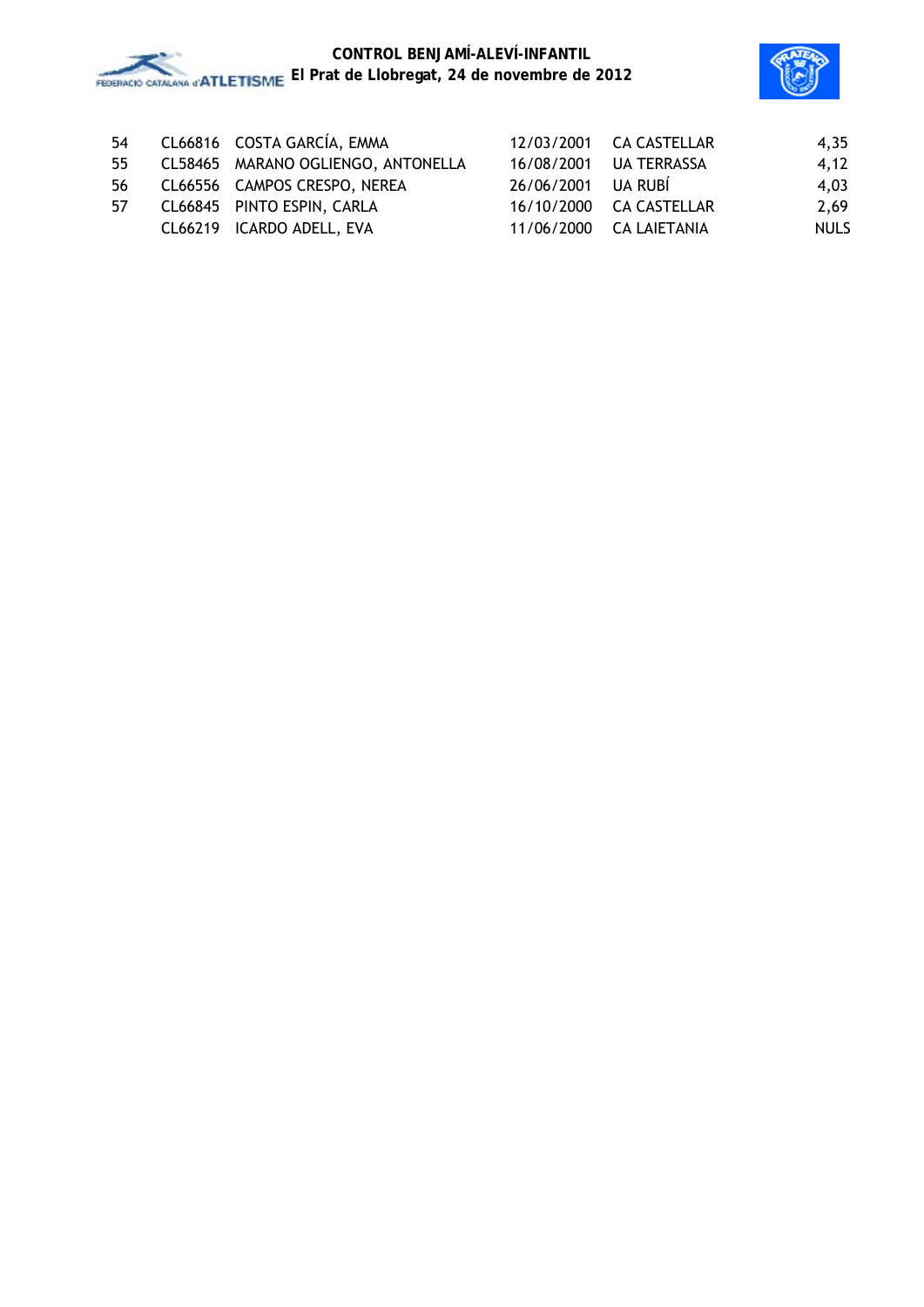| 54 | CL66816 | COSTA GARCÍA, EMMA | 12/03/2001 | CA CASTELLAR | 4,35 |
|---|---|---|---|---|---|
| 55 | CL58465 | MARANO OGLIENGO, ANTONELLA | 16/08/2001 | UA TERRASSA | 4,12 |
| 56 | CL66556 | CAMPOS CRESPO, NEREA | 26/06/2001 | UA RUBÍ | 4,03 |
| 57 | CL66845 | PINTO ESPIN, CARLA | 16/10/2000 | CA CASTELLAR | 2,69 |
| | CL66219 | ICARDO ADELL, EVA | 11/06/2000 | CA LAIETANIA | NULS |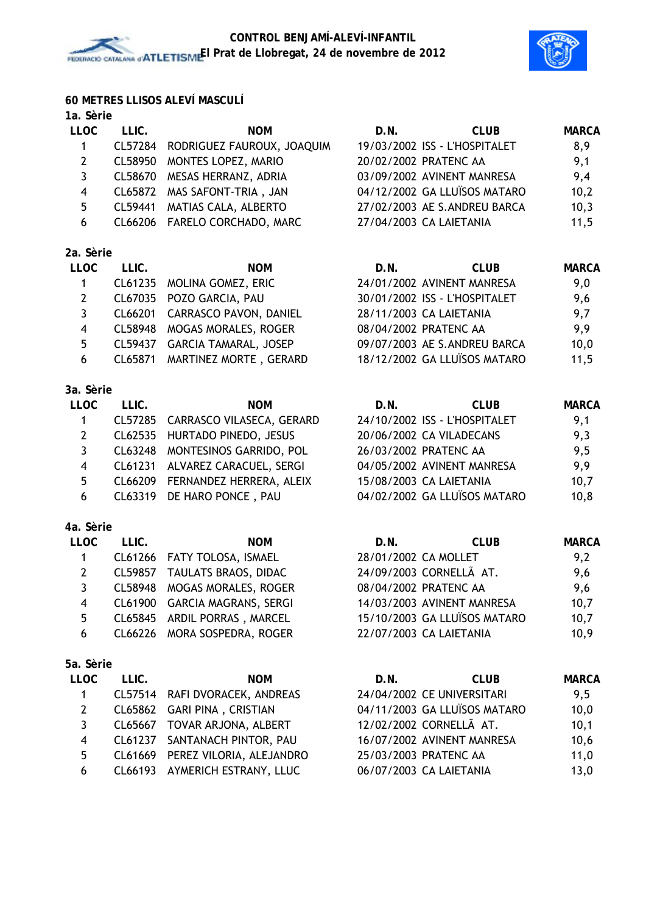# CONTROL BENJAMÍ-ALEVÍ-INFANTIL

**El Prat de Llobregat, 24 de novembre de 2012**

## 60 METRES LLISOS ALEVÍ MASCULÍ

### 1a. Sèrie

| LLOC | LLIC. | NOM | D.N. | CLUB | MARCA |
|---|---|---|---|---|---|
| 1 | CL57284 | RODRIGUEZ FAUROUX, JOAQUIM | 19/03/2002 | ISS - L'HOSPITALET | 8,9 |
| 2 | CL58950 | MONTES LOPEZ, MARIO | 20/02/2002 | PRATENC AA | 9,1 |
| 3 | CL58670 | MESAS HERRANZ, ADRIA | 03/09/2002 | AVINENT MANRESA | 9,4 |
| 4 | CL65872 | MAS SAFONT-TRIA , JAN | 04/12/2002 | GA LLUÏSOS MATARO | 10,2 |
| 5 | CL59441 | MATIAS CALA, ALBERTO | 27/02/2003 | AE S.ANDREU BARCA | 10,3 |
| 6 | CL66206 | FARELO CORCHADO, MARC | 27/04/2003 | CA LAIETANIA | 11,5 |

### 2a. Sèrie

| LLOC | LLIC. | NOM | D.N. | CLUB | MARCA |
|---|---|---|---|---|---|
| 1 | CL61235 | MOLINA GOMEZ, ERIC | 24/01/2002 | AVINENT MANRESA | 9,0 |
| 2 | CL67035 | POZO GARCIA, PAU | 30/01/2002 | ISS - L'HOSPITALET | 9,6 |
| 3 | CL66201 | CARRASCO PAVON, DANIEL | 28/11/2003 | CA LAIETANIA | 9,7 |
| 4 | CL58948 | MOGAS MORALES, ROGER | 08/04/2002 | PRATENC AA | 9,9 |
| 5 | CL59437 | GARCIA TAMARAL, JOSEP | 09/07/2003 | AE S.ANDREU BARCA | 10,0 |
| 6 | CL65871 | MARTINEZ MORTE , GERARD | 18/12/2002 | GA LLUÏSOS MATARO | 11,5 |

### 3a. Sèrie

| LLOC | LLIC. | NOM | D.N. | CLUB | MARCA |
|---|---|---|---|---|---|
| 1 | CL57285 | CARRASCO VILASECA, GERARD | 24/10/2002 | ISS - L'HOSPITALET | 9,1 |
| 2 | CL62535 | HURTADO PINEDO, JESUS | 20/06/2002 | CA VILADECANS | 9,3 |
| 3 | CL63248 | MONTESINOS GARRIDO, POL | 26/03/2002 | PRATENC AA | 9,5 |
| 4 | CL61231 | ALVAREZ CARACUEL, SERGI | 04/05/2002 | AVINENT MANRESA | 9,9 |
| 5 | CL66209 | FERNANDEZ HERRERA, ALEIX | 15/08/2003 | CA LAIETANIA | 10,7 |
| 6 | CL63319 | DE HARO PONCE , PAU | 04/02/2002 | GA LLUÏSOS MATARO | 10,8 |

### 4a. Sèrie

| LLOC | LLIC. | NOM | D.N. | CLUB | MARCA |
|---|---|---|---|---|---|
| 1 | CL61266 | FATY TOLOSA, ISMAEL | 28/01/2002 | CA MOLLET | 9,2 |
| 2 | CL59857 | TAULATS BRAOS, DIDAC | 24/09/2003 | CORNELLÃ AT. | 9,6 |
| 3 | CL58948 | MOGAS MORALES, ROGER | 08/04/2002 | PRATENC AA | 9,6 |
| 4 | CL61900 | GARCIA MAGRANS, SERGI | 14/03/2003 | AVINENT MANRESA | 10,7 |
| 5 | CL65845 | ARDIL PORRAS , MARCEL | 15/10/2003 | GA LLUÏSOS MATARO | 10,7 |
| 6 | CL66226 | MORA SOSPEDRA, ROGER | 22/07/2003 | CA LAIETANIA | 10,9 |

### 5a. Sèrie

| LLOC | LLIC. | NOM | D.N. | CLUB | MARCA |
|---|---|---|---|---|---|
| 1 | CL57514 | RAFI DVORACEK, ANDREAS | 24/04/2002 | CE UNIVERSITARI | 9,5 |
| 2 | CL65862 | GARI PINA , CRISTIAN | 04/11/2003 | GA LLUÏSOS MATARO | 10,0 |
| 3 | CL65667 | TOVAR ARJONA, ALBERT | 12/02/2002 | CORNELLÃ AT. | 10,1 |
| 4 | CL61237 | SANTANACH PINTOR, PAU | 16/07/2002 | AVINENT MANRESA | 10,6 |
| 5 | CL61669 | PEREZ VILORIA, ALEJANDRO | 25/03/2003 | PRATENC AA | 11,0 |
| 6 | CL66193 | AYMERICH ESTRANY, LLUC | 06/07/2003 | CA LAIETANIA | 13,0 |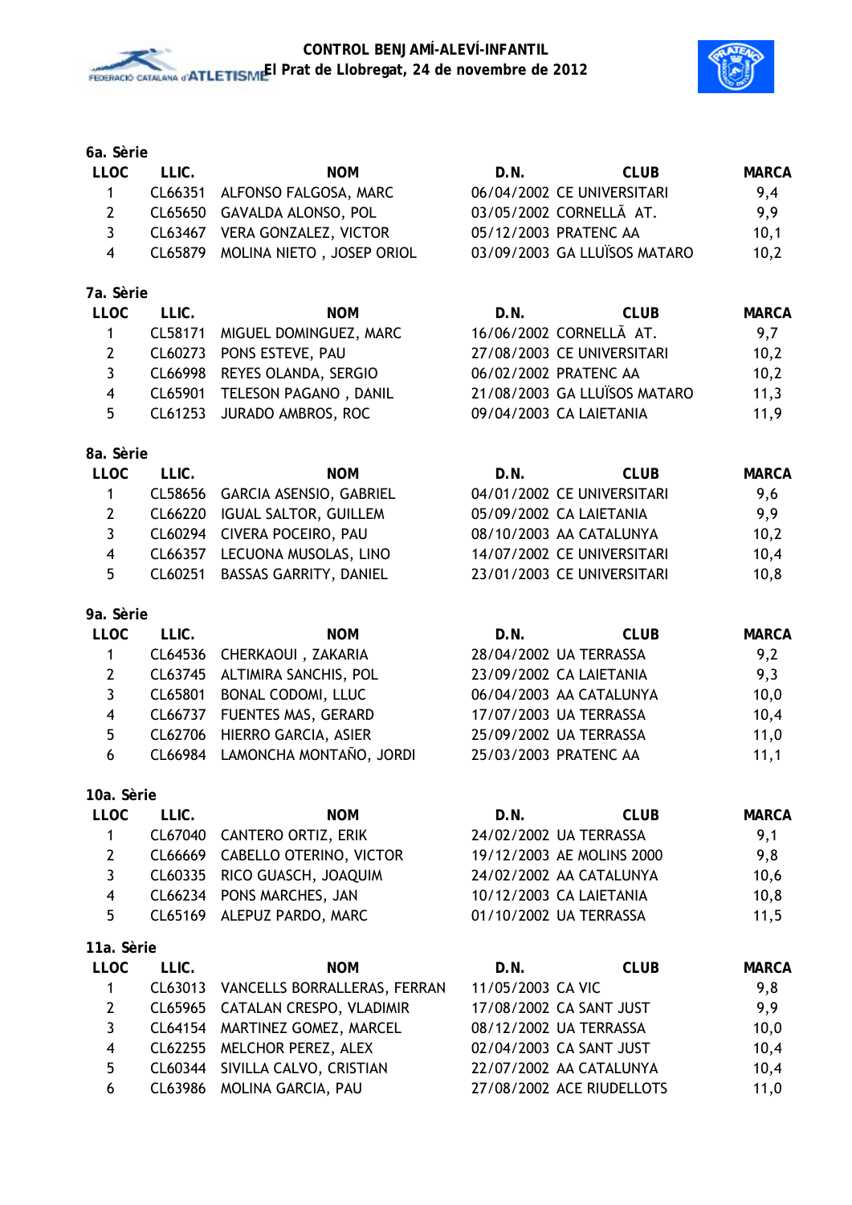**CONTROL BENJAMÍ-ALEVÍ-INFANTIL**
**El Prat de Llobregat, 24 de novembre de 2012**

### 6a. Sèrie

| LLOC | LLIC. | NOM | D.N. | CLUB | MARCA |
|---|---|---|---|---|---|
| 1 | CL66351 | ALFONSO FALGOSA, MARC | 06/04/2002 | CE UNIVERSITARI | 9,4 |
| 2 | CL65650 | GAVALDA ALONSO, POL | 03/05/2002 | CORNELLÃ AT. | 9,9 |
| 3 | CL63467 | VERA GONZALEZ, VICTOR | 05/12/2003 | PRATENC AA | 10,1 |
| 4 | CL65879 | MOLINA NIETO , JOSEP ORIOL | 03/09/2003 | GA LLUÏSOS MATARO | 10,2 |

### 7a. Sèrie

| LLOC | LLIC. | NOM | D.N. | CLUB | MARCA |
|---|---|---|---|---|---|
| 1 | CL58171 | MIGUEL DOMINGUEZ, MARC | 16/06/2002 | CORNELLÃ AT. | 9,7 |
| 2 | CL60273 | PONS ESTEVE, PAU | 27/08/2003 | CE UNIVERSITARI | 10,2 |
| 3 | CL66998 | REYES OLANDA, SERGIO | 06/02/2002 | PRATENC AA | 10,2 |
| 4 | CL65901 | TELESON PAGANO , DANIL | 21/08/2003 | GA LLUÏSOS MATARO | 11,3 |
| 5 | CL61253 | JURADO AMBROS, ROC | 09/04/2003 | CA LAIETANIA | 11,9 |

### 8a. Sèrie

| LLOC | LLIC. | NOM | D.N. | CLUB | MARCA |
|---|---|---|---|---|---|
| 1 | CL58656 | GARCIA ASENSIO, GABRIEL | 04/01/2002 | CE UNIVERSITARI | 9,6 |
| 2 | CL66220 | IGUAL SALTOR, GUILLEM | 05/09/2002 | CA LAIETANIA | 9,9 |
| 3 | CL60294 | CIVERA POCEIRO, PAU | 08/10/2003 | AA CATALUNYA | 10,2 |
| 4 | CL66357 | LECUONA MUSOLAS, LINO | 14/07/2002 | CE UNIVERSITARI | 10,4 |
| 5 | CL60251 | BASSAS GARRITY, DANIEL | 23/01/2003 | CE UNIVERSITARI | 10,8 |

### 9a. Sèrie

| LLOC | LLIC. | NOM | D.N. | CLUB | MARCA |
|---|---|---|---|---|---|
| 1 | CL64536 | CHERKAOUI , ZAKARIA | 28/04/2002 | UA TERRASSA | 9,2 |
| 2 | CL63745 | ALTIMIRA SANCHIS, POL | 23/09/2002 | CA LAIETANIA | 9,3 |
| 3 | CL65801 | BONAL CODOMI, LLUC | 06/04/2003 | AA CATALUNYA | 10,0 |
| 4 | CL66737 | FUENTES MAS, GERARD | 17/07/2003 | UA TERRASSA | 10,4 |
| 5 | CL62706 | HIERRO GARCIA, ASIER | 25/09/2002 | UA TERRASSA | 11,0 |
| 6 | CL66984 | LAMONCHA MONTAÑO, JORDI | 25/03/2003 | PRATENC AA | 11,1 |

### 10a. Sèrie

| LLOC | LLIC. | NOM | D.N. | CLUB | MARCA |
|---|---|---|---|---|---|
| 1 | CL67040 | CANTERO ORTIZ, ERIK | 24/02/2002 | UA TERRASSA | 9,1 |
| 2 | CL66669 | CABELLO OTERINO, VICTOR | 19/12/2003 | AE MOLINS 2000 | 9,8 |
| 3 | CL60335 | RICO GUASCH, JOAQUIM | 24/02/2002 | AA CATALUNYA | 10,6 |
| 4 | CL66234 | PONS MARCHES, JAN | 10/12/2003 | CA LAIETANIA | 10,8 |
| 5 | CL65169 | ALEPUZ PARDO, MARC | 01/10/2002 | UA TERRASSA | 11,5 |

### 11a. Sèrie

| LLOC | LLIC. | NOM | D.N. | CLUB | MARCA |
|---|---|---|---|---|---|
| 1 | CL63013 | VANCELLS BORRALLERAS, FERRAN | 11/05/2003 | CA VIC | 9,8 |
| 2 | CL65965 | CATALAN CRESPO, VLADIMIR | 17/08/2002 | CA SANT JUST | 9,9 |
| 3 | CL64154 | MARTINEZ GOMEZ, MARCEL | 08/12/2002 | UA TERRASSA | 10,0 |
| 4 | CL62255 | MELCHOR PEREZ, ALEX | 02/04/2003 | CA SANT JUST | 10,4 |
| 5 | CL60344 | SIVILLA CALVO, CRISTIAN | 22/07/2002 | AA CATALUNYA | 10,4 |
| 6 | CL63986 | MOLINA GARCIA, PAU | 27/08/2002 | ACE RIUDELLOTS | 11,0 |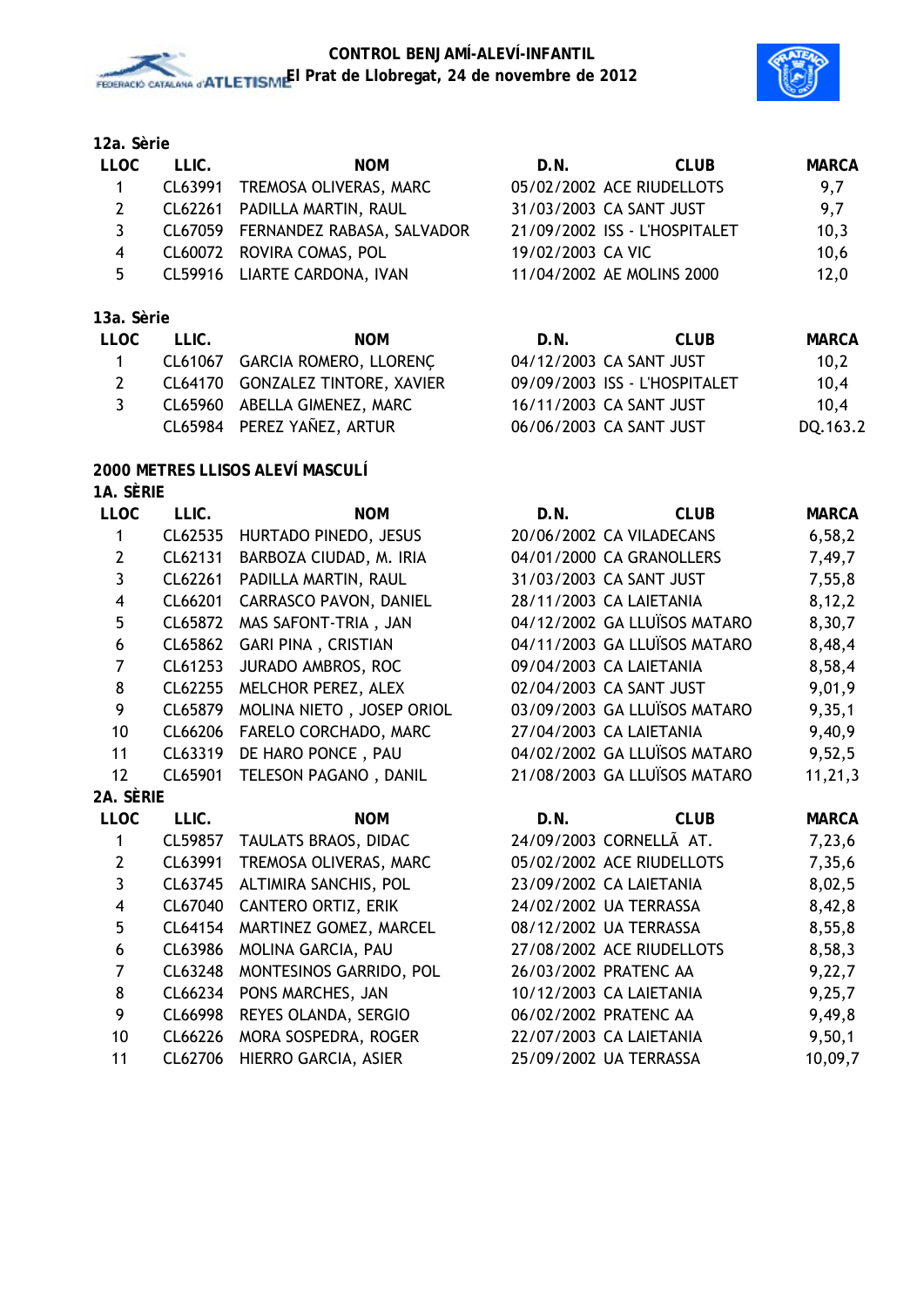### 12a. Sèrie

| LLOC | LLIC. | NOM | D.N. | CLUB | MARCA |
|---|---|---|---|---|---|
| 1 | CL63991 | TREMOSA OLIVERAS, MARC | 05/02/2002 | ACE RIUDELLOTS | 9,7 |
| 2 | CL62261 | PADILLA MARTIN, RAUL | 31/03/2003 | CA SANT JUST | 9,7 |
| 3 | CL67059 | FERNANDEZ RABASA, SALVADOR | 21/09/2002 | ISS - L'HOSPITALET | 10,3 |
| 4 | CL60072 | ROVIRA COMAS, POL | 19/02/2003 | CA VIC | 10,6 |
| 5 | CL59916 | LIARTE CARDONA, IVAN | 11/04/2002 | AE MOLINS 2000 | 12,0 |

### 13a. Sèrie

| LLOC | LLIC. | NOM | D.N. | CLUB | MARCA |
|---|---|---|---|---|---|
| 1 | CL61067 | GARCIA ROMERO, LLORENÇ | 04/12/2003 | CA SANT JUST | 10,2 |
| 2 | CL64170 | GONZALEZ TINTORE, XAVIER | 09/09/2003 | ISS - L'HOSPITALET | 10,4 |
| 3 | CL65960 | ABELLA GIMENEZ, MARC | 16/11/2003 | CA SANT JUST | 10,4 |
|  | CL65984 | PEREZ YAÑEZ, ARTUR | 06/06/2003 | CA SANT JUST | DQ.163.2 |

## 2000 METRES LLISOS ALEVÍ MASCULÍ

### 1A. SÈRIE

| LLOC | LLIC. | NOM | D.N. | CLUB | MARCA |
|---|---|---|---|---|---|
| 1 | CL62535 | HURTADO PINEDO, JESUS | 20/06/2002 | CA VILADECANS | 6,58,2 |
| 2 | CL62131 | BARBOZA CIUDAD, M. IRIA | 04/01/2000 | CA GRANOLLERS | 7,49,7 |
| 3 | CL62261 | PADILLA MARTIN, RAUL | 31/03/2003 | CA SANT JUST | 7,55,8 |
| 4 | CL66201 | CARRASCO PAVON, DANIEL | 28/11/2003 | CA LAIETANIA | 8,12,2 |
| 5 | CL65872 | MAS SAFONT-TRIA , JAN | 04/12/2002 | GA LLUÏSOS MATARO | 8,30,7 |
| 6 | CL65862 | GARI PINA , CRISTIAN | 04/11/2003 | GA LLUÏSOS MATARO | 8,48,4 |
| 7 | CL61253 | JURADO AMBROS, ROC | 09/04/2003 | CA LAIETANIA | 8,58,4 |
| 8 | CL62255 | MELCHOR PEREZ, ALEX | 02/04/2003 | CA SANT JUST | 9,01,9 |
| 9 | CL65879 | MOLINA NIETO , JOSEP ORIOL | 03/09/2003 | GA LLUÏSOS MATARO | 9,35,1 |
| 10 | CL66206 | FARELO CORCHADO, MARC | 27/04/2003 | CA LAIETANIA | 9,40,9 |
| 11 | CL63319 | DE HARO PONCE , PAU | 04/02/2002 | GA LLUÏSOS MATARO | 9,52,5 |
| 12 | CL65901 | TELESON PAGANO , DANIL | 21/08/2003 | GA LLUÏSOS MATARO | 11,21,3 |

### 2A. SÈRIE

| LLOC | LLIC. | NOM | D.N. | CLUB | MARCA |
|---|---|---|---|---|---|
| 1 | CL59857 | TAULATS BRAOS, DIDAC | 24/09/2003 | CORNELLÃ AT. | 7,23,6 |
| 2 | CL63991 | TREMOSA OLIVERAS, MARC | 05/02/2002 | ACE RIUDELLOTS | 7,35,6 |
| 3 | CL63745 | ALTIMIRA SANCHIS, POL | 23/09/2002 | CA LAIETANIA | 8,02,5 |
| 4 | CL67040 | CANTERO ORTIZ, ERIK | 24/02/2002 | UA TERRASSA | 8,42,8 |
| 5 | CL64154 | MARTINEZ GOMEZ, MARCEL | 08/12/2002 | UA TERRASSA | 8,55,8 |
| 6 | CL63986 | MOLINA GARCIA, PAU | 27/08/2002 | ACE RIUDELLOTS | 8,58,3 |
| 7 | CL63248 | MONTESINOS GARRIDO, POL | 26/03/2002 | PRATENC AA | 9,22,7 |
| 8 | CL66234 | PONS MARCHES, JAN | 10/12/2003 | CA LAIETANIA | 9,25,7 |
| 9 | CL66998 | REYES OLANDA, SERGIO | 06/02/2002 | PRATENC AA | 9,49,8 |
| 10 | CL66226 | MORA SOSPEDRA, ROGER | 22/07/2003 | CA LAIETANIA | 9,50,1 |
| 11 | CL62706 | HIERRO GARCIA, ASIER | 25/09/2002 | UA TERRASSA | 10,09,7 |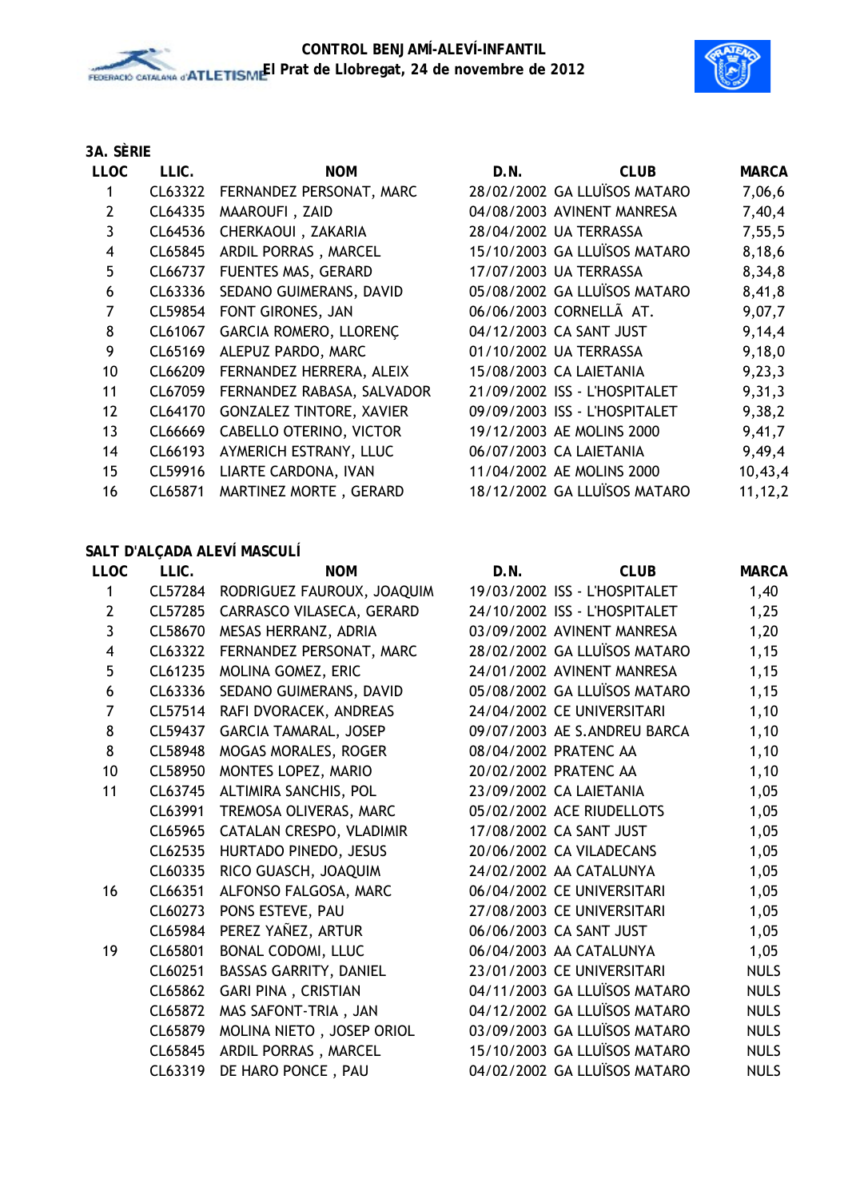**CONTROL BENJAMÍ-ALEVÍ-INFANTIL**
**El Prat de Llobregat, 24 de novembre de 2012**

### 3A. SÈRIE

| LLOC | LLIC. | NOM | D.N. | CLUB | MARCA |
|---|---|---|---|---|---|
| 1 | CL63322 | FERNANDEZ PERSONAT, MARC | 28/02/2002 | GA LLUÏSOS MATARO | 7,06,6 |
| 2 | CL64335 | MAAROUFI , ZAID | 04/08/2003 | AVINENT MANRESA | 7,40,4 |
| 3 | CL64536 | CHERKAOUI , ZAKARIA | 28/04/2002 | UA TERRASSA | 7,55,5 |
| 4 | CL65845 | ARDIL PORRAS , MARCEL | 15/10/2003 | GA LLUÏSOS MATARO | 8,18,6 |
| 5 | CL66737 | FUENTES MAS, GERARD | 17/07/2003 | UA TERRASSA | 8,34,8 |
| 6 | CL63336 | SEDANO GUIMERANS, DAVID | 05/08/2002 | GA LLUÏSOS MATARO | 8,41,8 |
| 7 | CL59854 | FONT GIRONES, JAN | 06/06/2003 | CORNELLÃ AT. | 9,07,7 |
| 8 | CL61067 | GARCIA ROMERO, LLORENÇ | 04/12/2003 | CA SANT JUST | 9,14,4 |
| 9 | CL65169 | ALEPUZ PARDO, MARC | 01/10/2002 | UA TERRASSA | 9,18,0 |
| 10 | CL66209 | FERNANDEZ HERRERA, ALEIX | 15/08/2003 | CA LAIETANIA | 9,23,3 |
| 11 | CL67059 | FERNANDEZ RABASA, SALVADOR | 21/09/2002 | ISS - L'HOSPITALET | 9,31,3 |
| 12 | CL64170 | GONZALEZ TINTORE, XAVIER | 09/09/2003 | ISS - L'HOSPITALET | 9,38,2 |
| 13 | CL66669 | CABELLO OTERINO, VICTOR | 19/12/2003 | AE MOLINS 2000 | 9,41,7 |
| 14 | CL66193 | AYMERICH ESTRANY, LLUC | 06/07/2003 | CA LAIETANIA | 9,49,4 |
| 15 | CL59916 | LIARTE CARDONA, IVAN | 11/04/2002 | AE MOLINS 2000 | 10,43,4 |
| 16 | CL65871 | MARTINEZ MORTE , GERARD | 18/12/2002 | GA LLUÏSOS MATARO | 11,12,2 |

### SALT D'ALÇADA ALEVÍ MASCULÍ

| LLOC | LLIC. | NOM | D.N. | CLUB | MARCA |
|---|---|---|---|---|---|
| 1 | CL57284 | RODRIGUEZ FAUROUX, JOAQUIM | 19/03/2002 | ISS - L'HOSPITALET | 1,40 |
| 2 | CL57285 | CARRASCO VILASECA, GERARD | 24/10/2002 | ISS - L'HOSPITALET | 1,25 |
| 3 | CL58670 | MESAS HERRANZ, ADRIA | 03/09/2002 | AVINENT MANRESA | 1,20 |
| 4 | CL63322 | FERNANDEZ PERSONAT, MARC | 28/02/2002 | GA LLUÏSOS MATARO | 1,15 |
| 5 | CL61235 | MOLINA GOMEZ, ERIC | 24/01/2002 | AVINENT MANRESA | 1,15 |
| 6 | CL63336 | SEDANO GUIMERANS, DAVID | 05/08/2002 | GA LLUÏSOS MATARO | 1,15 |
| 7 | CL57514 | RAFI DVORACEK, ANDREAS | 24/04/2002 | CE UNIVERSITARI | 1,10 |
| 8 | CL59437 | GARCIA TAMARAL, JOSEP | 09/07/2003 | AE S.ANDREU BARCA | 1,10 |
| 8 | CL58948 | MOGAS MORALES, ROGER | 08/04/2002 | PRATENC AA | 1,10 |
| 10 | CL58950 | MONTES LOPEZ, MARIO | 20/02/2002 | PRATENC AA | 1,10 |
| 11 | CL63745 | ALTIMIRA SANCHIS, POL | 23/09/2002 | CA LAIETANIA | 1,05 |
| | CL63991 | TREMOSA OLIVERAS, MARC | 05/02/2002 | ACE RIUDELLOTS | 1,05 |
| | CL65965 | CATALAN CRESPO, VLADIMIR | 17/08/2002 | CA SANT JUST | 1,05 |
| | CL62535 | HURTADO PINEDO, JESUS | 20/06/2002 | CA VILADECANS | 1,05 |
| | CL60335 | RICO GUASCH, JOAQUIM | 24/02/2002 | AA CATALUNYA | 1,05 |
| 16 | CL66351 | ALFONSO FALGOSA, MARC | 06/04/2002 | CE UNIVERSITARI | 1,05 |
| | CL60273 | PONS ESTEVE, PAU | 27/08/2003 | CE UNIVERSITARI | 1,05 |
| | CL65984 | PEREZ YAÑEZ, ARTUR | 06/06/2003 | CA SANT JUST | 1,05 |
| 19 | CL65801 | BONAL CODOMI, LLUC | 06/04/2003 | AA CATALUNYA | 1,05 |
| | CL60251 | BASSAS GARRITY, DANIEL | 23/01/2003 | CE UNIVERSITARI | NULS |
| | CL65862 | GARI PINA , CRISTIAN | 04/11/2003 | GA LLUÏSOS MATARO | NULS |
| | CL65872 | MAS SAFONT-TRIA , JAN | 04/12/2002 | GA LLUÏSOS MATARO | NULS |
| | CL65879 | MOLINA NIETO , JOSEP ORIOL | 03/09/2003 | GA LLUÏSOS MATARO | NULS |
| | CL65845 | ARDIL PORRAS , MARCEL | 15/10/2003 | GA LLUÏSOS MATARO | NULS |
| | CL63319 | DE HARO PONCE , PAU | 04/02/2002 | GA LLUÏSOS MATARO | NULS |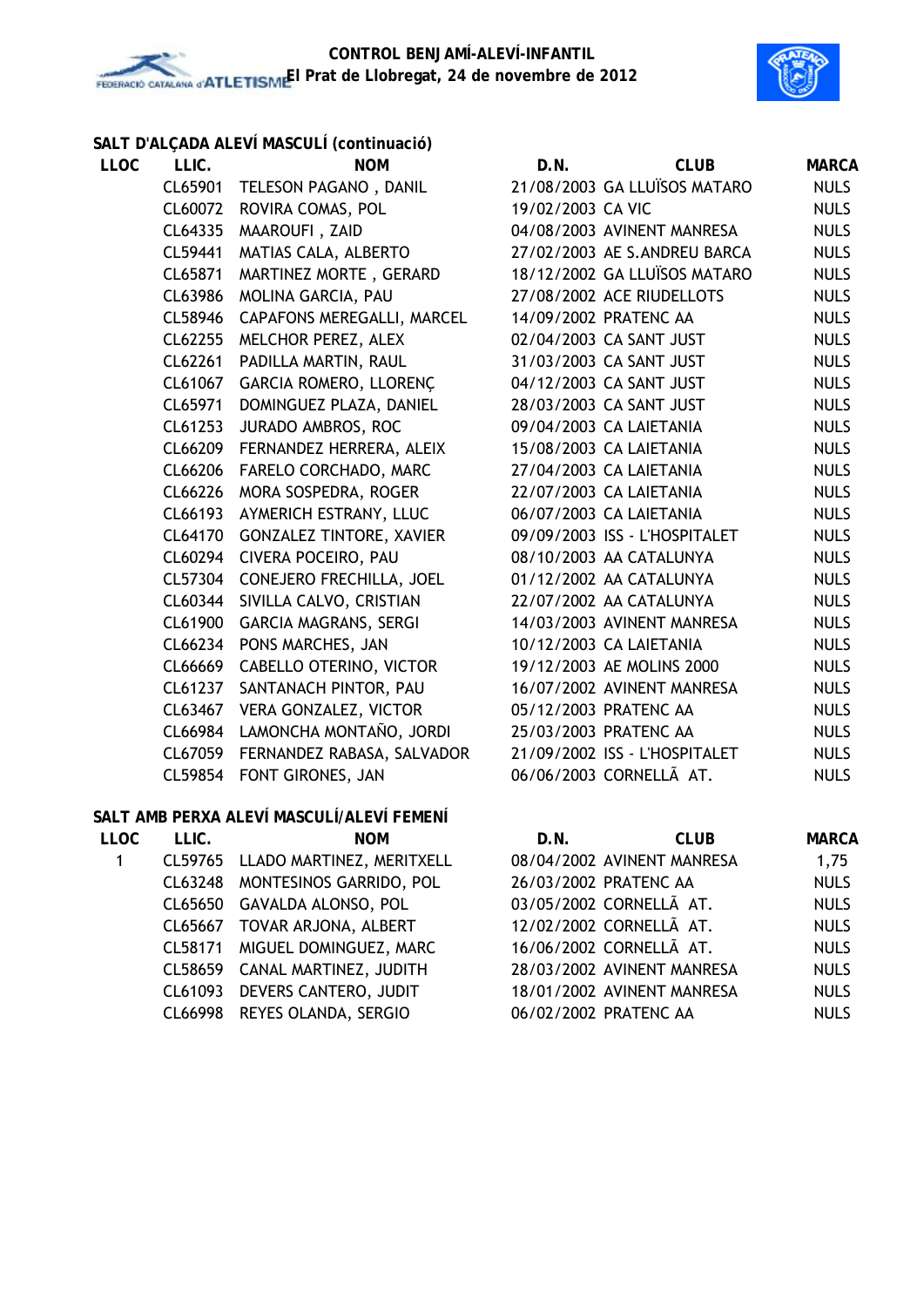## SALT D'ALÇADA ALEVÍ MASCULÍ (continuació)

| LLOC | LLIC. | NOM | D.N. | CLUB | MARCA |
|---|---|---|---|---|---|
| | CL65901 | TELESON PAGANO , DANIL | 21/08/2003 | GA LLUÏSOS MATARO | NULS |
| | CL60072 | ROVIRA COMAS, POL | 19/02/2003 | CA VIC | NULS |
| | CL64335 | MAAROUFI , ZAID | 04/08/2003 | AVINENT MANRESA | NULS |
| | CL59441 | MATIAS CALA, ALBERTO | 27/02/2003 | AE S.ANDREU BARCA | NULS |
| | CL65871 | MARTINEZ MORTE , GERARD | 18/12/2002 | GA LLUÏSOS MATARO | NULS |
| | CL63986 | MOLINA GARCIA, PAU | 27/08/2002 | ACE RIUDELLOTS | NULS |
| | CL58946 | CAPAFONS MEREGALLI, MARCEL | 14/09/2002 | PRATENC AA | NULS |
| | CL62255 | MELCHOR PEREZ, ALEX | 02/04/2003 | CA SANT JUST | NULS |
| | CL62261 | PADILLA MARTIN, RAUL | 31/03/2003 | CA SANT JUST | NULS |
| | CL61067 | GARCIA ROMERO, LLORENÇ | 04/12/2003 | CA SANT JUST | NULS |
| | CL65971 | DOMINGUEZ PLAZA, DANIEL | 28/03/2003 | CA SANT JUST | NULS |
| | CL61253 | JURADO AMBROS, ROC | 09/04/2003 | CA LAIETANIA | NULS |
| | CL66209 | FERNANDEZ HERRERA, ALEIX | 15/08/2003 | CA LAIETANIA | NULS |
| | CL66206 | FARELO CORCHADO, MARC | 27/04/2003 | CA LAIETANIA | NULS |
| | CL66226 | MORA SOSPEDRA, ROGER | 22/07/2003 | CA LAIETANIA | NULS |
| | CL66193 | AYMERICH ESTRANY, LLUC | 06/07/2003 | CA LAIETANIA | NULS |
| | CL64170 | GONZALEZ TINTORE, XAVIER | 09/09/2003 | ISS - L'HOSPITALET | NULS |
| | CL60294 | CIVERA POCEIRO, PAU | 08/10/2003 | AA CATALUNYA | NULS |
| | CL57304 | CONEJERO FRECHILLA, JOEL | 01/12/2002 | AA CATALUNYA | NULS |
| | CL60344 | SIVILLA CALVO, CRISTIAN | 22/07/2002 | AA CATALUNYA | NULS |
| | CL61900 | GARCIA MAGRANS, SERGI | 14/03/2003 | AVINENT MANRESA | NULS |
| | CL66234 | PONS MARCHES, JAN | 10/12/2003 | CA LAIETANIA | NULS |
| | CL66669 | CABELLO OTERINO, VICTOR | 19/12/2003 | AE MOLINS 2000 | NULS |
| | CL61237 | SANTANACH PINTOR, PAU | 16/07/2002 | AVINENT MANRESA | NULS |
| | CL63467 | VERA GONZALEZ, VICTOR | 05/12/2003 | PRATENC AA | NULS |
| | CL66984 | LAMONCHA MONTAÑO, JORDI | 25/03/2003 | PRATENC AA | NULS |
| | CL67059 | FERNANDEZ RABASA, SALVADOR | 21/09/2002 | ISS - L'HOSPITALET | NULS |
| | CL59854 | FONT GIRONES, JAN | 06/06/2003 | CORNELLÃ AT. | NULS |

## SALT AMB PERXA ALEVÍ MASCULÍ/ALEVÍ FEMENÍ

| LLOC | LLIC. | NOM | D.N. | CLUB | MARCA |
|---|---|---|---|---|---|
| 1 | CL59765 | LLADO MARTINEZ, MERITXELL | 08/04/2002 | AVINENT MANRESA | 1,75 |
| | CL63248 | MONTESINOS GARRIDO, POL | 26/03/2002 | PRATENC AA | NULS |
| | CL65650 | GAVALDA ALONSO, POL | 03/05/2002 | CORNELLÃ AT. | NULS |
| | CL65667 | TOVAR ARJONA, ALBERT | 12/02/2002 | CORNELLÃ AT. | NULS |
| | CL58171 | MIGUEL DOMINGUEZ, MARC | 16/06/2002 | CORNELLÃ AT. | NULS |
| | CL58659 | CANAL MARTINEZ, JUDITH | 28/03/2002 | AVINENT MANRESA | NULS |
| | CL61093 | DEVERS CANTERO, JUDIT | 18/01/2002 | AVINENT MANRESA | NULS |
| | CL66998 | REYES OLANDA, SERGIO | 06/02/2002 | PRATENC AA | NULS |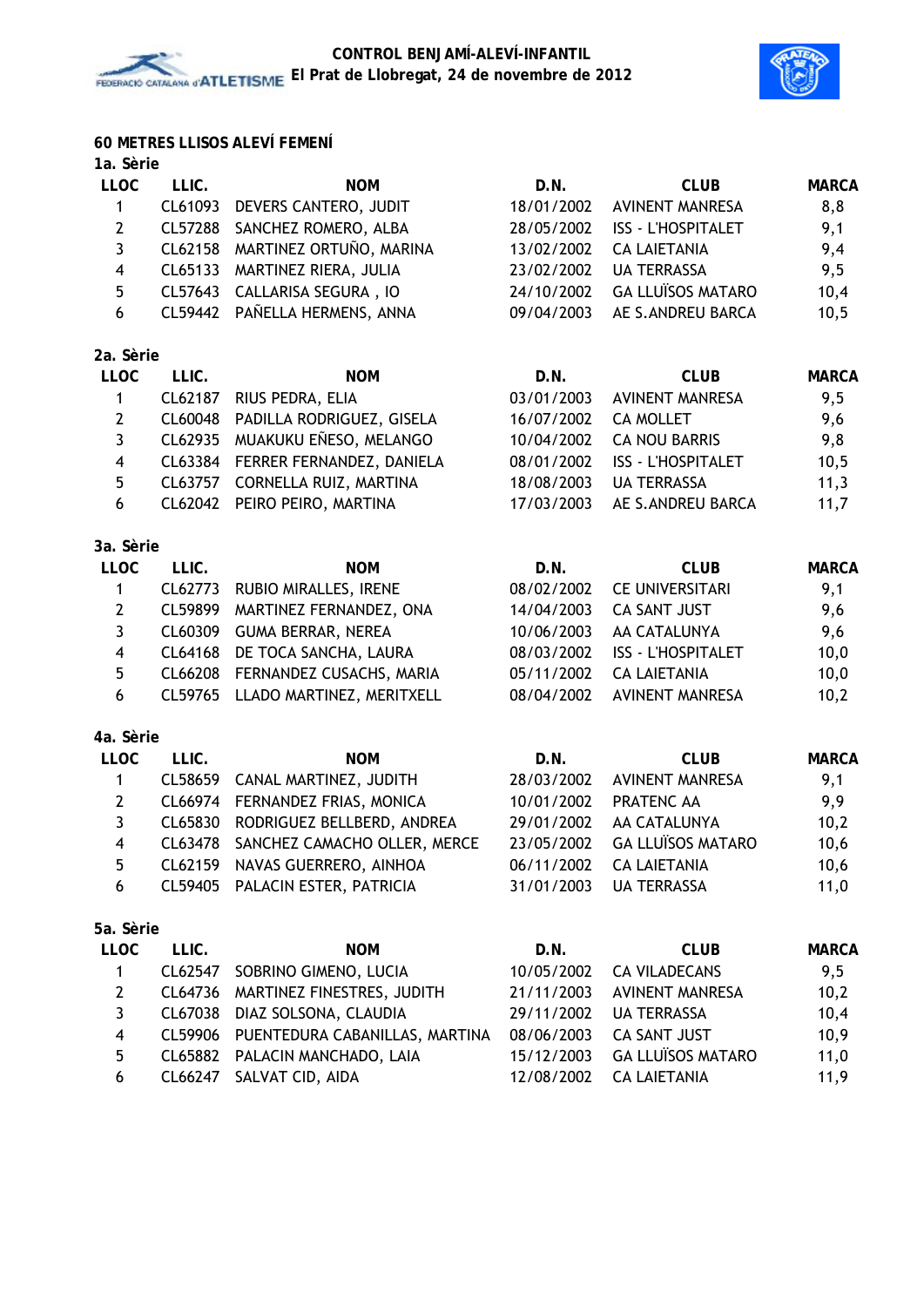## 60 METRES LLISOS ALEVÍ FEMENÍ

### 1a. Sèrie

| LLOC | LLIC. | NOM | D.N. | CLUB | MARCA |
|---|---|---|---|---|---|
| 1 | CL61093 | DEVERS CANTERO, JUDIT | 18/01/2002 | AVINENT MANRESA | 8,8 |
| 2 | CL57288 | SANCHEZ ROMERO, ALBA | 28/05/2002 | ISS - L'HOSPITALET | 9,1 |
| 3 | CL62158 | MARTINEZ ORTUÑO, MARINA | 13/02/2002 | CA LAIETANIA | 9,4 |
| 4 | CL65133 | MARTINEZ RIERA, JULIA | 23/02/2002 | UA TERRASSA | 9,5 |
| 5 | CL57643 | CALLARISA SEGURA , IO | 24/10/2002 | GA LLUÏSOS MATARO | 10,4 |
| 6 | CL59442 | PAÑELLA HERMENS, ANNA | 09/04/2003 | AE S.ANDREU BARCA | 10,5 |

### 2a. Sèrie

| LLOC | LLIC. | NOM | D.N. | CLUB | MARCA |
|---|---|---|---|---|---|
| 1 | CL62187 | RIUS PEDRA, ELIA | 03/01/2003 | AVINENT MANRESA | 9,5 |
| 2 | CL60048 | PADILLA RODRIGUEZ, GISELA | 16/07/2002 | CA MOLLET | 9,6 |
| 3 | CL62935 | MUAKUKU EÑESO, MELANGO | 10/04/2002 | CA NOU BARRIS | 9,8 |
| 4 | CL63384 | FERRER FERNANDEZ, DANIELA | 08/01/2002 | ISS - L'HOSPITALET | 10,5 |
| 5 | CL63757 | CORNELLA RUIZ, MARTINA | 18/08/2003 | UA TERRASSA | 11,3 |
| 6 | CL62042 | PEIRO PEIRO, MARTINA | 17/03/2003 | AE S.ANDREU BARCA | 11,7 |

### 3a. Sèrie

| LLOC | LLIC. | NOM | D.N. | CLUB | MARCA |
|---|---|---|---|---|---|
| 1 | CL62773 | RUBIO MIRALLES, IRENE | 08/02/2002 | CE UNIVERSITARI | 9,1 |
| 2 | CL59899 | MARTINEZ FERNANDEZ, ONA | 14/04/2003 | CA SANT JUST | 9,6 |
| 3 | CL60309 | GUMA BERRAR, NEREA | 10/06/2003 | AA CATALUNYA | 9,6 |
| 4 | CL64168 | DE TOCA SANCHA, LAURA | 08/03/2002 | ISS - L'HOSPITALET | 10,0 |
| 5 | CL66208 | FERNANDEZ CUSACHS, MARIA | 05/11/2002 | CA LAIETANIA | 10,0 |
| 6 | CL59765 | LLADO MARTINEZ, MERITXELL | 08/04/2002 | AVINENT MANRESA | 10,2 |

### 4a. Sèrie

| LLOC | LLIC. | NOM | D.N. | CLUB | MARCA |
|---|---|---|---|---|---|
| 1 | CL58659 | CANAL MARTINEZ, JUDITH | 28/03/2002 | AVINENT MANRESA | 9,1 |
| 2 | CL66974 | FERNANDEZ FRIAS, MONICA | 10/01/2002 | PRATENC AA | 9,9 |
| 3 | CL65830 | RODRIGUEZ BELLBERD, ANDREA | 29/01/2002 | AA CATALUNYA | 10,2 |
| 4 | CL63478 | SANCHEZ CAMACHO OLLER, MERCE | 23/05/2002 | GA LLUÏSOS MATARO | 10,6 |
| 5 | CL62159 | NAVAS GUERRERO, AINHOA | 06/11/2002 | CA LAIETANIA | 10,6 |
| 6 | CL59405 | PALACIN ESTER, PATRICIA | 31/01/2003 | UA TERRASSA | 11,0 |

### 5a. Sèrie

| LLOC | LLIC. | NOM | D.N. | CLUB | MARCA |
|---|---|---|---|---|---|
| 1 | CL62547 | SOBRINO GIMENO, LUCIA | 10/05/2002 | CA VILADECANS | 9,5 |
| 2 | CL64736 | MARTINEZ FINESTRES, JUDITH | 21/11/2003 | AVINENT MANRESA | 10,2 |
| 3 | CL67038 | DIAZ SOLSONA, CLAUDIA | 29/11/2002 | UA TERRASSA | 10,4 |
| 4 | CL59906 | PUENTEDURA CABANILLAS, MARTINA | 08/06/2003 | CA SANT JUST | 10,9 |
| 5 | CL65882 | PALACIN MANCHADO, LAIA | 15/12/2003 | GA LLUÏSOS MATARO | 11,0 |
| 6 | CL66247 | SALVAT CID, AIDA | 12/08/2002 | CA LAIETANIA | 11,9 |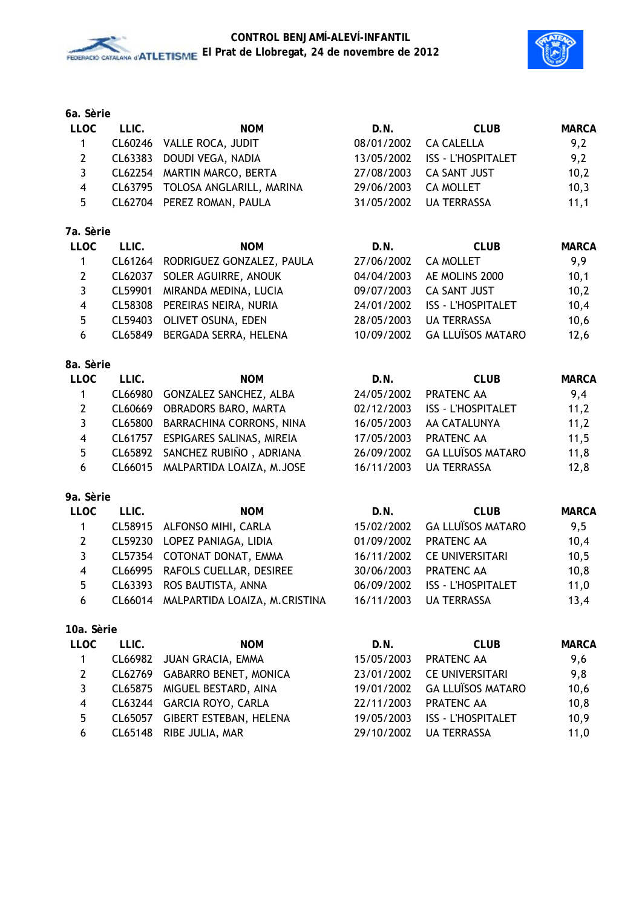### 6a. Sèrie

| LLOC | LLIC. | NOM | D.N. | CLUB | MARCA |
|---|---|---|---|---|---|
| 1 | CL60246 | VALLE ROCA, JUDIT | 08/01/2002 | CA CALELLA | 9,2 |
| 2 | CL63383 | DOUDI VEGA, NADIA | 13/05/2002 | ISS - L'HOSPITALET | 9,2 |
| 3 | CL62254 | MARTIN MARCO, BERTA | 27/08/2003 | CA SANT JUST | 10,2 |
| 4 | CL63795 | TOLOSA ANGLARILL, MARINA | 29/06/2003 | CA MOLLET | 10,3 |
| 5 | CL62704 | PEREZ ROMAN, PAULA | 31/05/2002 | UA TERRASSA | 11,1 |

### 7a. Sèrie

| LLOC | LLIC. | NOM | D.N. | CLUB | MARCA |
|---|---|---|---|---|---|
| 1 | CL61264 | RODRIGUEZ GONZALEZ, PAULA | 27/06/2002 | CA MOLLET | 9,9 |
| 2 | CL62037 | SOLER AGUIRRE, ANOUK | 04/04/2003 | AE MOLINS 2000 | 10,1 |
| 3 | CL59901 | MIRANDA MEDINA, LUCIA | 09/07/2003 | CA SANT JUST | 10,2 |
| 4 | CL58308 | PEREIRAS NEIRA, NURIA | 24/01/2002 | ISS - L'HOSPITALET | 10,4 |
| 5 | CL59403 | OLIVET OSUNA, EDEN | 28/05/2003 | UA TERRASSA | 10,6 |
| 6 | CL65849 | BERGADA SERRA, HELENA | 10/09/2002 | GA LLUÏSOS MATARO | 12,6 |

### 8a. Sèrie

| LLOC | LLIC. | NOM | D.N. | CLUB | MARCA |
|---|---|---|---|---|---|
| 1 | CL66980 | GONZALEZ SANCHEZ, ALBA | 24/05/2002 | PRATENC AA | 9,4 |
| 2 | CL60669 | OBRADORS BARO, MARTA | 02/12/2003 | ISS - L'HOSPITALET | 11,2 |
| 3 | CL65800 | BARRACHINA CORRONS, NINA | 16/05/2003 | AA CATALUNYA | 11,2 |
| 4 | CL61757 | ESPIGARES SALINAS, MIREIA | 17/05/2003 | PRATENC AA | 11,5 |
| 5 | CL65892 | SANCHEZ RUBIÑO , ADRIANA | 26/09/2002 | GA LLUÏSOS MATARO | 11,8 |
| 6 | CL66015 | MALPARTIDA LOAIZA, M.JOSE | 16/11/2003 | UA TERRASSA | 12,8 |

### 9a. Sèrie

| LLOC | LLIC. | NOM | D.N. | CLUB | MARCA |
|---|---|---|---|---|---|
| 1 | CL58915 | ALFONSO MIHI, CARLA | 15/02/2002 | GA LLUÏSOS MATARO | 9,5 |
| 2 | CL59230 | LOPEZ PANIAGA, LIDIA | 01/09/2002 | PRATENC AA | 10,4 |
| 3 | CL57354 | COTONAT DONAT, EMMA | 16/11/2002 | CE UNIVERSITARI | 10,5 |
| 4 | CL66995 | RAFOLS CUELLAR, DESIREE | 30/06/2003 | PRATENC AA | 10,8 |
| 5 | CL63393 | ROS BAUTISTA, ANNA | 06/09/2002 | ISS - L'HOSPITALET | 11,0 |
| 6 | CL66014 | MALPARTIDA LOAIZA, M.CRISTINA | 16/11/2003 | UA TERRASSA | 13,4 |

### 10a. Sèrie

| LLOC | LLIC. | NOM | D.N. | CLUB | MARCA |
|---|---|---|---|---|---|
| 1 | CL66982 | JUAN GRACIA, EMMA | 15/05/2003 | PRATENC AA | 9,6 |
| 2 | CL62769 | GABARRO BENET, MONICA | 23/01/2002 | CE UNIVERSITARI | 9,8 |
| 3 | CL65875 | MIGUEL BESTARD, AINA | 19/01/2002 | GA LLUÏSOS MATARO | 10,6 |
| 4 | CL63244 | GARCIA ROYO, CARLA | 22/11/2003 | PRATENC AA | 10,8 |
| 5 | CL65057 | GIBERT ESTEBAN, HELENA | 19/05/2003 | ISS - L'HOSPITALET | 10,9 |
| 6 | CL65148 | RIBE JULIA, MAR | 29/10/2002 | UA TERRASSA | 11,0 |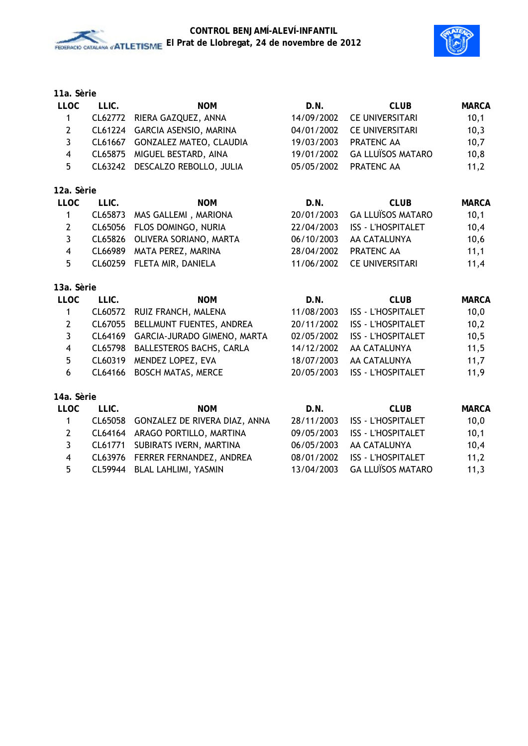### 11a. Sèrie

| LLOC | LLIC. | NOM | D.N. | CLUB | MARCA |
|---|---|---|---|---|---|
| 1 | CL62772 | RIERA GAZQUEZ, ANNA | 14/09/2002 | CE UNIVERSITARI | 10,1 |
| 2 | CL61224 | GARCIA ASENSIO, MARINA | 04/01/2002 | CE UNIVERSITARI | 10,3 |
| 3 | CL61667 | GONZALEZ MATEO, CLAUDIA | 19/03/2003 | PRATENC AA | 10,7 |
| 4 | CL65875 | MIGUEL BESTARD, AINA | 19/01/2002 | GA LLUÏSOS MATARO | 10,8 |
| 5 | CL63242 | DESCALZO REBOLLO, JULIA | 05/05/2002 | PRATENC AA | 11,2 |

### 12a. Sèrie

| LLOC | LLIC. | NOM | D.N. | CLUB | MARCA |
|---|---|---|---|---|---|
| 1 | CL65873 | MAS GALLEMI , MARIONA | 20/01/2003 | GA LLUÏSOS MATARO | 10,1 |
| 2 | CL65056 | FLOS DOMINGO, NURIA | 22/04/2003 | ISS - L'HOSPITALET | 10,4 |
| 3 | CL65826 | OLIVERA SORIANO, MARTA | 06/10/2003 | AA CATALUNYA | 10,6 |
| 4 | CL66989 | MATA PEREZ, MARINA | 28/04/2002 | PRATENC AA | 11,1 |
| 5 | CL60259 | FLETA MIR, DANIELA | 11/06/2002 | CE UNIVERSITARI | 11,4 |

### 13a. Sèrie

| LLOC | LLIC. | NOM | D.N. | CLUB | MARCA |
|---|---|---|---|---|---|
| 1 | CL60572 | RUIZ FRANCH, MALENA | 11/08/2003 | ISS - L'HOSPITALET | 10,0 |
| 2 | CL67055 | BELLMUNT FUENTES, ANDREA | 20/11/2002 | ISS - L'HOSPITALET | 10,2 |
| 3 | CL64169 | GARCIA-JURADO GIMENO, MARTA | 02/05/2002 | ISS - L'HOSPITALET | 10,5 |
| 4 | CL65798 | BALLESTEROS BACHS, CARLA | 14/12/2002 | AA CATALUNYA | 11,5 |
| 5 | CL60319 | MENDEZ LOPEZ, EVA | 18/07/2003 | AA CATALUNYA | 11,7 |
| 6 | CL64166 | BOSCH MATAS, MERCE | 20/05/2003 | ISS - L'HOSPITALET | 11,9 |

### 14a. Sèrie

| LLOC | LLIC. | NOM | D.N. | CLUB | MARCA |
|---|---|---|---|---|---|
| 1 | CL65058 | GONZALEZ DE RIVERA DIAZ, ANNA | 28/11/2003 | ISS - L'HOSPITALET | 10,0 |
| 2 | CL64164 | ARAGO PORTILLO, MARTINA | 09/05/2003 | ISS - L'HOSPITALET | 10,1 |
| 3 | CL61771 | SUBIRATS IVERN, MARTINA | 06/05/2003 | AA CATALUNYA | 10,4 |
| 4 | CL63976 | FERRER FERNANDEZ, ANDREA | 08/01/2002 | ISS - L'HOSPITALET | 11,2 |
| 5 | CL59944 | BLAL LAHLIMI, YASMIN | 13/04/2003 | GA LLUÏSOS MATARO | 11,3 |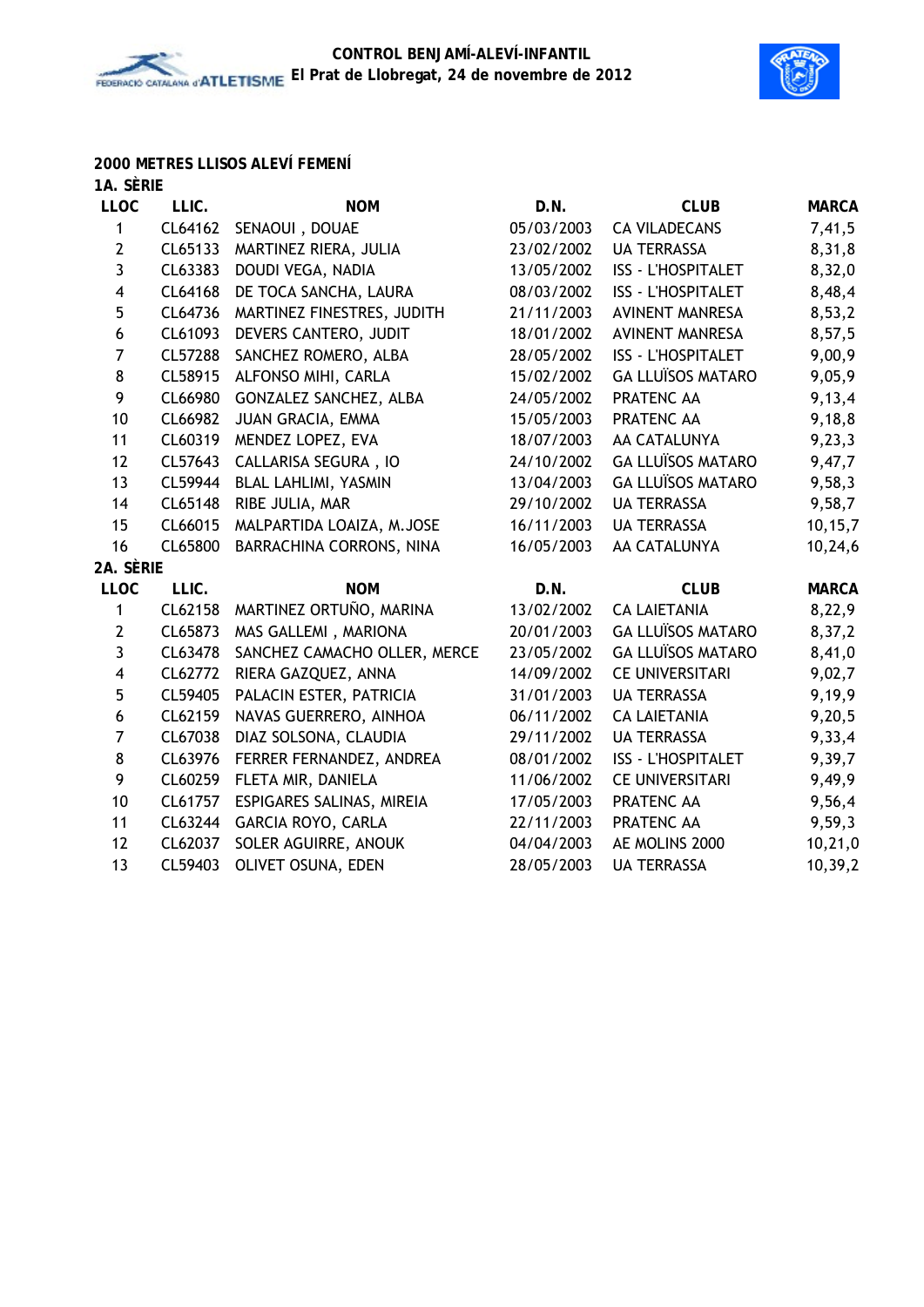## 2000 METRES LLISOS ALEVÍ FEMENÍ

### 1A. SÈRIE

| LLOC | LLIC. | NOM | D.N. | CLUB | MARCA |
|---|---|---|---|---|---|
| 1 | CL64162 | SENAOUI , DOUAE | 05/03/2003 | CA VILADECANS | 7,41,5 |
| 2 | CL65133 | MARTINEZ RIERA, JULIA | 23/02/2002 | UA TERRASSA | 8,31,8 |
| 3 | CL63383 | DOUDI VEGA, NADIA | 13/05/2002 | ISS - L'HOSPITALET | 8,32,0 |
| 4 | CL64168 | DE TOCA SANCHA, LAURA | 08/03/2002 | ISS - L'HOSPITALET | 8,48,4 |
| 5 | CL64736 | MARTINEZ FINESTRES, JUDITH | 21/11/2003 | AVINENT MANRESA | 8,53,2 |
| 6 | CL61093 | DEVERS CANTERO, JUDIT | 18/01/2002 | AVINENT MANRESA | 8,57,5 |
| 7 | CL57288 | SANCHEZ ROMERO, ALBA | 28/05/2002 | ISS - L'HOSPITALET | 9,00,9 |
| 8 | CL58915 | ALFONSO MIHI, CARLA | 15/02/2002 | GA LLUÏSOS MATARO | 9,05,9 |
| 9 | CL66980 | GONZALEZ SANCHEZ, ALBA | 24/05/2002 | PRATENC AA | 9,13,4 |
| 10 | CL66982 | JUAN GRACIA, EMMA | 15/05/2003 | PRATENC AA | 9,18,8 |
| 11 | CL60319 | MENDEZ LOPEZ, EVA | 18/07/2003 | AA CATALUNYA | 9,23,3 |
| 12 | CL57643 | CALLARISA SEGURA , IO | 24/10/2002 | GA LLUÏSOS MATARO | 9,47,7 |
| 13 | CL59944 | BLAL LAHLIMI, YASMIN | 13/04/2003 | GA LLUÏSOS MATARO | 9,58,3 |
| 14 | CL65148 | RIBE JULIA, MAR | 29/10/2002 | UA TERRASSA | 9,58,7 |
| 15 | CL66015 | MALPARTIDA LOAIZA, M.JOSE | 16/11/2003 | UA TERRASSA | 10,15,7 |
| 16 | CL65800 | BARRACHINA CORRONS, NINA | 16/05/2003 | AA CATALUNYA | 10,24,6 |

### 2A. SÈRIE

| LLOC | LLIC. | NOM | D.N. | CLUB | MARCA |
|---|---|---|---|---|---|
| 1 | CL62158 | MARTINEZ ORTUÑO, MARINA | 13/02/2002 | CA LAIETANIA | 8,22,9 |
| 2 | CL65873 | MAS GALLEMI , MARIONA | 20/01/2003 | GA LLUÏSOS MATARO | 8,37,2 |
| 3 | CL63478 | SANCHEZ CAMACHO OLLER, MERCE | 23/05/2002 | GA LLUÏSOS MATARO | 8,41,0 |
| 4 | CL62772 | RIERA GAZQUEZ, ANNA | 14/09/2002 | CE UNIVERSITARI | 9,02,7 |
| 5 | CL59405 | PALACIN ESTER, PATRICIA | 31/01/2003 | UA TERRASSA | 9,19,9 |
| 6 | CL62159 | NAVAS GUERRERO, AINHOA | 06/11/2002 | CA LAIETANIA | 9,20,5 |
| 7 | CL67038 | DIAZ SOLSONA, CLAUDIA | 29/11/2002 | UA TERRASSA | 9,33,4 |
| 8 | CL63976 | FERRER FERNANDEZ, ANDREA | 08/01/2002 | ISS - L'HOSPITALET | 9,39,7 |
| 9 | CL60259 | FLETA MIR, DANIELA | 11/06/2002 | CE UNIVERSITARI | 9,49,9 |
| 10 | CL61757 | ESPIGARES SALINAS, MIREIA | 17/05/2003 | PRATENC AA | 9,56,4 |
| 11 | CL63244 | GARCIA ROYO, CARLA | 22/11/2003 | PRATENC AA | 9,59,3 |
| 12 | CL62037 | SOLER AGUIRRE, ANOUK | 04/04/2003 | AE MOLINS 2000 | 10,21,0 |
| 13 | CL59403 | OLIVET OSUNA, EDEN | 28/05/2003 | UA TERRASSA | 10,39,2 |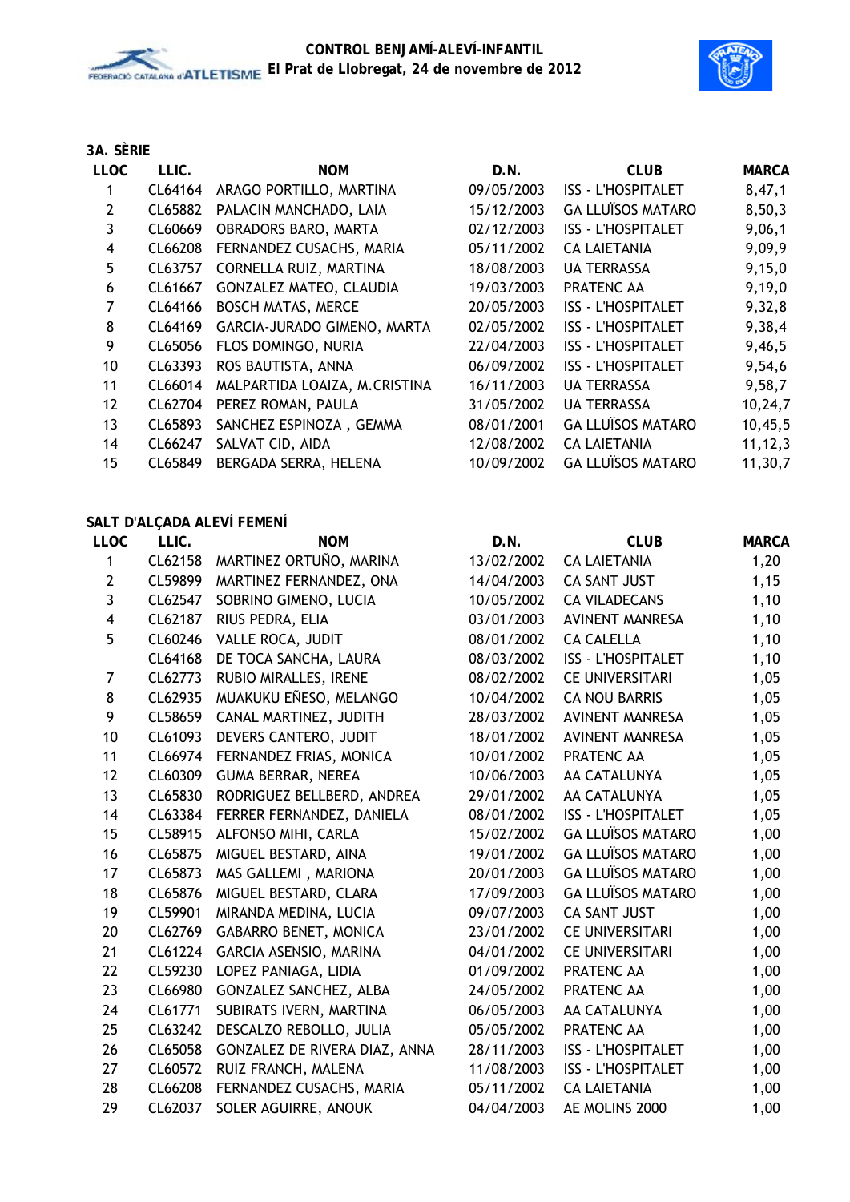### 3A. SÈRIE

| LLOC | LLIC. | NOM | D.N. | CLUB | MARCA |
|---|---|---|---|---|---|
| 1 | CL64164 | ARAGO PORTILLO, MARTINA | 09/05/2003 | ISS - L'HOSPITALET | 8,47,1 |
| 2 | CL65882 | PALACIN MANCHADO, LAIA | 15/12/2003 | GA LLUÏSOS MATARO | 8,50,3 |
| 3 | CL60669 | OBRADORS BARO, MARTA | 02/12/2003 | ISS - L'HOSPITALET | 9,06,1 |
| 4 | CL66208 | FERNANDEZ CUSACHS, MARIA | 05/11/2002 | CA LAIETANIA | 9,09,9 |
| 5 | CL63757 | CORNELLA RUIZ, MARTINA | 18/08/2003 | UA TERRASSA | 9,15,0 |
| 6 | CL61667 | GONZALEZ MATEO, CLAUDIA | 19/03/2003 | PRATENC AA | 9,19,0 |
| 7 | CL64166 | BOSCH MATAS, MERCE | 20/05/2003 | ISS - L'HOSPITALET | 9,32,8 |
| 8 | CL64169 | GARCIA-JURADO GIMENO, MARTA | 02/05/2002 | ISS - L'HOSPITALET | 9,38,4 |
| 9 | CL65056 | FLOS DOMINGO, NURIA | 22/04/2003 | ISS - L'HOSPITALET | 9,46,5 |
| 10 | CL63393 | ROS BAUTISTA, ANNA | 06/09/2002 | ISS - L'HOSPITALET | 9,54,6 |
| 11 | CL66014 | MALPARTIDA LOAIZA, M.CRISTINA | 16/11/2003 | UA TERRASSA | 9,58,7 |
| 12 | CL62704 | PEREZ ROMAN, PAULA | 31/05/2002 | UA TERRASSA | 10,24,7 |
| 13 | CL65893 | SANCHEZ ESPINOZA , GEMMA | 08/01/2001 | GA LLUÏSOS MATARO | 10,45,5 |
| 14 | CL66247 | SALVAT CID, AIDA | 12/08/2002 | CA LAIETANIA | 11,12,3 |
| 15 | CL65849 | BERGADA SERRA, HELENA | 10/09/2002 | GA LLUÏSOS MATARO | 11,30,7 |

### SALT D'ALÇADA ALEVÍ FEMENÍ

| LLOC | LLIC. | NOM | D.N. | CLUB | MARCA |
|---|---|---|---|---|---|
| 1 | CL62158 | MARTINEZ ORTUÑO, MARINA | 13/02/2002 | CA LAIETANIA | 1,20 |
| 2 | CL59899 | MARTINEZ FERNANDEZ, ONA | 14/04/2003 | CA SANT JUST | 1,15 |
| 3 | CL62547 | SOBRINO GIMENO, LUCIA | 10/05/2002 | CA VILADECANS | 1,10 |
| 4 | CL62187 | RIUS PEDRA, ELIA | 03/01/2003 | AVINENT MANRESA | 1,10 |
| 5 | CL60246 | VALLE ROCA, JUDIT | 08/01/2002 | CA CALELLA | 1,10 |
| | CL64168 | DE TOCA SANCHA, LAURA | 08/03/2002 | ISS - L'HOSPITALET | 1,10 |
| 7 | CL62773 | RUBIO MIRALLES, IRENE | 08/02/2002 | CE UNIVERSITARI | 1,05 |
| 8 | CL62935 | MUAKUKU EÑESO, MELANGO | 10/04/2002 | CA NOU BARRIS | 1,05 |
| 9 | CL58659 | CANAL MARTINEZ, JUDITH | 28/03/2002 | AVINENT MANRESA | 1,05 |
| 10 | CL61093 | DEVERS CANTERO, JUDIT | 18/01/2002 | AVINENT MANRESA | 1,05 |
| 11 | CL66974 | FERNANDEZ FRIAS, MONICA | 10/01/2002 | PRATENC AA | 1,05 |
| 12 | CL60309 | GUMA BERRAR, NEREA | 10/06/2003 | AA CATALUNYA | 1,05 |
| 13 | CL65830 | RODRIGUEZ BELLBERD, ANDREA | 29/01/2002 | AA CATALUNYA | 1,05 |
| 14 | CL63384 | FERRER FERNANDEZ, DANIELA | 08/01/2002 | ISS - L'HOSPITALET | 1,05 |
| 15 | CL58915 | ALFONSO MIHI, CARLA | 15/02/2002 | GA LLUÏSOS MATARO | 1,00 |
| 16 | CL65875 | MIGUEL BESTARD, AINA | 19/01/2002 | GA LLUÏSOS MATARO | 1,00 |
| 17 | CL65873 | MAS GALLEMI , MARIONA | 20/01/2003 | GA LLUÏSOS MATARO | 1,00 |
| 18 | CL65876 | MIGUEL BESTARD, CLARA | 17/09/2003 | GA LLUÏSOS MATARO | 1,00 |
| 19 | CL59901 | MIRANDA MEDINA, LUCIA | 09/07/2003 | CA SANT JUST | 1,00 |
| 20 | CL62769 | GABARRO BENET, MONICA | 23/01/2002 | CE UNIVERSITARI | 1,00 |
| 21 | CL61224 | GARCIA ASENSIO, MARINA | 04/01/2002 | CE UNIVERSITARI | 1,00 |
| 22 | CL59230 | LOPEZ PANIAGA, LIDIA | 01/09/2002 | PRATENC AA | 1,00 |
| 23 | CL66980 | GONZALEZ SANCHEZ, ALBA | 24/05/2002 | PRATENC AA | 1,00 |
| 24 | CL61771 | SUBIRATS IVERN, MARTINA | 06/05/2003 | AA CATALUNYA | 1,00 |
| 25 | CL63242 | DESCALZO REBOLLO, JULIA | 05/05/2002 | PRATENC AA | 1,00 |
| 26 | CL65058 | GONZALEZ DE RIVERA DIAZ, ANNA | 28/11/2003 | ISS - L'HOSPITALET | 1,00 |
| 27 | CL60572 | RUIZ FRANCH, MALENA | 11/08/2003 | ISS - L'HOSPITALET | 1,00 |
| 28 | CL66208 | FERNANDEZ CUSACHS, MARIA | 05/11/2002 | CA LAIETANIA | 1,00 |
| 29 | CL62037 | SOLER AGUIRRE, ANOUK | 04/04/2003 | AE MOLINS 2000 | 1,00 |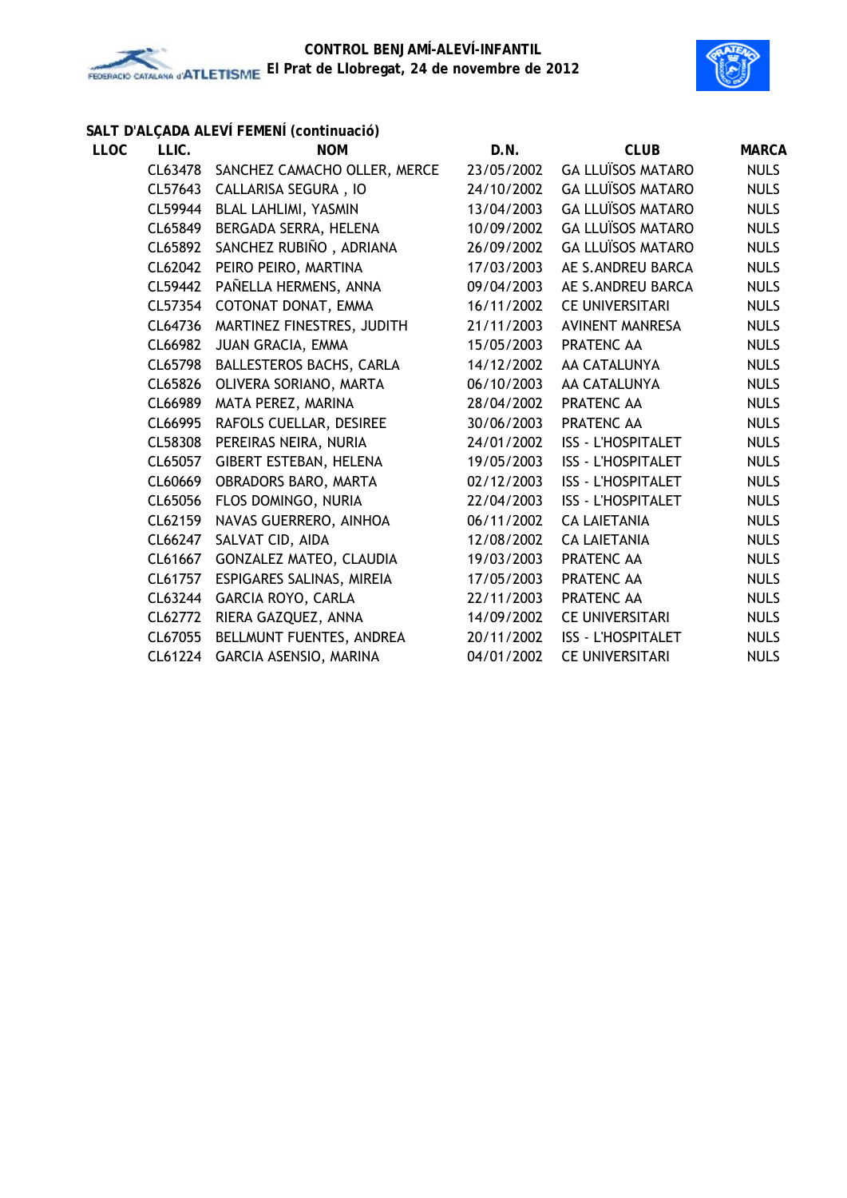## SALT D'ALÇADA ALEVÍ FEMENÍ (continuació)

| LLOC | LLIC. | NOM | D.N. | CLUB | MARCA |
|---|---|---|---|---|---|
| | CL63478 | SANCHEZ CAMACHO OLLER, MERCE | 23/05/2002 | GA LLUÏSOS MATARO | NULS |
| | CL57643 | CALLARISA SEGURA , IO | 24/10/2002 | GA LLUÏSOS MATARO | NULS |
| | CL59944 | BLAL LAHLIMI, YASMIN | 13/04/2003 | GA LLUÏSOS MATARO | NULS |
| | CL65849 | BERGADA SERRA, HELENA | 10/09/2002 | GA LLUÏSOS MATARO | NULS |
| | CL65892 | SANCHEZ RUBIÑO , ADRIANA | 26/09/2002 | GA LLUÏSOS MATARO | NULS |
| | CL62042 | PEIRO PEIRO, MARTINA | 17/03/2003 | AE S.ANDREU BARCA | NULS |
| | CL59442 | PAÑELLA HERMENS, ANNA | 09/04/2003 | AE S.ANDREU BARCA | NULS |
| | CL57354 | COTONAT DONAT, EMMA | 16/11/2002 | CE UNIVERSITARI | NULS |
| | CL64736 | MARTINEZ FINESTRES, JUDITH | 21/11/2003 | AVINENT MANRESA | NULS |
| | CL66982 | JUAN GRACIA, EMMA | 15/05/2003 | PRATENC AA | NULS |
| | CL65798 | BALLESTEROS BACHS, CARLA | 14/12/2002 | AA CATALUNYA | NULS |
| | CL65826 | OLIVERA SORIANO, MARTA | 06/10/2003 | AA CATALUNYA | NULS |
| | CL66989 | MATA PEREZ, MARINA | 28/04/2002 | PRATENC AA | NULS |
| | CL66995 | RAFOLS CUELLAR, DESIREE | 30/06/2003 | PRATENC AA | NULS |
| | CL58308 | PEREIRAS NEIRA, NURIA | 24/01/2002 | ISS - L'HOSPITALET | NULS |
| | CL65057 | GIBERT ESTEBAN, HELENA | 19/05/2003 | ISS - L'HOSPITALET | NULS |
| | CL60669 | OBRADORS BARO, MARTA | 02/12/2003 | ISS - L'HOSPITALET | NULS |
| | CL65056 | FLOS DOMINGO, NURIA | 22/04/2003 | ISS - L'HOSPITALET | NULS |
| | CL62159 | NAVAS GUERRERO, AINHOA | 06/11/2002 | CA LAIETANIA | NULS |
| | CL66247 | SALVAT CID, AIDA | 12/08/2002 | CA LAIETANIA | NULS |
| | CL61667 | GONZALEZ MATEO, CLAUDIA | 19/03/2003 | PRATENC AA | NULS |
| | CL61757 | ESPIGARES SALINAS, MIREIA | 17/05/2003 | PRATENC AA | NULS |
| | CL63244 | GARCIA ROYO, CARLA | 22/11/2003 | PRATENC AA | NULS |
| | CL62772 | RIERA GAZQUEZ, ANNA | 14/09/2002 | CE UNIVERSITARI | NULS |
| | CL67055 | BELLMUNT FUENTES, ANDREA | 20/11/2002 | ISS - L'HOSPITALET | NULS |
| | CL61224 | GARCIA ASENSIO, MARINA | 04/01/2002 | CE UNIVERSITARI | NULS |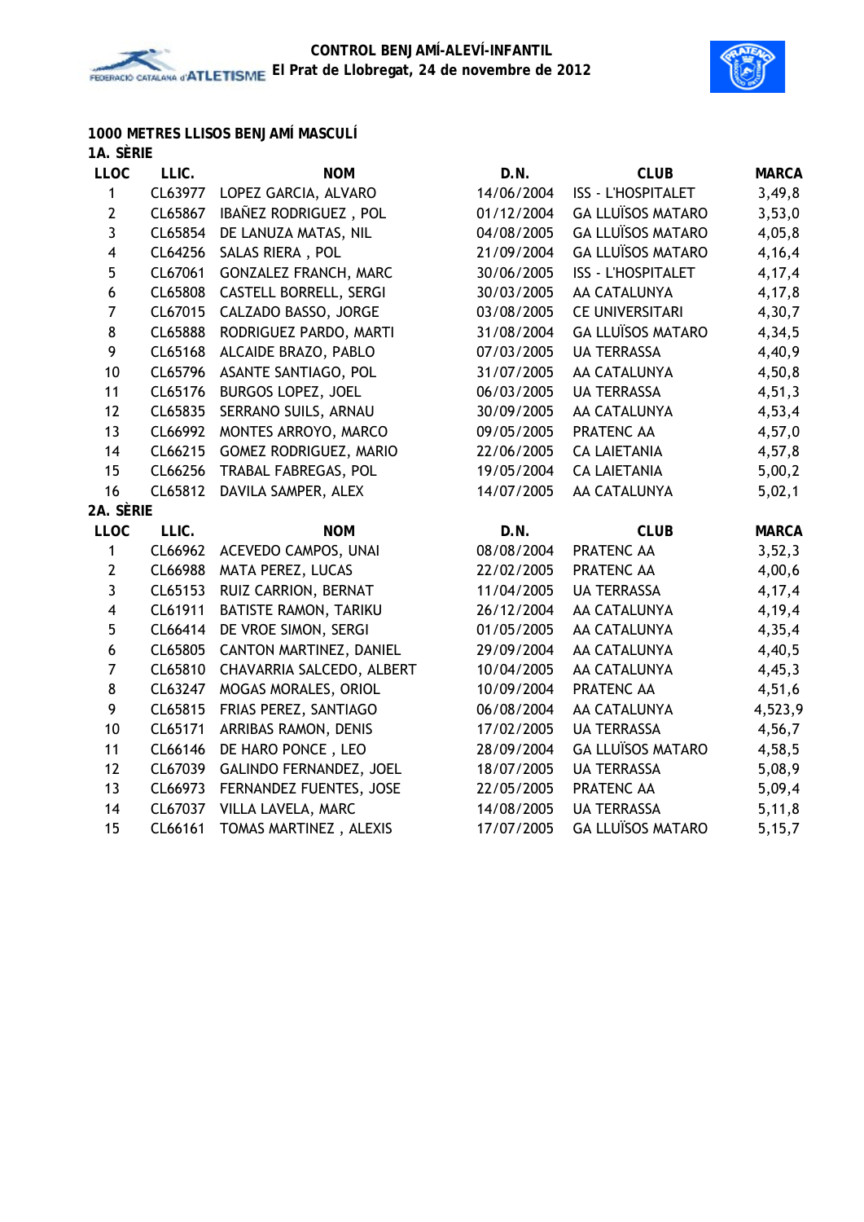## 1000 METRES LLISOS BENJAMÍ MASCULÍ

### 1A. SÈRIE

| LLOC | LLIC. | NOM | D.N. | CLUB | MARCA |
|---|---|---|---|---|---|
| 1 | CL63977 | LOPEZ GARCIA, ALVARO | 14/06/2004 | ISS - L'HOSPITALET | 3,49,8 |
| 2 | CL65867 | IBAÑEZ RODRIGUEZ , POL | 01/12/2004 | GA LLUÏSOS MATARO | 3,53,0 |
| 3 | CL65854 | DE LANUZA MATAS, NIL | 04/08/2005 | GA LLUÏSOS MATARO | 4,05,8 |
| 4 | CL64256 | SALAS RIERA , POL | 21/09/2004 | GA LLUÏSOS MATARO | 4,16,4 |
| 5 | CL67061 | GONZALEZ FRANCH, MARC | 30/06/2005 | ISS - L'HOSPITALET | 4,17,4 |
| 6 | CL65808 | CASTELL BORRELL, SERGI | 30/03/2005 | AA CATALUNYA | 4,17,8 |
| 7 | CL67015 | CALZADO BASSO, JORGE | 03/08/2005 | CE UNIVERSITARI | 4,30,7 |
| 8 | CL65888 | RODRIGUEZ PARDO, MARTI | 31/08/2004 | GA LLUÏSOS MATARO | 4,34,5 |
| 9 | CL65168 | ALCAIDE BRAZO, PABLO | 07/03/2005 | UA TERRASSA | 4,40,9 |
| 10 | CL65796 | ASANTE SANTIAGO, POL | 31/07/2005 | AA CATALUNYA | 4,50,8 |
| 11 | CL65176 | BURGOS LOPEZ, JOEL | 06/03/2005 | UA TERRASSA | 4,51,3 |
| 12 | CL65835 | SERRANO SUILS, ARNAU | 30/09/2005 | AA CATALUNYA | 4,53,4 |
| 13 | CL66992 | MONTES ARROYO, MARCO | 09/05/2005 | PRATENC AA | 4,57,0 |
| 14 | CL66215 | GOMEZ RODRIGUEZ, MARIO | 22/06/2005 | CA LAIETANIA | 4,57,8 |
| 15 | CL66256 | TRABAL FABREGAS, POL | 19/05/2004 | CA LAIETANIA | 5,00,2 |
| 16 | CL65812 | DAVILA SAMPER, ALEX | 14/07/2005 | AA CATALUNYA | 5,02,1 |

### 2A. SÈRIE

| LLOC | LLIC. | NOM | D.N. | CLUB | MARCA |
|---|---|---|---|---|---|
| 1 | CL66962 | ACEVEDO CAMPOS, UNAI | 08/08/2004 | PRATENC AA | 3,52,3 |
| 2 | CL66988 | MATA PEREZ, LUCAS | 22/02/2005 | PRATENC AA | 4,00,6 |
| 3 | CL65153 | RUIZ CARRION, BERNAT | 11/04/2005 | UA TERRASSA | 4,17,4 |
| 4 | CL61911 | BATISTE RAMON, TARIKU | 26/12/2004 | AA CATALUNYA | 4,19,4 |
| 5 | CL66414 | DE VROE SIMON, SERGI | 01/05/2005 | AA CATALUNYA | 4,35,4 |
| 6 | CL65805 | CANTON MARTINEZ, DANIEL | 29/09/2004 | AA CATALUNYA | 4,40,5 |
| 7 | CL65810 | CHAVARRIA SALCEDO, ALBERT | 10/04/2005 | AA CATALUNYA | 4,45,3 |
| 8 | CL63247 | MOGAS MORALES, ORIOL | 10/09/2004 | PRATENC AA | 4,51,6 |
| 9 | CL65815 | FRIAS PEREZ, SANTIAGO | 06/08/2004 | AA CATALUNYA | 4,523,9 |
| 10 | CL65171 | ARRIBAS RAMON, DENIS | 17/02/2005 | UA TERRASSA | 4,56,7 |
| 11 | CL66146 | DE HARO PONCE , LEO | 28/09/2004 | GA LLUÏSOS MATARO | 4,58,5 |
| 12 | CL67039 | GALINDO FERNANDEZ, JOEL | 18/07/2005 | UA TERRASSA | 5,08,9 |
| 13 | CL66973 | FERNANDEZ FUENTES, JOSE | 22/05/2005 | PRATENC AA | 5,09,4 |
| 14 | CL67037 | VILLA LAVELA, MARC | 14/08/2005 | UA TERRASSA | 5,11,8 |
| 15 | CL66161 | TOMAS MARTINEZ , ALEXIS | 17/07/2005 | GA LLUÏSOS MATARO | 5,15,7 |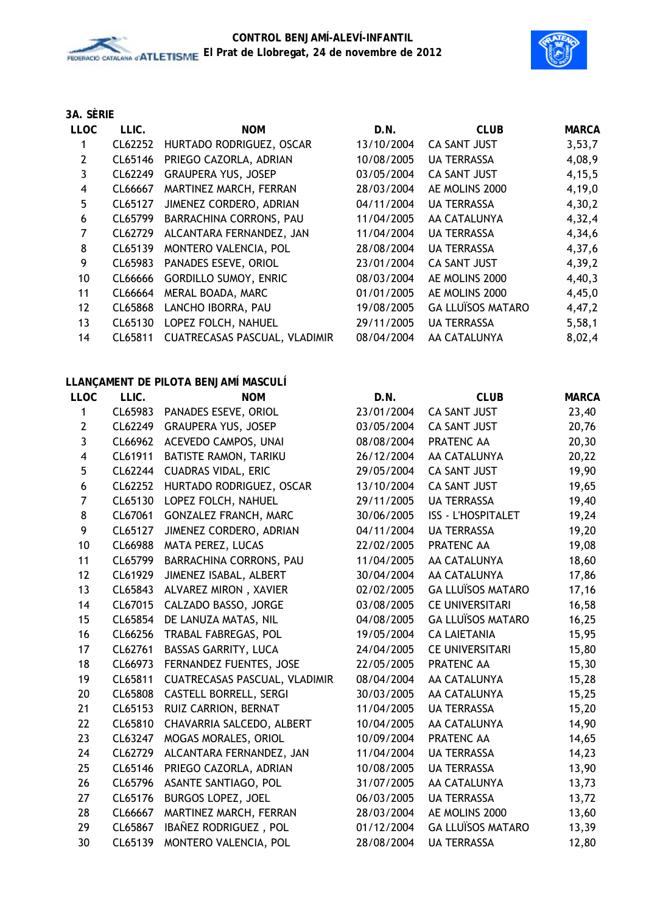### 3A. SÈRIE

| LLOC | LLIC. | NOM | D.N. | CLUB | MARCA |
|---|---|---|---|---|---|
| 1 | CL62252 | HURTADO RODRIGUEZ, OSCAR | 13/10/2004 | CA SANT JUST | 3,53,7 |
| 2 | CL65146 | PRIEGO CAZORLA, ADRIAN | 10/08/2005 | UA TERRASSA | 4,08,9 |
| 3 | CL62249 | GRAUPERA YUS, JOSEP | 03/05/2004 | CA SANT JUST | 4,15,5 |
| 4 | CL66667 | MARTINEZ MARCH, FERRAN | 28/03/2004 | AE MOLINS 2000 | 4,19,0 |
| 5 | CL65127 | JIMENEZ CORDERO, ADRIAN | 04/11/2004 | UA TERRASSA | 4,30,2 |
| 6 | CL65799 | BARRACHINA CORRONS, PAU | 11/04/2005 | AA CATALUNYA | 4,32,4 |
| 7 | CL62729 | ALCANTARA FERNANDEZ, JAN | 11/04/2004 | UA TERRASSA | 4,34,6 |
| 8 | CL65139 | MONTERO VALENCIA, POL | 28/08/2004 | UA TERRASSA | 4,37,6 |
| 9 | CL65983 | PANADES ESEVE, ORIOL | 23/01/2004 | CA SANT JUST | 4,39,2 |
| 10 | CL66666 | GORDILLO SUMOY, ENRIC | 08/03/2004 | AE MOLINS 2000 | 4,40,3 |
| 11 | CL66664 | MERAL BOADA, MARC | 01/01/2005 | AE MOLINS 2000 | 4,45,0 |
| 12 | CL65868 | LANCHO IBORRA, PAU | 19/08/2005 | GA LLUÏSOS MATARO | 4,47,2 |
| 13 | CL65130 | LOPEZ FOLCH, NAHUEL | 29/11/2005 | UA TERRASSA | 5,58,1 |
| 14 | CL65811 | CUATRECASAS PASCUAL, VLADIMIR | 08/04/2004 | AA CATALUNYA | 8,02,4 |

### LLANÇAMENT DE PILOTA BENJAMÍ MASCULÍ

| LLOC | LLIC. | NOM | D.N. | CLUB | MARCA |
|---|---|---|---|---|---|
| 1 | CL65983 | PANADES ESEVE, ORIOL | 23/01/2004 | CA SANT JUST | 23,40 |
| 2 | CL62249 | GRAUPERA YUS, JOSEP | 03/05/2004 | CA SANT JUST | 20,76 |
| 3 | CL66962 | ACEVEDO CAMPOS, UNAI | 08/08/2004 | PRATENC AA | 20,30 |
| 4 | CL61911 | BATISTE RAMON, TARIKU | 26/12/2004 | AA CATALUNYA | 20,22 |
| 5 | CL62244 | CUADRAS VIDAL, ERIC | 29/05/2004 | CA SANT JUST | 19,90 |
| 6 | CL62252 | HURTADO RODRIGUEZ, OSCAR | 13/10/2004 | CA SANT JUST | 19,65 |
| 7 | CL65130 | LOPEZ FOLCH, NAHUEL | 29/11/2005 | UA TERRASSA | 19,40 |
| 8 | CL67061 | GONZALEZ FRANCH, MARC | 30/06/2005 | ISS - L'HOSPITALET | 19,24 |
| 9 | CL65127 | JIMENEZ CORDERO, ADRIAN | 04/11/2004 | UA TERRASSA | 19,20 |
| 10 | CL66988 | MATA PEREZ, LUCAS | 22/02/2005 | PRATENC AA | 19,08 |
| 11 | CL65799 | BARRACHINA CORRONS, PAU | 11/04/2005 | AA CATALUNYA | 18,60 |
| 12 | CL61929 | JIMENEZ ISABAL, ALBERT | 30/04/2004 | AA CATALUNYA | 17,86 |
| 13 | CL65843 | ALVAREZ MIRON , XAVIER | 02/02/2005 | GA LLUÏSOS MATARO | 17,16 |
| 14 | CL67015 | CALZADO BASSO, JORGE | 03/08/2005 | CE UNIVERSITARI | 16,58 |
| 15 | CL65854 | DE LANUZA MATAS, NIL | 04/08/2005 | GA LLUÏSOS MATARO | 16,25 |
| 16 | CL66256 | TRABAL FABREGAS, POL | 19/05/2004 | CA LAIETANIA | 15,95 |
| 17 | CL62761 | BASSAS GARRITY, LUCA | 24/04/2005 | CE UNIVERSITARI | 15,80 |
| 18 | CL66973 | FERNANDEZ FUENTES, JOSE | 22/05/2005 | PRATENC AA | 15,30 |
| 19 | CL65811 | CUATRECASAS PASCUAL, VLADIMIR | 08/04/2004 | AA CATALUNYA | 15,28 |
| 20 | CL65808 | CASTELL BORRELL, SERGI | 30/03/2005 | AA CATALUNYA | 15,25 |
| 21 | CL65153 | RUIZ CARRION, BERNAT | 11/04/2005 | UA TERRASSA | 15,20 |
| 22 | CL65810 | CHAVARRIA SALCEDO, ALBERT | 10/04/2005 | AA CATALUNYA | 14,90 |
| 23 | CL63247 | MOGAS MORALES, ORIOL | 10/09/2004 | PRATENC AA | 14,65 |
| 24 | CL62729 | ALCANTARA FERNANDEZ, JAN | 11/04/2004 | UA TERRASSA | 14,23 |
| 25 | CL65146 | PRIEGO CAZORLA, ADRIAN | 10/08/2005 | UA TERRASSA | 13,90 |
| 26 | CL65796 | ASANTE SANTIAGO, POL | 31/07/2005 | AA CATALUNYA | 13,73 |
| 27 | CL65176 | BURGOS LOPEZ, JOEL | 06/03/2005 | UA TERRASSA | 13,72 |
| 28 | CL66667 | MARTINEZ MARCH, FERRAN | 28/03/2004 | AE MOLINS 2000 | 13,60 |
| 29 | CL65867 | IBAÑEZ RODRIGUEZ , POL | 01/12/2004 | GA LLUÏSOS MATARO | 13,39 |
| 30 | CL65139 | MONTERO VALENCIA, POL | 28/08/2004 | UA TERRASSA | 12,80 |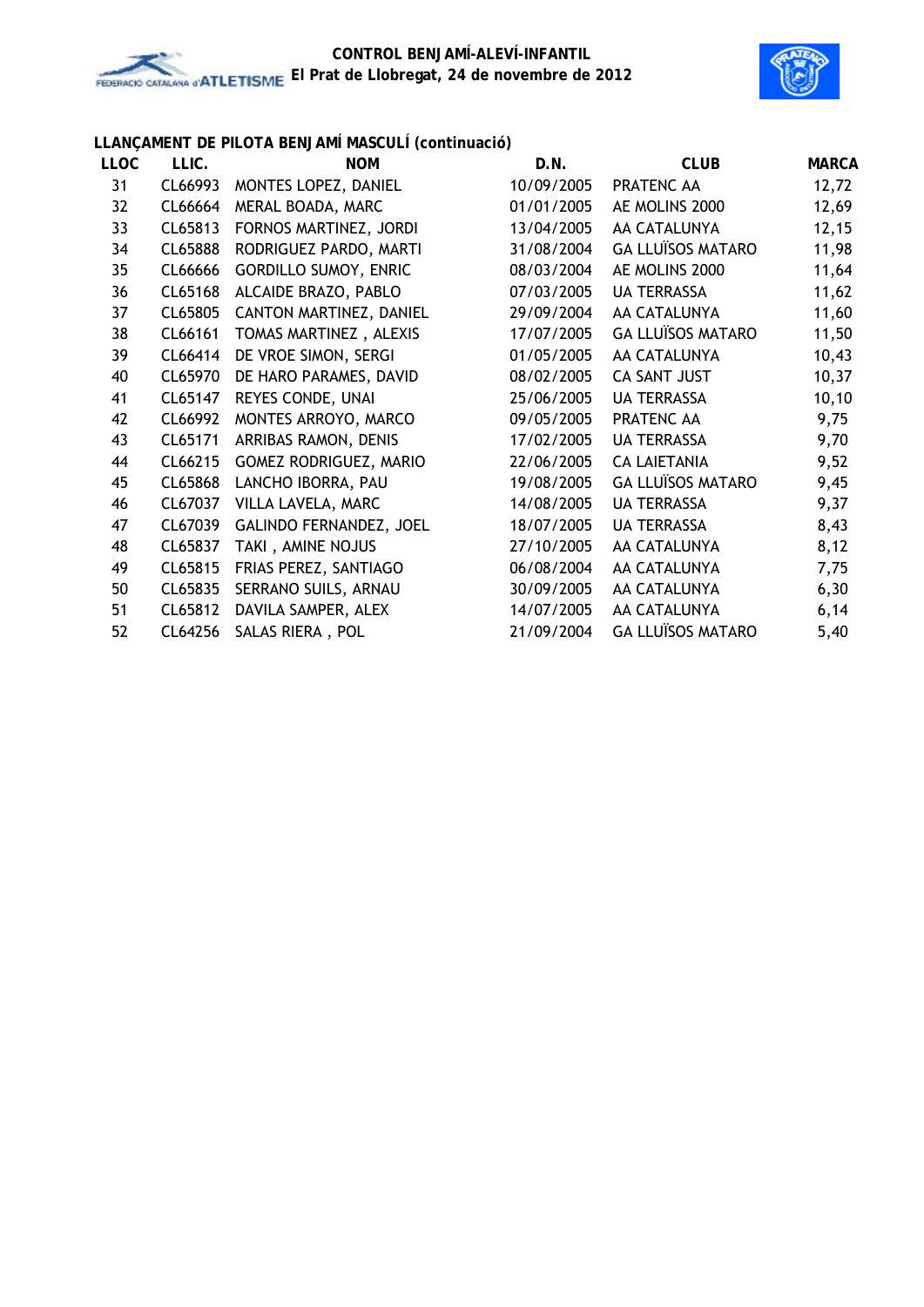## LLANÇAMENT DE PILOTA BENJAMÍ MASCULÍ (continuació)

| LLOC | LLIC. | NOM | D.N. | CLUB | MARCA |
|---|---|---|---|---|---|
| 31 | CL66993 | MONTES LOPEZ, DANIEL | 10/09/2005 | PRATENC AA | 12,72 |
| 32 | CL66664 | MERAL BOADA, MARC | 01/01/2005 | AE MOLINS 2000 | 12,69 |
| 33 | CL65813 | FORNOS MARTINEZ, JORDI | 13/04/2005 | AA CATALUNYA | 12,15 |
| 34 | CL65888 | RODRIGUEZ PARDO, MARTI | 31/08/2004 | GA LLUÏSOS MATARO | 11,98 |
| 35 | CL66666 | GORDILLO SUMOY, ENRIC | 08/03/2004 | AE MOLINS 2000 | 11,64 |
| 36 | CL65168 | ALCAIDE BRAZO, PABLO | 07/03/2005 | UA TERRASSA | 11,62 |
| 37 | CL65805 | CANTON MARTINEZ, DANIEL | 29/09/2004 | AA CATALUNYA | 11,60 |
| 38 | CL66161 | TOMAS MARTINEZ , ALEXIS | 17/07/2005 | GA LLUÏSOS MATARO | 11,50 |
| 39 | CL66414 | DE VROE SIMON, SERGI | 01/05/2005 | AA CATALUNYA | 10,43 |
| 40 | CL65970 | DE HARO PARAMES, DAVID | 08/02/2005 | CA SANT JUST | 10,37 |
| 41 | CL65147 | REYES CONDE, UNAI | 25/06/2005 | UA TERRASSA | 10,10 |
| 42 | CL66992 | MONTES ARROYO, MARCO | 09/05/2005 | PRATENC AA | 9,75 |
| 43 | CL65171 | ARRIBAS RAMON, DENIS | 17/02/2005 | UA TERRASSA | 9,70 |
| 44 | CL66215 | GOMEZ RODRIGUEZ, MARIO | 22/06/2005 | CA LAIETANIA | 9,52 |
| 45 | CL65868 | LANCHO IBORRA, PAU | 19/08/2005 | GA LLUÏSOS MATARO | 9,45 |
| 46 | CL67037 | VILLA LAVELA, MARC | 14/08/2005 | UA TERRASSA | 9,37 |
| 47 | CL67039 | GALINDO FERNANDEZ, JOEL | 18/07/2005 | UA TERRASSA | 8,43 |
| 48 | CL65837 | TAKI , AMINE NOJUS | 27/10/2005 | AA CATALUNYA | 8,12 |
| 49 | CL65815 | FRIAS PEREZ, SANTIAGO | 06/08/2004 | AA CATALUNYA | 7,75 |
| 50 | CL65835 | SERRANO SUILS, ARNAU | 30/09/2005 | AA CATALUNYA | 6,30 |
| 51 | CL65812 | DAVILA SAMPER, ALEX | 14/07/2005 | AA CATALUNYA | 6,14 |
| 52 | CL64256 | SALAS RIERA , POL | 21/09/2004 | GA LLUÏSOS MATARO | 5,40 |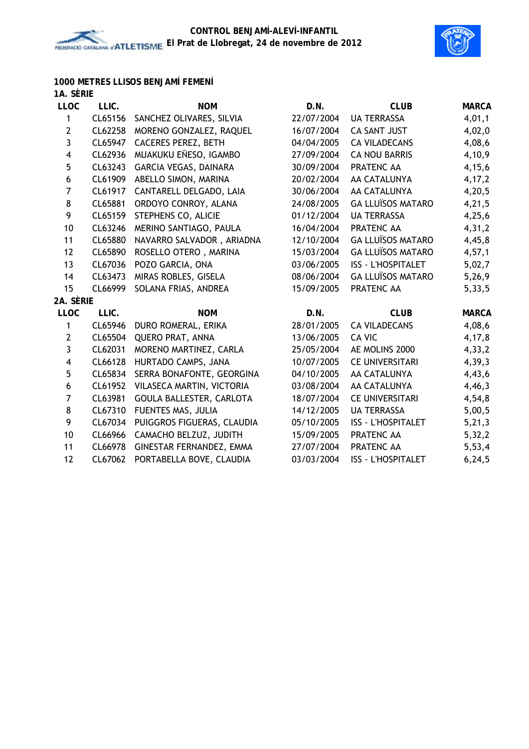## 1000 METRES LLISOS BENJAMÍ FEMENÍ

### 1A. SÈRIE

| LLOC | LLIC. | NOM | D.N. | CLUB | MARCA |
|---|---|---|---|---|---|
| 1 | CL65156 | SANCHEZ OLIVARES, SILVIA | 22/07/2004 | UA TERRASSA | 4,01,1 |
| 2 | CL62258 | MORENO GONZALEZ, RAQUEL | 16/07/2004 | CA SANT JUST | 4,02,0 |
| 3 | CL65947 | CACERES PEREZ, BETH | 04/04/2005 | CA VILADECANS | 4,08,6 |
| 4 | CL62936 | MUAKUKU EÑESO, IGAMBO | 27/09/2004 | CA NOU BARRIS | 4,10,9 |
| 5 | CL63243 | GARCIA VEGAS, DAINARA | 30/09/2004 | PRATENC AA | 4,15,6 |
| 6 | CL61909 | ABELLO SIMON, MARINA | 20/02/2004 | AA CATALUNYA | 4,17,2 |
| 7 | CL61917 | CANTARELL DELGADO, LAIA | 30/06/2004 | AA CATALUNYA | 4,20,5 |
| 8 | CL65881 | ORDOYO CONROY, ALANA | 24/08/2005 | GA LLUÏSOS MATARO | 4,21,5 |
| 9 | CL65159 | STEPHENS CO, ALICIE | 01/12/2004 | UA TERRASSA | 4,25,6 |
| 10 | CL63246 | MERINO SANTIAGO, PAULA | 16/04/2004 | PRATENC AA | 4,31,2 |
| 11 | CL65880 | NAVARRO SALVADOR , ARIADNA | 12/10/2004 | GA LLUÏSOS MATARO | 4,45,8 |
| 12 | CL65890 | ROSELLO OTERO , MARINA | 15/03/2004 | GA LLUÏSOS MATARO | 4,57,1 |
| 13 | CL67036 | POZO GARCIA, ONA | 03/06/2005 | ISS - L'HOSPITALET | 5,02,7 |
| 14 | CL63473 | MIRAS ROBLES, GISELA | 08/06/2004 | GA LLUÏSOS MATARO | 5,26,9 |
| 15 | CL66999 | SOLANA FRIAS, ANDREA | 15/09/2005 | PRATENC AA | 5,33,5 |

### 2A. SÈRIE

| LLOC | LLIC. | NOM | D.N. | CLUB | MARCA |
|---|---|---|---|---|---|
| 1 | CL65946 | DURO ROMERAL, ERIKA | 28/01/2005 | CA VILADECANS | 4,08,6 |
| 2 | CL65504 | QUERO PRAT, ANNA | 13/06/2005 | CA VIC | 4,17,8 |
| 3 | CL62031 | MORENO MARTINEZ, CARLA | 25/05/2004 | AE MOLINS 2000 | 4,33,2 |
| 4 | CL66128 | HURTADO CAMPS, JANA | 10/07/2005 | CE UNIVERSITARI | 4,39,3 |
| 5 | CL65834 | SERRA BONAFONTE, GEORGINA | 04/10/2005 | AA CATALUNYA | 4,43,6 |
| 6 | CL61952 | VILASECA MARTIN, VICTORIA | 03/08/2004 | AA CATALUNYA | 4,46,3 |
| 7 | CL63981 | GOULA BALLESTER, CARLOTA | 18/07/2004 | CE UNIVERSITARI | 4,54,8 |
| 8 | CL67310 | FUENTES MAS, JULIA | 14/12/2005 | UA TERRASSA | 5,00,5 |
| 9 | CL67034 | PUIGGROS FIGUERAS, CLAUDIA | 05/10/2005 | ISS - L'HOSPITALET | 5,21,3 |
| 10 | CL66966 | CAMACHO BELZUZ, JUDITH | 15/09/2005 | PRATENC AA | 5,32,2 |
| 11 | CL66978 | GINESTAR FERNANDEZ, EMMA | 27/07/2004 | PRATENC AA | 5,53,4 |
| 12 | CL67062 | PORTABELLA BOVE, CLAUDIA | 03/03/2004 | ISS - L'HOSPITALET | 6,24,5 |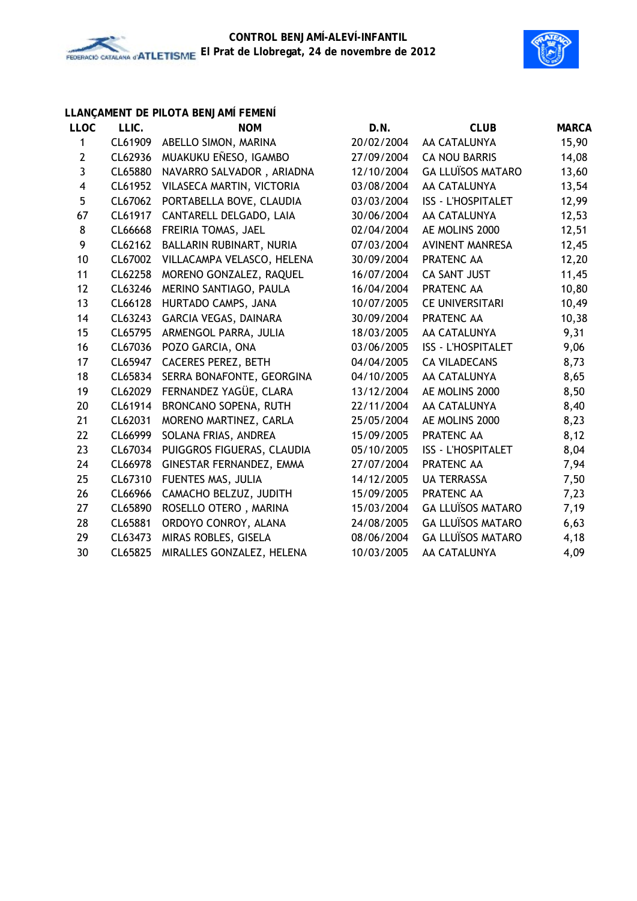## LLANÇAMENT DE PILOTA BENJAMÍ FEMENÍ

| LLOC | LLIC. | NOM | D.N. | CLUB | MARCA |
|---|---|---|---|---|---|
| 1 | CL61909 | ABELLO SIMON, MARINA | 20/02/2004 | AA CATALUNYA | 15,90 |
| 2 | CL62936 | MUAKUKU EÑESO, IGAMBO | 27/09/2004 | CA NOU BARRIS | 14,08 |
| 3 | CL65880 | NAVARRO SALVADOR , ARIADNA | 12/10/2004 | GA LLUÏSOS MATARO | 13,60 |
| 4 | CL61952 | VILASECA MARTIN, VICTORIA | 03/08/2004 | AA CATALUNYA | 13,54 |
| 5 | CL67062 | PORTABELLA BOVE, CLAUDIA | 03/03/2004 | ISS - L'HOSPITALET | 12,99 |
| 67 | CL61917 | CANTARELL DELGADO, LAIA | 30/06/2004 | AA CATALUNYA | 12,53 |
| 8 | CL66668 | FREIRIA TOMAS, JAEL | 02/04/2004 | AE MOLINS 2000 | 12,51 |
| 9 | CL62162 | BALLARIN RUBINART, NURIA | 07/03/2004 | AVINENT MANRESA | 12,45 |
| 10 | CL67002 | VILLACAMPA VELASCO, HELENA | 30/09/2004 | PRATENC AA | 12,20 |
| 11 | CL62258 | MORENO GONZALEZ, RAQUEL | 16/07/2004 | CA SANT JUST | 11,45 |
| 12 | CL63246 | MERINO SANTIAGO, PAULA | 16/04/2004 | PRATENC AA | 10,80 |
| 13 | CL66128 | HURTADO CAMPS, JANA | 10/07/2005 | CE UNIVERSITARI | 10,49 |
| 14 | CL63243 | GARCIA VEGAS, DAINARA | 30/09/2004 | PRATENC AA | 10,38 |
| 15 | CL65795 | ARMENGOL PARRA, JULIA | 18/03/2005 | AA CATALUNYA | 9,31 |
| 16 | CL67036 | POZO GARCIA, ONA | 03/06/2005 | ISS - L'HOSPITALET | 9,06 |
| 17 | CL65947 | CACERES PEREZ, BETH | 04/04/2005 | CA VILADECANS | 8,73 |
| 18 | CL65834 | SERRA BONAFONTE, GEORGINA | 04/10/2005 | AA CATALUNYA | 8,65 |
| 19 | CL62029 | FERNANDEZ YAGÜE, CLARA | 13/12/2004 | AE MOLINS 2000 | 8,50 |
| 20 | CL61914 | BRONCANO SOPENA, RUTH | 22/11/2004 | AA CATALUNYA | 8,40 |
| 21 | CL62031 | MORENO MARTINEZ, CARLA | 25/05/2004 | AE MOLINS 2000 | 8,23 |
| 22 | CL66999 | SOLANA FRIAS, ANDREA | 15/09/2005 | PRATENC AA | 8,12 |
| 23 | CL67034 | PUIGGROS FIGUERAS, CLAUDIA | 05/10/2005 | ISS - L'HOSPITALET | 8,04 |
| 24 | CL66978 | GINESTAR FERNANDEZ, EMMA | 27/07/2004 | PRATENC AA | 7,94 |
| 25 | CL67310 | FUENTES MAS, JULIA | 14/12/2005 | UA TERRASSA | 7,50 |
| 26 | CL66966 | CAMACHO BELZUZ, JUDITH | 15/09/2005 | PRATENC AA | 7,23 |
| 27 | CL65890 | ROSELLO OTERO , MARINA | 15/03/2004 | GA LLUÏSOS MATARO | 7,19 |
| 28 | CL65881 | ORDOYO CONROY, ALANA | 24/08/2005 | GA LLUÏSOS MATARO | 6,63 |
| 29 | CL63473 | MIRAS ROBLES, GISELA | 08/06/2004 | GA LLUÏSOS MATARO | 4,18 |
| 30 | CL65825 | MIRALLES GONZALEZ, HELENA | 10/03/2005 | AA CATALUNYA | 4,09 |